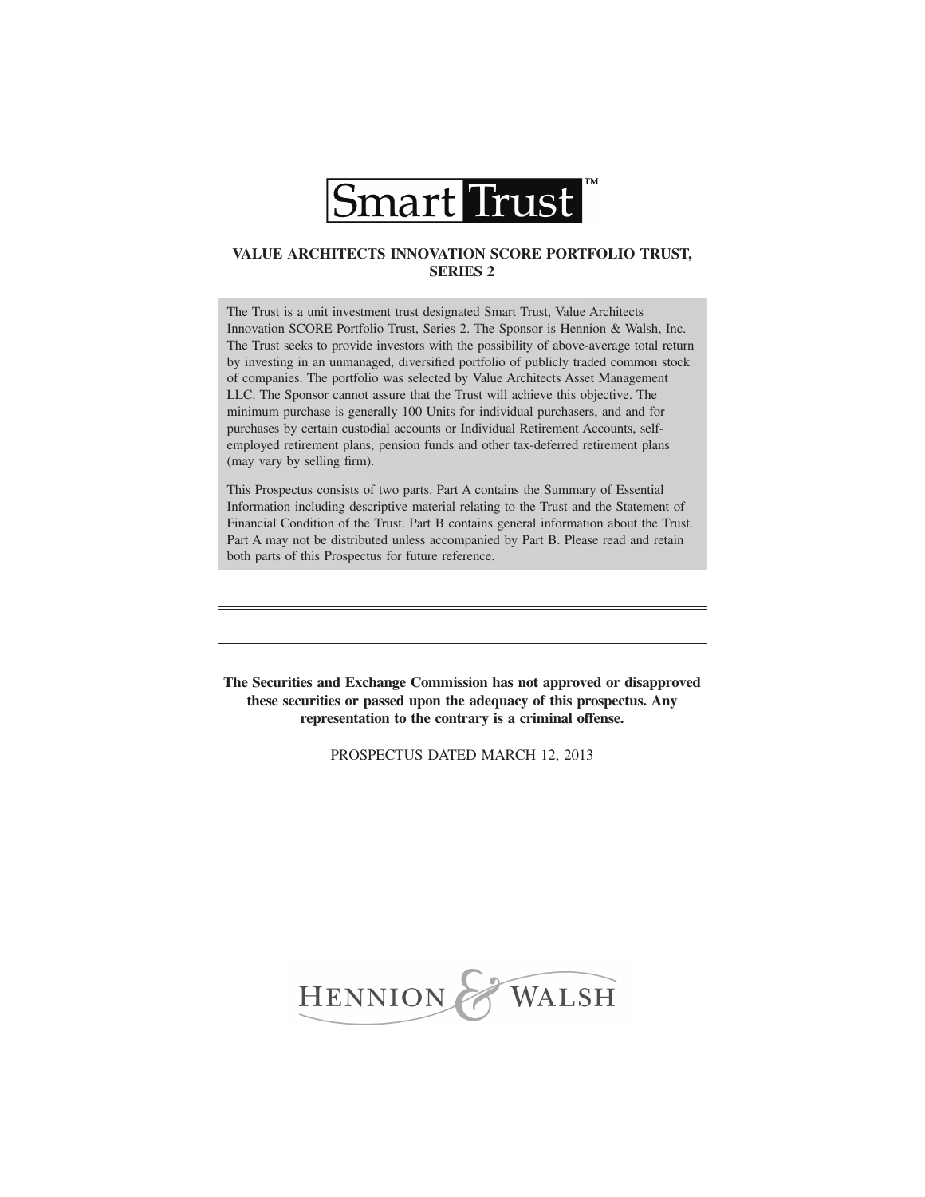# Smart Trust™

## VALUE ARCHITECTS INNOVATION SCORE PORTFOLIO TRUST, SERIES 2

The Trust is a unit investment trust designated Smart Trust, Value Architects Innovation SCORE Portfolio Trust, Series 2. The Sponsor is Hennion & Walsh, Inc. The Trust seeks to provide investors with the possibility of above-average total return by investing in an unmanaged, diversified portfolio of publicly traded common stock of companies. The portfolio was selected by Value Architects Asset Management LLC. The Sponsor cannot assure that the Trust will achieve this objective. The minimum purchase is generally 100 Units for individual purchasers, and and for purchases by certain custodial accounts or Individual Retirement Accounts, self-employed retirement plans, pension funds and other tax-deferred retirement plans (may vary by selling firm).

This Prospectus consists of two parts. Part A contains the Summary of Essential Information including descriptive material relating to the Trust and the Statement of Financial Condition of the Trust. Part B contains general information about the Trust. Part A may not be distributed unless accompanied by Part B. Please read and retain both parts of this Prospectus for future reference.

---

**The Securities and Exchange Commission has not approved or disapproved these securities or passed upon the adequacy of this prospectus. Any representation to the contrary is a criminal offense.**

PROSPECTUS DATED MARCH 12, 2013

HENNION & WALSH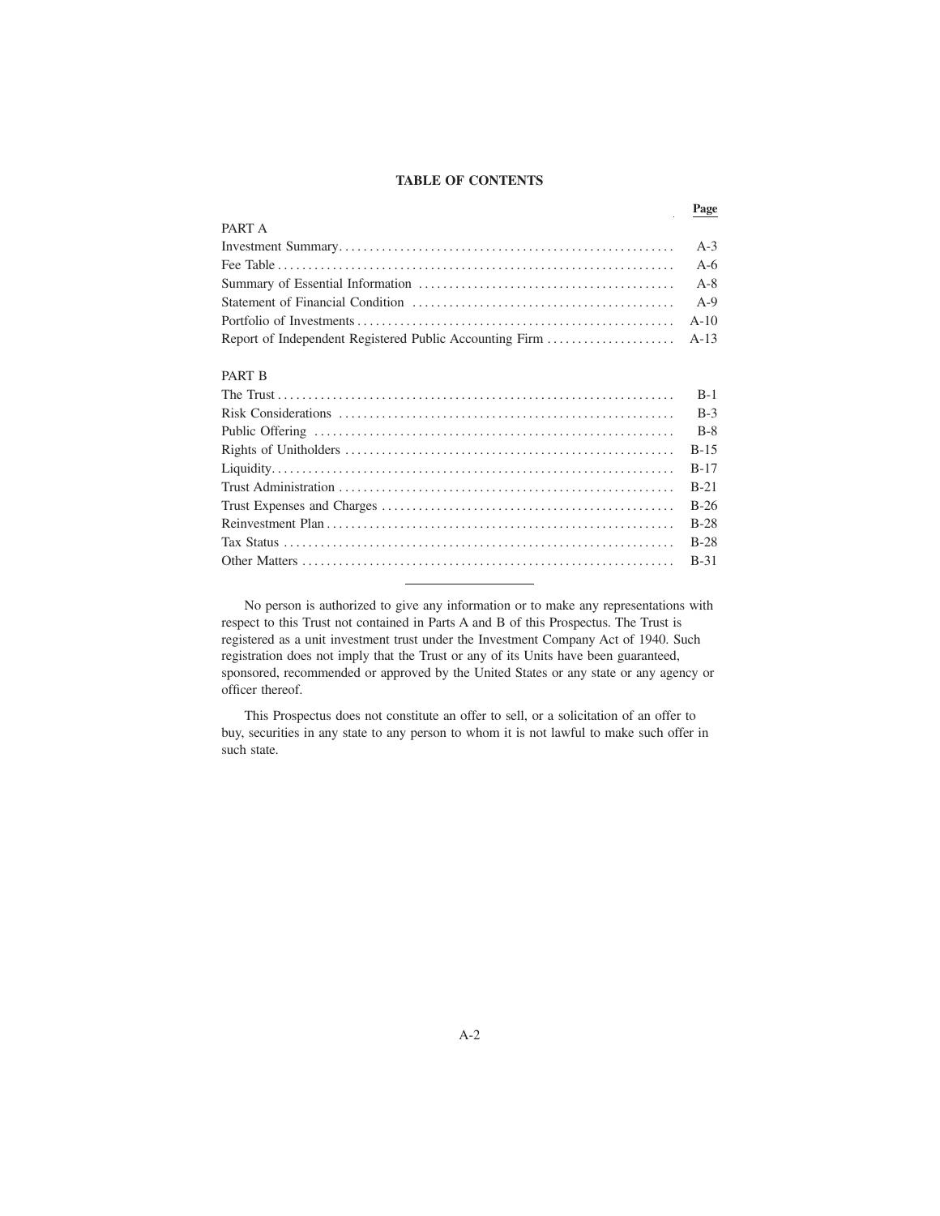# TABLE OF CONTENTS

| | Page |
|---|---|
| PART A | |
| Investment Summary | A-3 |
| Fee Table | A-6 |
| Summary of Essential Information | A-8 |
| Statement of Financial Condition | A-9 |
| Portfolio of Investments | A-10 |
| Report of Independent Registered Public Accounting Firm | A-13 |
| PART B | |
| The Trust | B-1 |
| Risk Considerations | B-3 |
| Public Offering | B-8 |
| Rights of Unitholders | B-15 |
| Liquidity | B-17 |
| Trust Administration | B-21 |
| Trust Expenses and Charges | B-26 |
| Reinvestment Plan | B-28 |
| Tax Status | B-28 |
| Other Matters | B-31 |

---

No person is authorized to give any information or to make any representations with respect to this Trust not contained in Parts A and B of this Prospectus. The Trust is registered as a unit investment trust under the Investment Company Act of 1940. Such registration does not imply that the Trust or any of its Units have been guaranteed, sponsored, recommended or approved by the United States or any state or any agency or officer thereof.

This Prospectus does not constitute an offer to sell, or a solicitation of an offer to buy, securities in any state to any person to whom it is not lawful to make such offer in such state.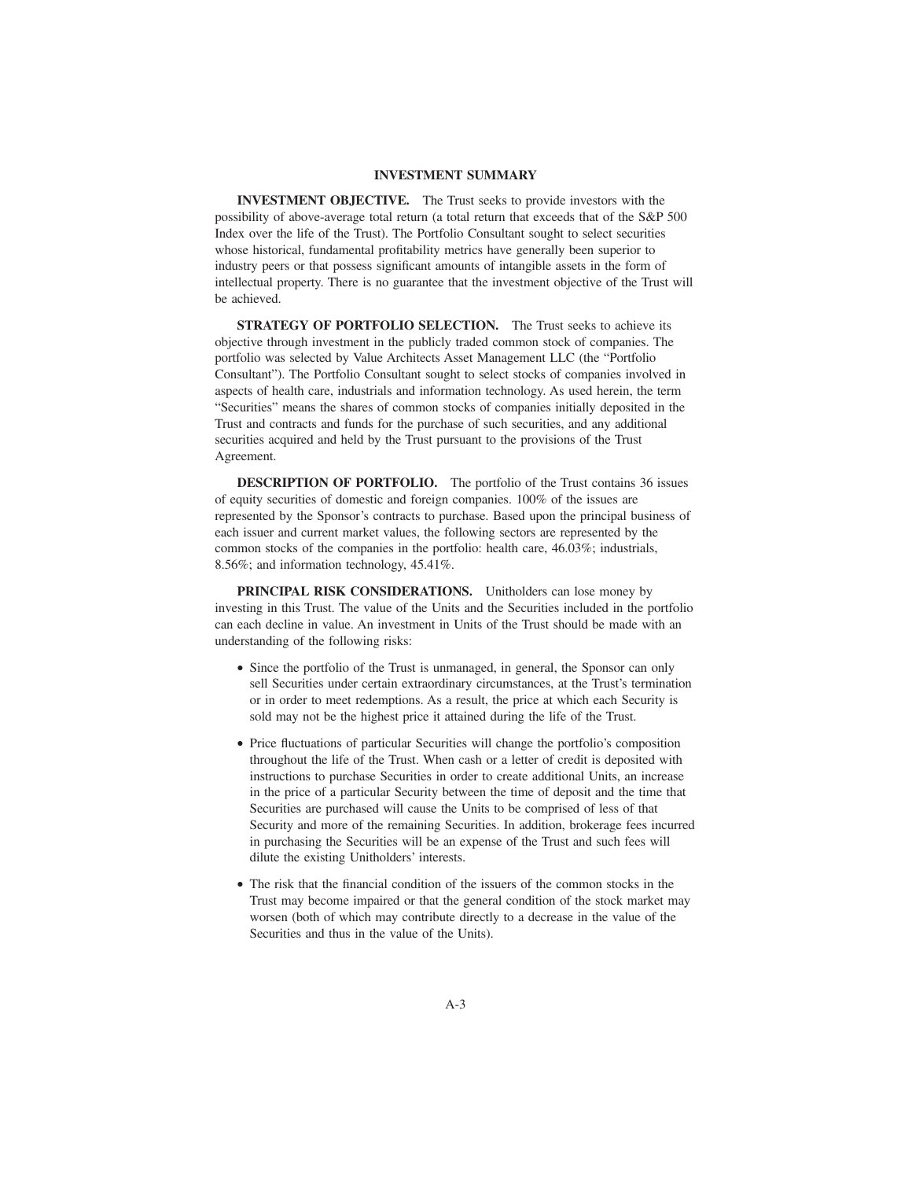## INVESTMENT SUMMARY

**INVESTMENT OBJECTIVE.** The Trust seeks to provide investors with the possibility of above-average total return (a total return that exceeds that of the S&P 500 Index over the life of the Trust). The Portfolio Consultant sought to select securities whose historical, fundamental profitability metrics have generally been superior to industry peers or that possess significant amounts of intangible assets in the form of intellectual property. There is no guarantee that the investment objective of the Trust will be achieved.

**STRATEGY OF PORTFOLIO SELECTION.** The Trust seeks to achieve its objective through investment in the publicly traded common stock of companies. The portfolio was selected by Value Architects Asset Management LLC (the "Portfolio Consultant"). The Portfolio Consultant sought to select stocks of companies involved in aspects of health care, industrials and information technology. As used herein, the term "Securities" means the shares of common stocks of companies initially deposited in the Trust and contracts and funds for the purchase of such securities, and any additional securities acquired and held by the Trust pursuant to the provisions of the Trust Agreement.

**DESCRIPTION OF PORTFOLIO.** The portfolio of the Trust contains 36 issues of equity securities of domestic and foreign companies. 100% of the issues are represented by the Sponsor's contracts to purchase. Based upon the principal business of each issuer and current market values, the following sectors are represented by the common stocks of the companies in the portfolio: health care, 46.03%; industrials, 8.56%; and information technology, 45.41%.

**PRINCIPAL RISK CONSIDERATIONS.** Unitholders can lose money by investing in this Trust. The value of the Units and the Securities included in the portfolio can each decline in value. An investment in Units of the Trust should be made with an understanding of the following risks:

- Since the portfolio of the Trust is unmanaged, in general, the Sponsor can only sell Securities under certain extraordinary circumstances, at the Trust's termination or in order to meet redemptions. As a result, the price at which each Security is sold may not be the highest price it attained during the life of the Trust.
- Price fluctuations of particular Securities will change the portfolio's composition throughout the life of the Trust. When cash or a letter of credit is deposited with instructions to purchase Securities in order to create additional Units, an increase in the price of a particular Security between the time of deposit and the time that Securities are purchased will cause the Units to be comprised of less of that Security and more of the remaining Securities. In addition, brokerage fees incurred in purchasing the Securities will be an expense of the Trust and such fees will dilute the existing Unitholders' interests.
- The risk that the financial condition of the issuers of the common stocks in the Trust may become impaired or that the general condition of the stock market may worsen (both of which may contribute directly to a decrease in the value of the Securities and thus in the value of the Units).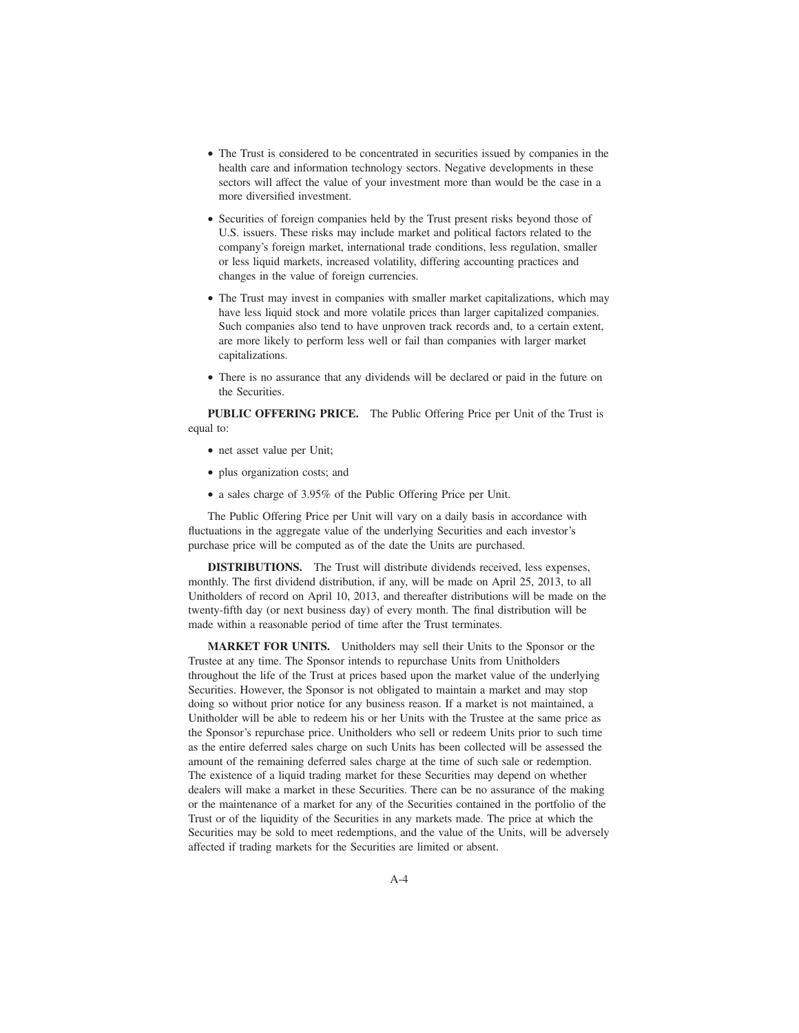- The Trust is considered to be concentrated in securities issued by companies in the health care and information technology sectors. Negative developments in these sectors will affect the value of your investment more than would be the case in a more diversified investment.

- Securities of foreign companies held by the Trust present risks beyond those of U.S. issuers. These risks may include market and political factors related to the company's foreign market, international trade conditions, less regulation, smaller or less liquid markets, increased volatility, differing accounting practices and changes in the value of foreign currencies.

- The Trust may invest in companies with smaller market capitalizations, which may have less liquid stock and more volatile prices than larger capitalized companies. Such companies also tend to have unproven track records and, to a certain extent, are more likely to perform less well or fail than companies with larger market capitalizations.

- There is no assurance that any dividends will be declared or paid in the future on the Securities.

**PUBLIC OFFERING PRICE.** The Public Offering Price per Unit of the Trust is equal to:

- net asset value per Unit;

- plus organization costs; and

- a sales charge of 3.95% of the Public Offering Price per Unit.

The Public Offering Price per Unit will vary on a daily basis in accordance with fluctuations in the aggregate value of the underlying Securities and each investor's purchase price will be computed as of the date the Units are purchased.

**DISTRIBUTIONS.** The Trust will distribute dividends received, less expenses, monthly. The first dividend distribution, if any, will be made on April 25, 2013, to all Unitholders of record on April 10, 2013, and thereafter distributions will be made on the twenty-fifth day (or next business day) of every month. The final distribution will be made within a reasonable period of time after the Trust terminates.

**MARKET FOR UNITS.** Unitholders may sell their Units to the Sponsor or the Trustee at any time. The Sponsor intends to repurchase Units from Unitholders throughout the life of the Trust at prices based upon the market value of the underlying Securities. However, the Sponsor is not obligated to maintain a market and may stop doing so without prior notice for any business reason. If a market is not maintained, a Unitholder will be able to redeem his or her Units with the Trustee at the same price as the Sponsor's repurchase price. Unitholders who sell or redeem Units prior to such time as the entire deferred sales charge on such Units has been collected will be assessed the amount of the remaining deferred sales charge at the time of such sale or redemption. The existence of a liquid trading market for these Securities may depend on whether dealers will make a market in these Securities. There can be no assurance of the making or the maintenance of a market for any of the Securities contained in the portfolio of the Trust or of the liquidity of the Securities in any markets made. The price at which the Securities may be sold to meet redemptions, and the value of the Units, will be adversely affected if trading markets for the Securities are limited or absent.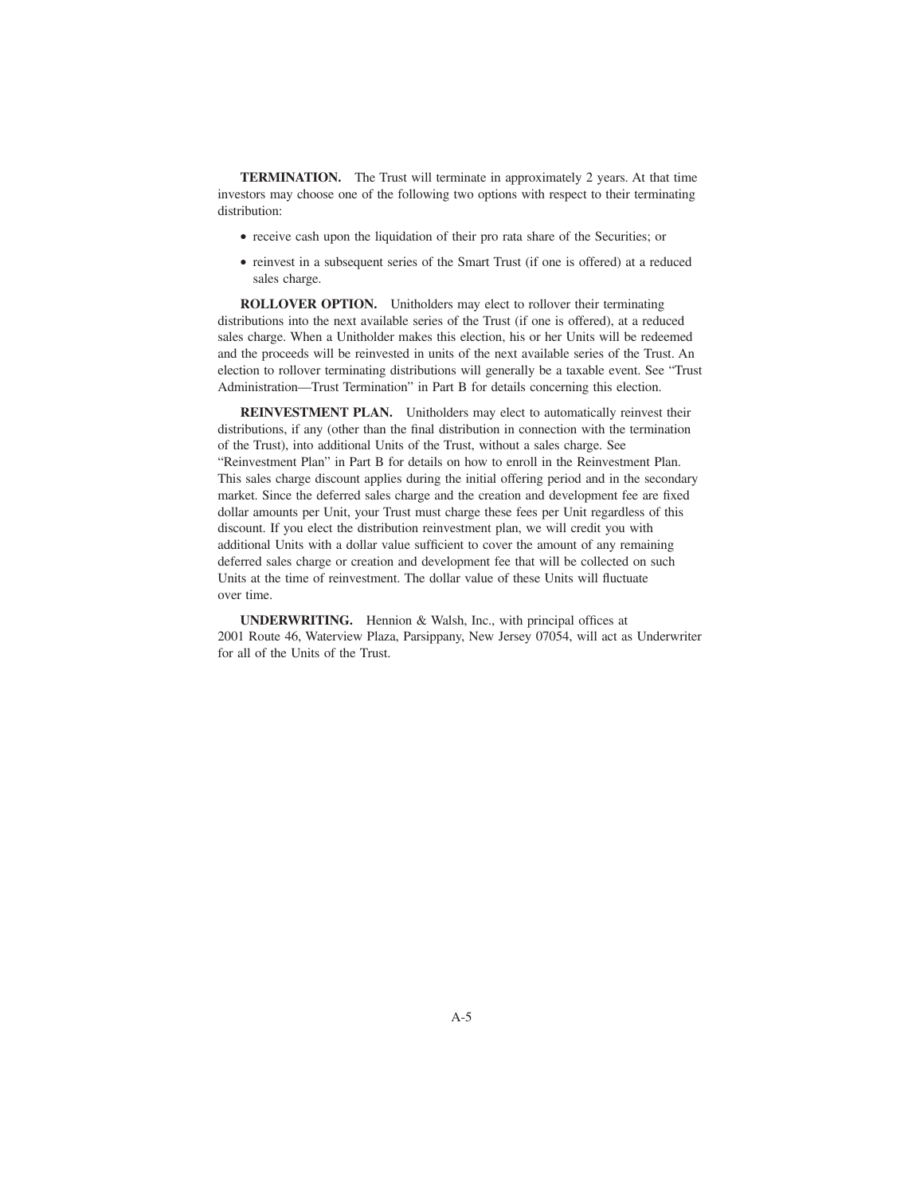**TERMINATION.** The Trust will terminate in approximately 2 years. At that time investors may choose one of the following two options with respect to their terminating distribution:

- receive cash upon the liquidation of their pro rata share of the Securities; or
- reinvest in a subsequent series of the Smart Trust (if one is offered) at a reduced sales charge.

**ROLLOVER OPTION.** Unitholders may elect to rollover their terminating distributions into the next available series of the Trust (if one is offered), at a reduced sales charge. When a Unitholder makes this election, his or her Units will be redeemed and the proceeds will be reinvested in units of the next available series of the Trust. An election to rollover terminating distributions will generally be a taxable event. See "Trust Administration—Trust Termination" in Part B for details concerning this election.

**REINVESTMENT PLAN.** Unitholders may elect to automatically reinvest their distributions, if any (other than the final distribution in connection with the termination of the Trust), into additional Units of the Trust, without a sales charge. See "Reinvestment Plan" in Part B for details on how to enroll in the Reinvestment Plan. This sales charge discount applies during the initial offering period and in the secondary market. Since the deferred sales charge and the creation and development fee are fixed dollar amounts per Unit, your Trust must charge these fees per Unit regardless of this discount. If you elect the distribution reinvestment plan, we will credit you with additional Units with a dollar value sufficient to cover the amount of any remaining deferred sales charge or creation and development fee that will be collected on such Units at the time of reinvestment. The dollar value of these Units will fluctuate over time.

**UNDERWRITING.** Hennion & Walsh, Inc., with principal offices at 2001 Route 46, Waterview Plaza, Parsippany, New Jersey 07054, will act as Underwriter for all of the Units of the Trust.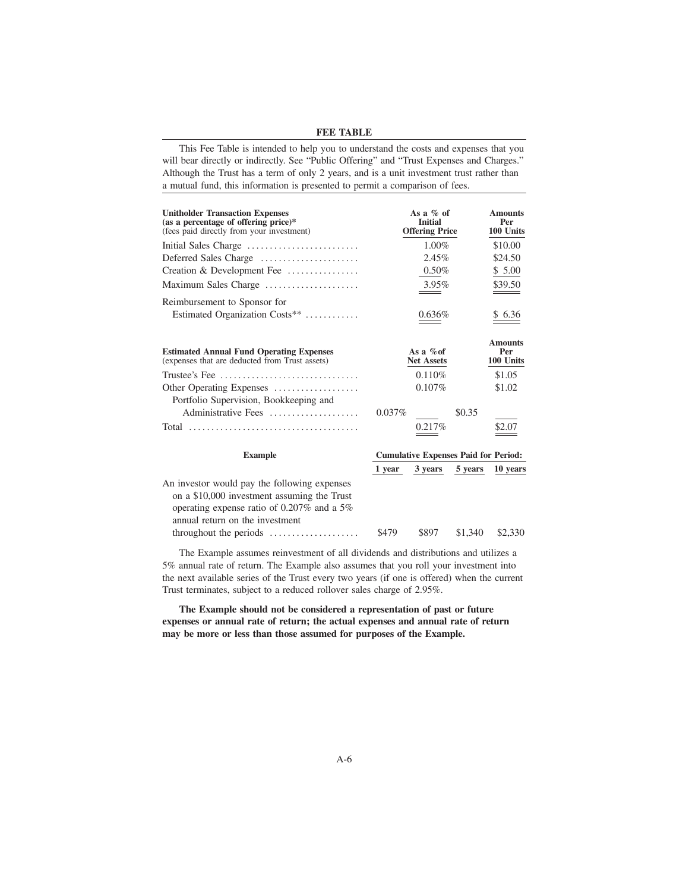## FEE TABLE

This Fee Table is intended to help you to understand the costs and expenses that you will bear directly or indirectly. See "Public Offering" and "Trust Expenses and Charges." Although the Trust has a term of only 2 years, and is a unit investment trust rather than a mutual fund, this information is presented to permit a comparison of fees.

| **Unitholder Transaction Expenses (as a percentage of offering price)*** (fees paid directly from your investment) | | **As a % of Initial Offering Price** | | **Amounts Per 100 Units** |
|---|---|---|---|---|
| Initial Sales Charge | | 1.00% | | $10.00 |
| Deferred Sales Charge | | 2.45% | | $24.50 |
| Creation & Development Fee | | 0.50% | | $ 5.00 |
| Maximum Sales Charge | | 3.95% | | $39.50 |
| Reimbursement to Sponsor for Estimated Organization Costs** | | 0.636% | | $ 6.36 |

| **Estimated Annual Fund Operating Expenses** (expenses that are deducted from Trust assets) | | **As a % of Net Assets** | | **Amounts Per 100 Units** |
|---|---|---|---|---|
| Trustee's Fee | | 0.110% | | $1.05 |
| Other Operating Expenses | | 0.107% | | $1.02 |
| Portfolio Supervision, Bookkeeping and Administrative Fees | 0.037% | | $0.35 | |
| Total | | 0.217% | | $2.07 |

| **Example** | **Cumulative Expenses Paid for Period:** | | | |
|---|---|---|---|---|
| | **1 year** | **3 years** | **5 years** | **10 years** |
| An investor would pay the following expenses on a $10,000 investment assuming the Trust operating expense ratio of 0.207% and a 5% annual return on the investment throughout the periods | $479 | $897 | $1,340 | $2,330 |

The Example assumes reinvestment of all dividends and distributions and utilizes a 5% annual rate of return. The Example also assumes that you roll your investment into the next available series of the Trust every two years (if one is offered) when the current Trust terminates, subject to a reduced rollover sales charge of 2.95%.

**The Example should not be considered a representation of past or future expenses or annual rate of return; the actual expenses and annual rate of return may be more or less than those assumed for purposes of the Example.**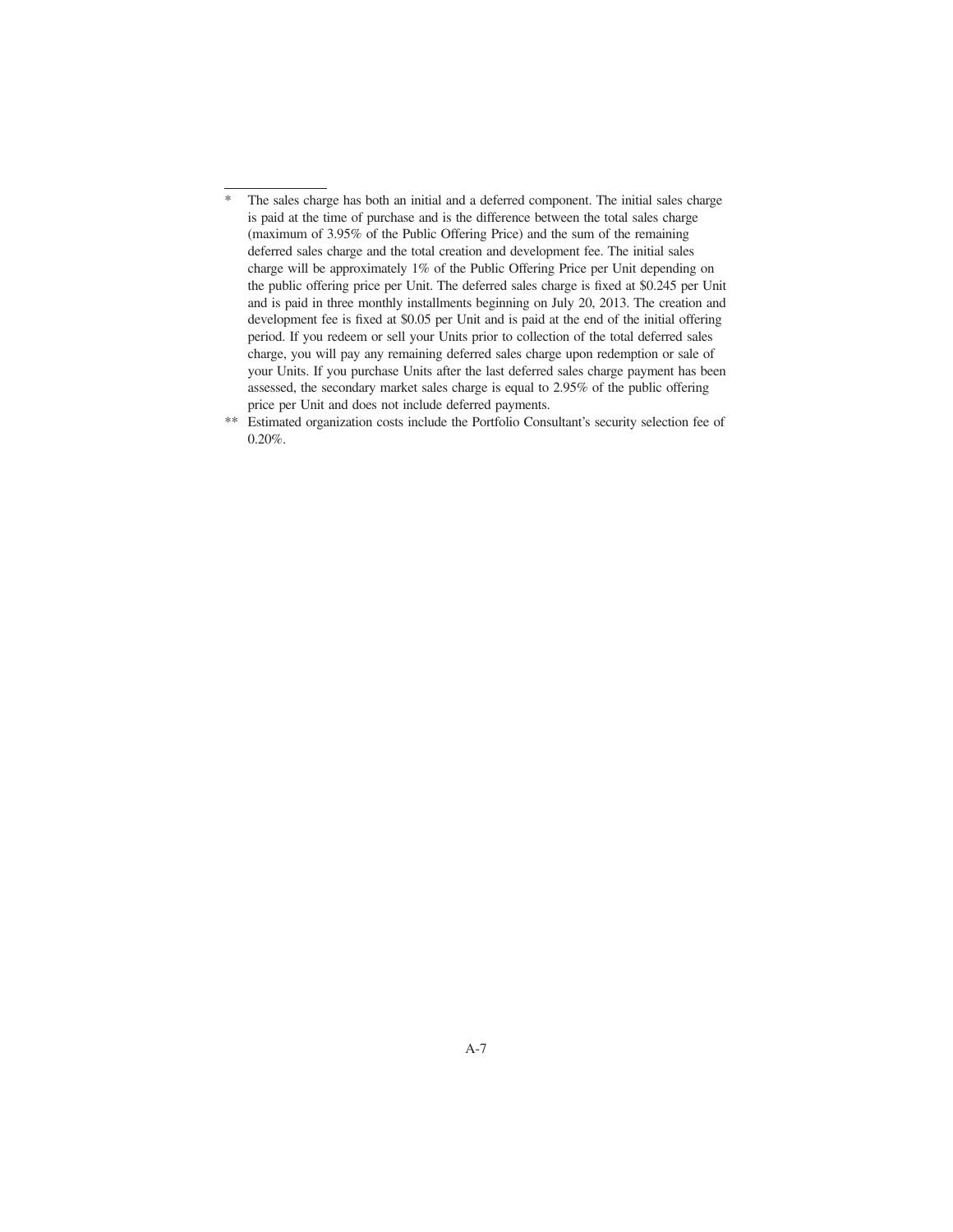\* The sales charge has both an initial and a deferred component. The initial sales charge is paid at the time of purchase and is the difference between the total sales charge (maximum of 3.95% of the Public Offering Price) and the sum of the remaining deferred sales charge and the total creation and development fee. The initial sales charge will be approximately 1% of the Public Offering Price per Unit depending on the public offering price per Unit. The deferred sales charge is fixed at $0.245 per Unit and is paid in three monthly installments beginning on July 20, 2013. The creation and development fee is fixed at $0.05 per Unit and is paid at the end of the initial offering period. If you redeem or sell your Units prior to collection of the total deferred sales charge, you will pay any remaining deferred sales charge upon redemption or sale of your Units. If you purchase Units after the last deferred sales charge payment has been assessed, the secondary market sales charge is equal to 2.95% of the public offering price per Unit and does not include deferred payments.

\*\* Estimated organization costs include the Portfolio Consultant's security selection fee of 0.20%.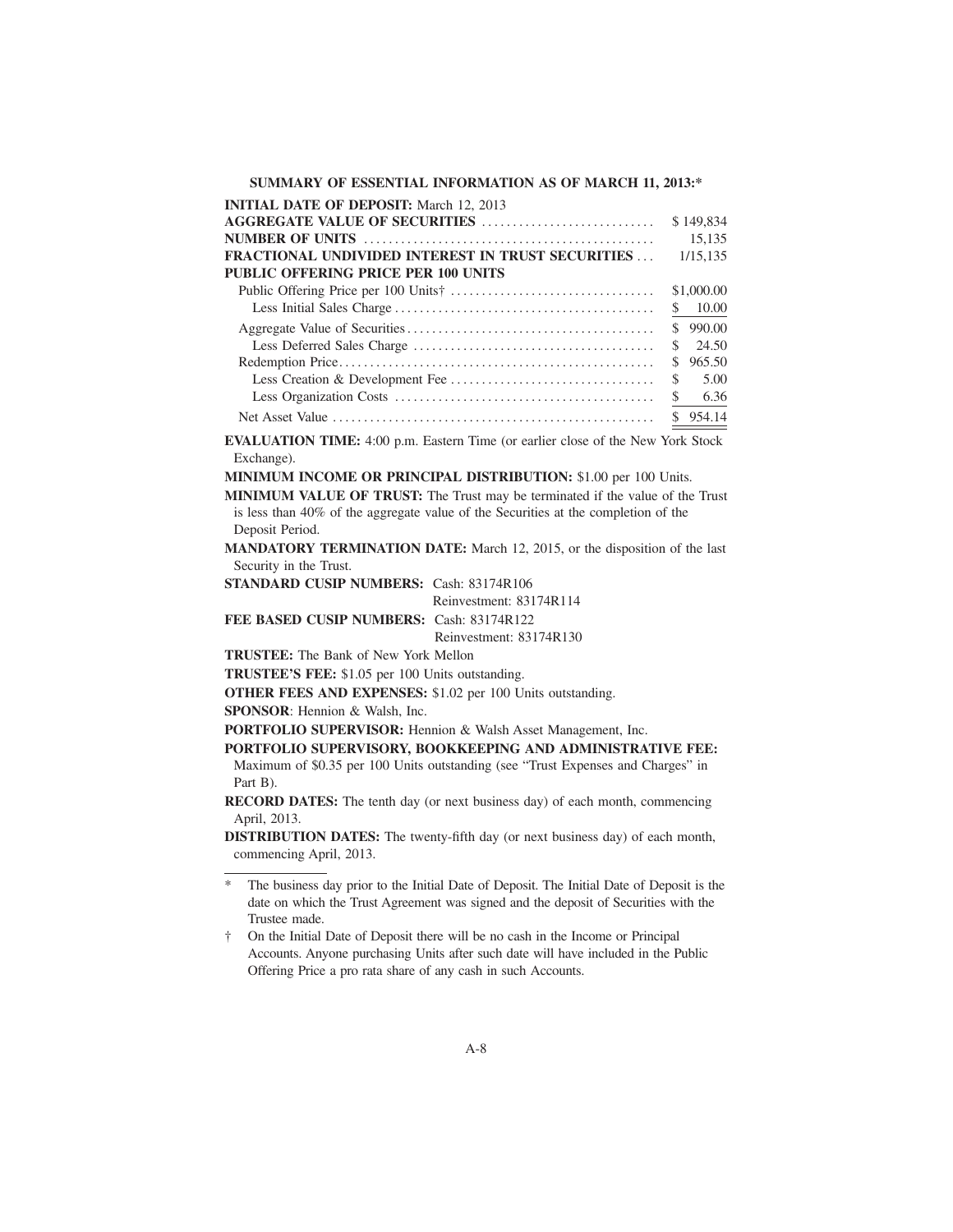**SUMMARY OF ESSENTIAL INFORMATION AS OF MARCH 11, 2013:***

**INITIAL DATE OF DEPOSIT:** March 12, 2013

| | |
|---|---|
| **AGGREGATE VALUE OF SECURITIES** | $ 149,834 |
| **NUMBER OF UNITS** | 15,135 |
| **FRACTIONAL UNDIVIDED INTEREST IN TRUST SECURITIES** | 1/15,135 |
| **PUBLIC OFFERING PRICE PER 100 UNITS** | |
| Public Offering Price per 100 Units† | $1,000.00 |
| Less Initial Sales Charge | $ 10.00 |
| Aggregate Value of Securities | $ 990.00 |
| Less Deferred Sales Charge | $ 24.50 |
| Redemption Price | $ 965.50 |
| Less Creation & Development Fee | $ 5.00 |
| Less Organization Costs | $ 6.36 |
| Net Asset Value | $ 954.14 |

**EVALUATION TIME:** 4:00 p.m. Eastern Time (or earlier close of the New York Stock Exchange).

**MINIMUM INCOME OR PRINCIPAL DISTRIBUTION:** $1.00 per 100 Units.

**MINIMUM VALUE OF TRUST:** The Trust may be terminated if the value of the Trust is less than 40% of the aggregate value of the Securities at the completion of the Deposit Period.

**MANDATORY TERMINATION DATE:** March 12, 2015, or the disposition of the last Security in the Trust.

**STANDARD CUSIP NUMBERS:** Cash: 83174R106
Reinvestment: 83174R114

**FEE BASED CUSIP NUMBERS:** Cash: 83174R122
Reinvestment: 83174R130

**TRUSTEE:** The Bank of New York Mellon

**TRUSTEE'S FEE:** $1.05 per 100 Units outstanding.

**OTHER FEES AND EXPENSES:** $1.02 per 100 Units outstanding.

**SPONSOR**: Hennion & Walsh, Inc.

**PORTFOLIO SUPERVISOR:** Hennion & Walsh Asset Management, Inc.

**PORTFOLIO SUPERVISORY, BOOKKEEPING AND ADMINISTRATIVE FEE:** Maximum of $0.35 per 100 Units outstanding (see "Trust Expenses and Charges" in Part B).

**RECORD DATES:** The tenth day (or next business day) of each month, commencing April, 2013.

**DISTRIBUTION DATES:** The twenty-fifth day (or next business day) of each month, commencing April, 2013.

---

\* The business day prior to the Initial Date of Deposit. The Initial Date of Deposit is the date on which the Trust Agreement was signed and the deposit of Securities with the Trustee made.

† On the Initial Date of Deposit there will be no cash in the Income or Principal Accounts. Anyone purchasing Units after such date will have included in the Public Offering Price a pro rata share of any cash in such Accounts.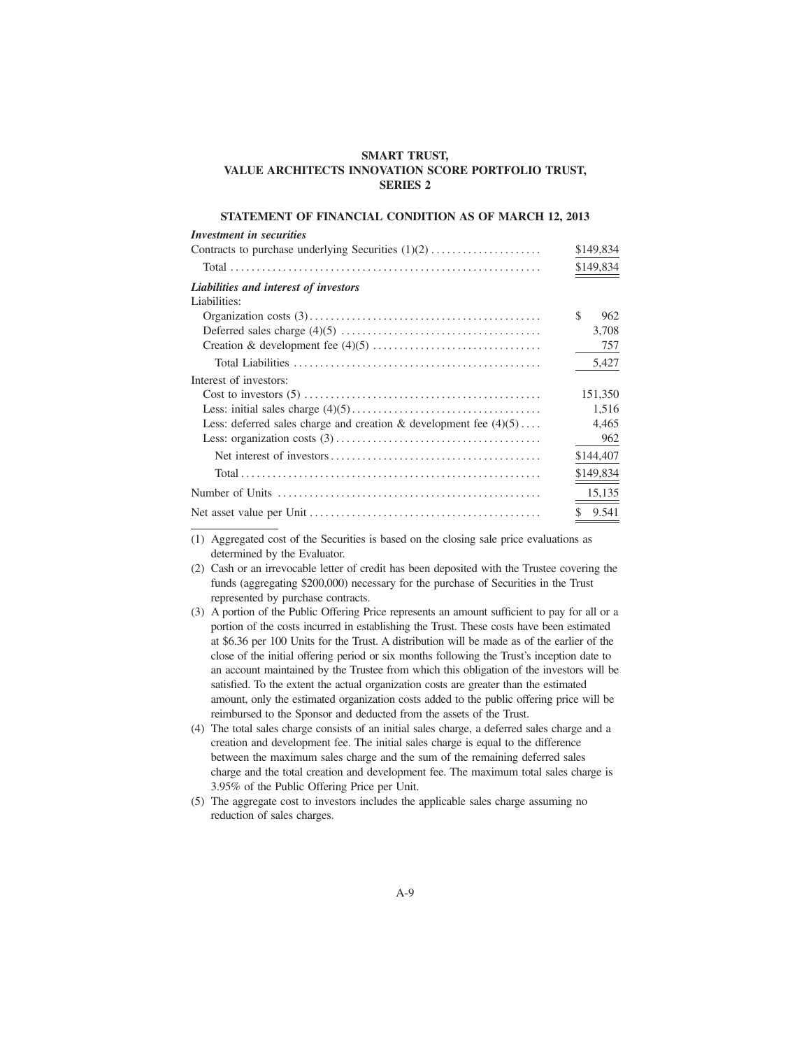**SMART TRUST,**
**VALUE ARCHITECTS INNOVATION SCORE PORTFOLIO TRUST,**
**SERIES 2**

**STATEMENT OF FINANCIAL CONDITION AS OF MARCH 12, 2013**

| | |
|---|---|
| ***Investment in securities*** | |
| Contracts to purchase underlying Securities (1)(2) | $149,834 |
| Total | $149,834 |
| ***Liabilities and interest of investors*** | |
| Liabilities: | |
| Organization costs (3) | $ 962 |
| Deferred sales charge (4)(5) | 3,708 |
| Creation & development fee (4)(5) | 757 |
| Total Liabilities | 5,427 |
| Interest of investors: | |
| Cost to investors (5) | 151,350 |
| Less: initial sales charge (4)(5) | 1,516 |
| Less: deferred sales charge and creation & development fee (4)(5) | 4,465 |
| Less: organization costs (3) | 962 |
| Net interest of investors | $144,407 |
| Total | $149,834 |
| Number of Units | 15,135 |
| Net asset value per Unit | $ 9.541 |

(1) Aggregated cost of the Securities is based on the closing sale price evaluations as determined by the Evaluator.

(2) Cash or an irrevocable letter of credit has been deposited with the Trustee covering the funds (aggregating $200,000) necessary for the purchase of Securities in the Trust represented by purchase contracts.

(3) A portion of the Public Offering Price represents an amount sufficient to pay for all or a portion of the costs incurred in establishing the Trust. These costs have been estimated at $6.36 per 100 Units for the Trust. A distribution will be made as of the earlier of the close of the initial offering period or six months following the Trust's inception date to an account maintained by the Trustee from which this obligation of the investors will be satisfied. To the extent the actual organization costs are greater than the estimated amount, only the estimated organization costs added to the public offering price will be reimbursed to the Sponsor and deducted from the assets of the Trust.

(4) The total sales charge consists of an initial sales charge, a deferred sales charge and a creation and development fee. The initial sales charge is equal to the difference between the maximum sales charge and the sum of the remaining deferred sales charge and the total creation and development fee. The maximum total sales charge is 3.95% of the Public Offering Price per Unit.

(5) The aggregate cost to investors includes the applicable sales charge assuming no reduction of sales charges.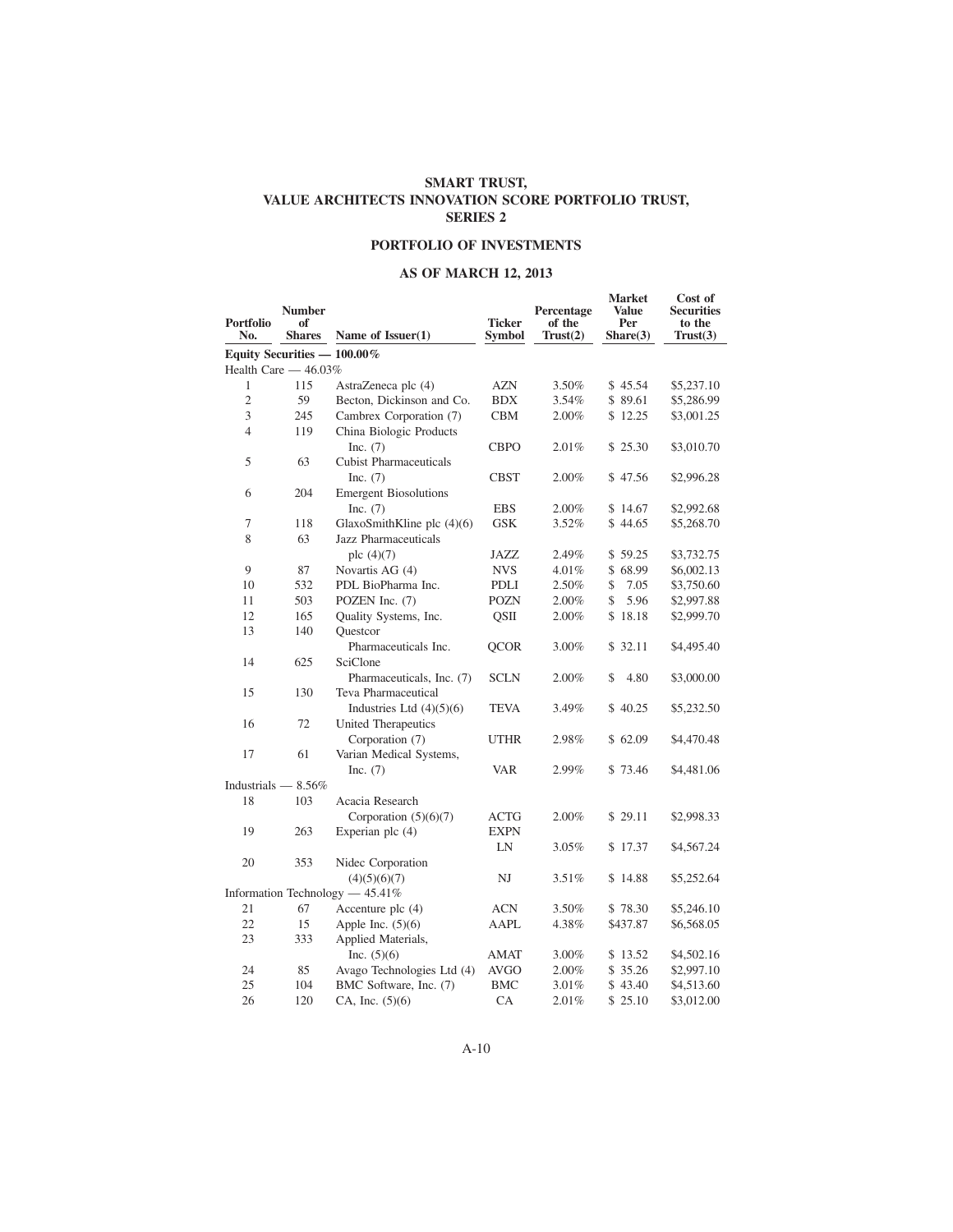# SMART TRUST, VALUE ARCHITECTS INNOVATION SCORE PORTFOLIO TRUST, SERIES 2

## PORTFOLIO OF INVESTMENTS

## AS OF MARCH 12, 2013

| Portfolio No. | Number of Shares | Name of Issuer(1) | Ticker Symbol | Percentage of the Trust(2) | Market Value Per Share(3) | Cost of Securities to the Trust(3) |
|---|---|---|---|---|---|---|
| **Equity Securities — 100.00%** | | | | | | |
| Health Care — 46.03% | | | | | | |
| 1 | 115 | AstraZeneca plc (4) | AZN | 3.50% | $ 45.54 | $5,237.10 |
| 2 | 59 | Becton, Dickinson and Co. | BDX | 3.54% | $ 89.61 | $5,286.99 |
| 3 | 245 | Cambrex Corporation (7) | CBM | 2.00% | $ 12.25 | $3,001.25 |
| 4 | 119 | China Biologic Products Inc. (7) | CBPO | 2.01% | $ 25.30 | $3,010.70 |
| 5 | 63 | Cubist Pharmaceuticals Inc. (7) | CBST | 2.00% | $ 47.56 | $2,996.28 |
| 6 | 204 | Emergent Biosolutions Inc. (7) | EBS | 2.00% | $ 14.67 | $2,992.68 |
| 7 | 118 | GlaxoSmithKline plc (4)(6) | GSK | 3.52% | $ 44.65 | $5,268.70 |
| 8 | 63 | Jazz Pharmaceuticals plc (4)(7) | JAZZ | 2.49% | $ 59.25 | $3,732.75 |
| 9 | 87 | Novartis AG (4) | NVS | 4.01% | $ 68.99 | $6,002.13 |
| 10 | 532 | PDL BioPharma Inc. | PDLI | 2.50% | $ 7.05 | $3,750.60 |
| 11 | 503 | POZEN Inc. (7) | POZN | 2.00% | $ 5.96 | $2,997.88 |
| 12 | 165 | Quality Systems, Inc. | QSII | 2.00% | $ 18.18 | $2,999.70 |
| 13 | 140 | Questcor Pharmaceuticals Inc. | QCOR | 3.00% | $ 32.11 | $4,495.40 |
| 14 | 625 | SciClone Pharmaceuticals, Inc. (7) | SCLN | 2.00% | $ 4.80 | $3,000.00 |
| 15 | 130 | Teva Pharmaceutical Industries Ltd (4)(5)(6) | TEVA | 3.49% | $ 40.25 | $5,232.50 |
| 16 | 72 | United Therapeutics Corporation (7) | UTHR | 2.98% | $ 62.09 | $4,470.48 |
| 17 | 61 | Varian Medical Systems, Inc. (7) | VAR | 2.99% | $ 73.46 | $4,481.06 |
| Industrials — 8.56% | | | | | | |
| 18 | 103 | Acacia Research Corporation (5)(6)(7) | ACTG | 2.00% | $ 29.11 | $2,998.33 |
| 19 | 263 | Experian plc (4) | EXPN LN | 3.05% | $ 17.37 | $4,567.24 |
| 20 | 353 | Nidec Corporation (4)(5)(6)(7) | NJ | 3.51% | $ 14.88 | $5,252.64 |
| Information Technology — 45.41% | | | | | | |
| 21 | 67 | Accenture plc (4) | ACN | 3.50% | $ 78.30 | $5,246.10 |
| 22 | 15 | Apple Inc. (5)(6) | AAPL | 4.38% | $437.87 | $6,568.05 |
| 23 | 333 | Applied Materials, Inc. (5)(6) | AMAT | 3.00% | $ 13.52 | $4,502.16 |
| 24 | 85 | Avago Technologies Ltd (4) | AVGO | 2.00% | $ 35.26 | $2,997.10 |
| 25 | 104 | BMC Software, Inc. (7) | BMC | 3.01% | $ 43.40 | $4,513.60 |
| 26 | 120 | CA, Inc. (5)(6) | CA | 2.01% | $ 25.10 | $3,012.00 |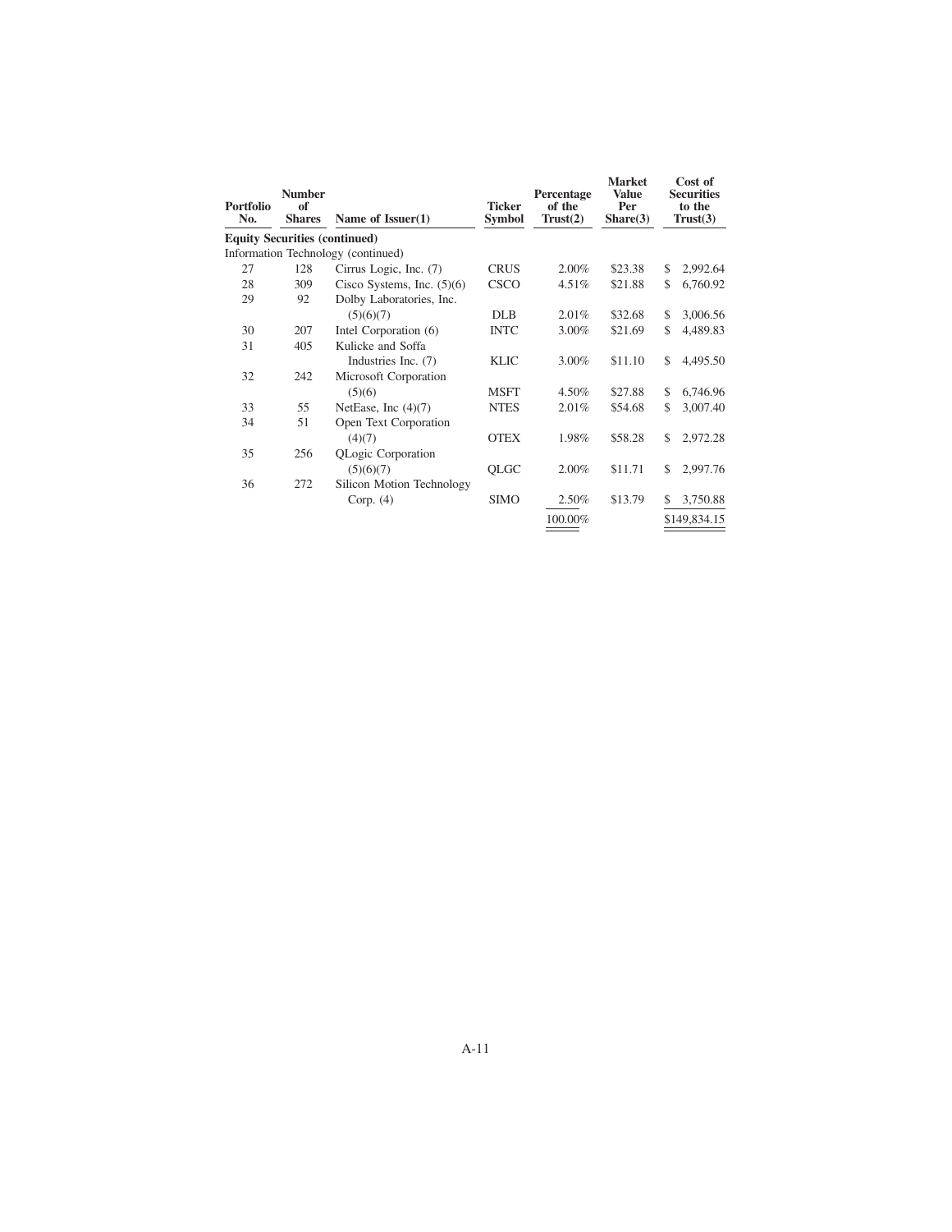| Portfolio No. | Number of Shares | Name of Issuer(1) | Ticker Symbol | Percentage of the Trust(2) | Market Value Per Share(3) | Cost of Securities to the Trust(3) |
|---|---|---|---|---|---|---|
| **Equity Securities (continued)** | | | | | | |
| Information Technology (continued) | | | | | | |
| 27 | 128 | Cirrus Logic, Inc. (7) | CRUS | 2.00% | $23.38 | $ 2,992.64 |
| 28 | 309 | Cisco Systems, Inc. (5)(6) | CSCO | 4.51% | $21.88 | $ 6,760.92 |
| 29 | 92 | Dolby Laboratories, Inc. (5)(6)(7) | DLB | 2.01% | $32.68 | $ 3,006.56 |
| 30 | 207 | Intel Corporation (6) | INTC | 3.00% | $21.69 | $ 4,489.83 |
| 31 | 405 | Kulicke and Soffa Industries Inc. (7) | KLIC | 3.00% | $11.10 | $ 4,495.50 |
| 32 | 242 | Microsoft Corporation (5)(6) | MSFT | 4.50% | $27.88 | $ 6,746.96 |
| 33 | 55 | NetEase, Inc (4)(7) | NTES | 2.01% | $54.68 | $ 3,007.40 |
| 34 | 51 | Open Text Corporation (4)(7) | OTEX | 1.98% | $58.28 | $ 2,972.28 |
| 35 | 256 | QLogic Corporation (5)(6)(7) | QLGC | 2.00% | $11.71 | $ 2,997.76 |
| 36 | 272 | Silicon Motion Technology Corp. (4) | SIMO | 2.50% | $13.79 | $ 3,750.88 |
| | | | | 100.00% | | $149,834.15 |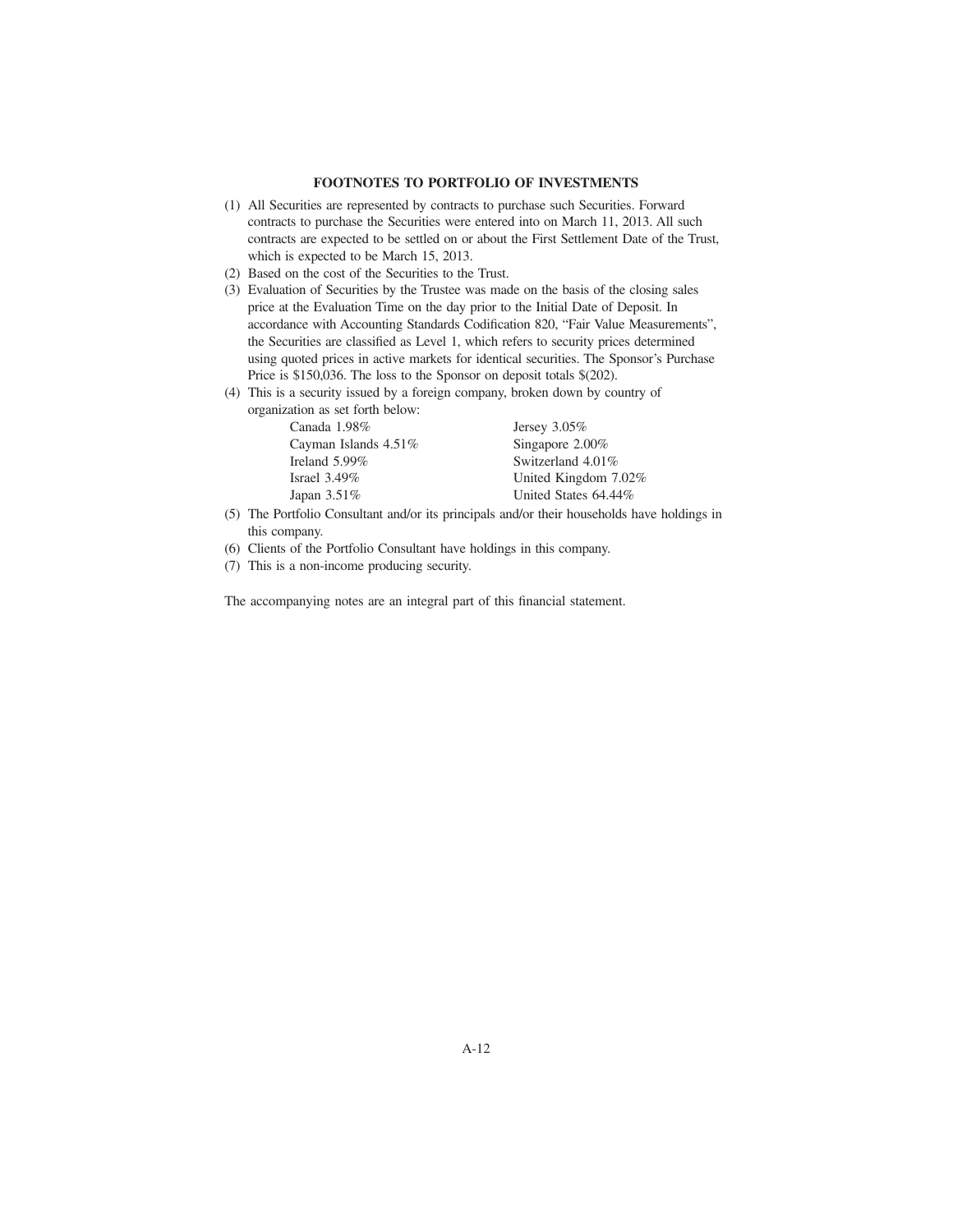## FOOTNOTES TO PORTFOLIO OF INVESTMENTS

(1) All Securities are represented by contracts to purchase such Securities. Forward contracts to purchase the Securities were entered into on March 11, 2013. All such contracts are expected to be settled on or about the First Settlement Date of the Trust, which is expected to be March 15, 2013.

(2) Based on the cost of the Securities to the Trust.

(3) Evaluation of Securities by the Trustee was made on the basis of the closing sales price at the Evaluation Time on the day prior to the Initial Date of Deposit. In accordance with Accounting Standards Codification 820, "Fair Value Measurements", the Securities are classified as Level 1, which refers to security prices determined using quoted prices in active markets for identical securities. The Sponsor's Purchase Price is $150,036. The loss to the Sponsor on deposit totals $(202).

(4) This is a security issued by a foreign company, broken down by country of organization as set forth below:

| | |
|---|---|
| Canada 1.98% | Jersey 3.05% |
| Cayman Islands 4.51% | Singapore 2.00% |
| Ireland 5.99% | Switzerland 4.01% |
| Israel 3.49% | United Kingdom 7.02% |
| Japan 3.51% | United States 64.44% |

(5) The Portfolio Consultant and/or its principals and/or their households have holdings in this company.

(6) Clients of the Portfolio Consultant have holdings in this company.

(7) This is a non-income producing security.

The accompanying notes are an integral part of this financial statement.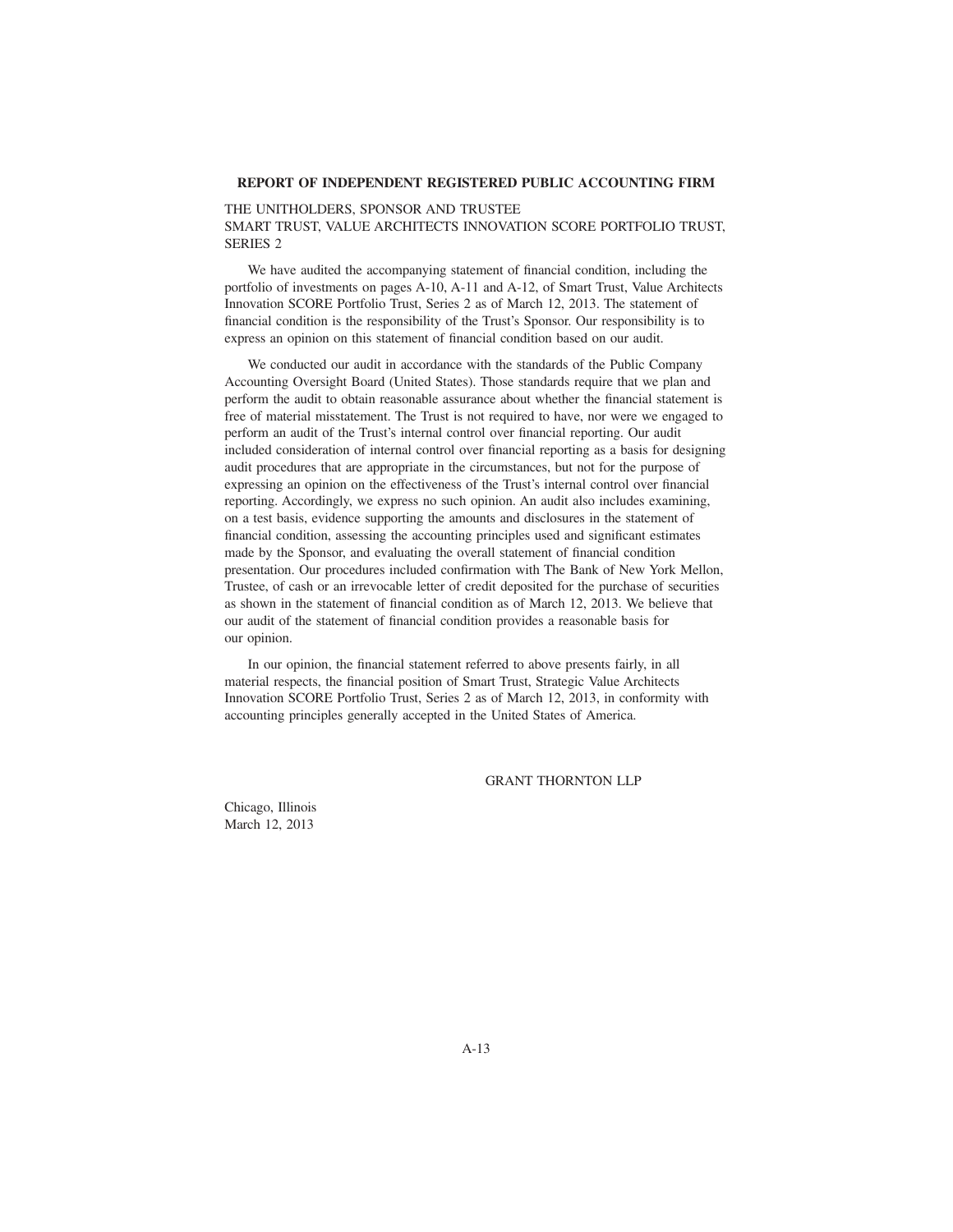**REPORT OF INDEPENDENT REGISTERED PUBLIC ACCOUNTING FIRM**

THE UNITHOLDERS, SPONSOR AND TRUSTEE
SMART TRUST, VALUE ARCHITECTS INNOVATION SCORE PORTFOLIO TRUST, SERIES 2

We have audited the accompanying statement of financial condition, including the portfolio of investments on pages A-10, A-11 and A-12, of Smart Trust, Value Architects Innovation SCORE Portfolio Trust, Series 2 as of March 12, 2013. The statement of financial condition is the responsibility of the Trust's Sponsor. Our responsibility is to express an opinion on this statement of financial condition based on our audit.

We conducted our audit in accordance with the standards of the Public Company Accounting Oversight Board (United States). Those standards require that we plan and perform the audit to obtain reasonable assurance about whether the financial statement is free of material misstatement. The Trust is not required to have, nor were we engaged to perform an audit of the Trust's internal control over financial reporting. Our audit included consideration of internal control over financial reporting as a basis for designing audit procedures that are appropriate in the circumstances, but not for the purpose of expressing an opinion on the effectiveness of the Trust's internal control over financial reporting. Accordingly, we express no such opinion. An audit also includes examining, on a test basis, evidence supporting the amounts and disclosures in the statement of financial condition, assessing the accounting principles used and significant estimates made by the Sponsor, and evaluating the overall statement of financial condition presentation. Our procedures included confirmation with The Bank of New York Mellon, Trustee, of cash or an irrevocable letter of credit deposited for the purchase of securities as shown in the statement of financial condition as of March 12, 2013. We believe that our audit of the statement of financial condition provides a reasonable basis for our opinion.

In our opinion, the financial statement referred to above presents fairly, in all material respects, the financial position of Smart Trust, Strategic Value Architects Innovation SCORE Portfolio Trust, Series 2 as of March 12, 2013, in conformity with accounting principles generally accepted in the United States of America.

GRANT THORNTON LLP

Chicago, Illinois
March 12, 2013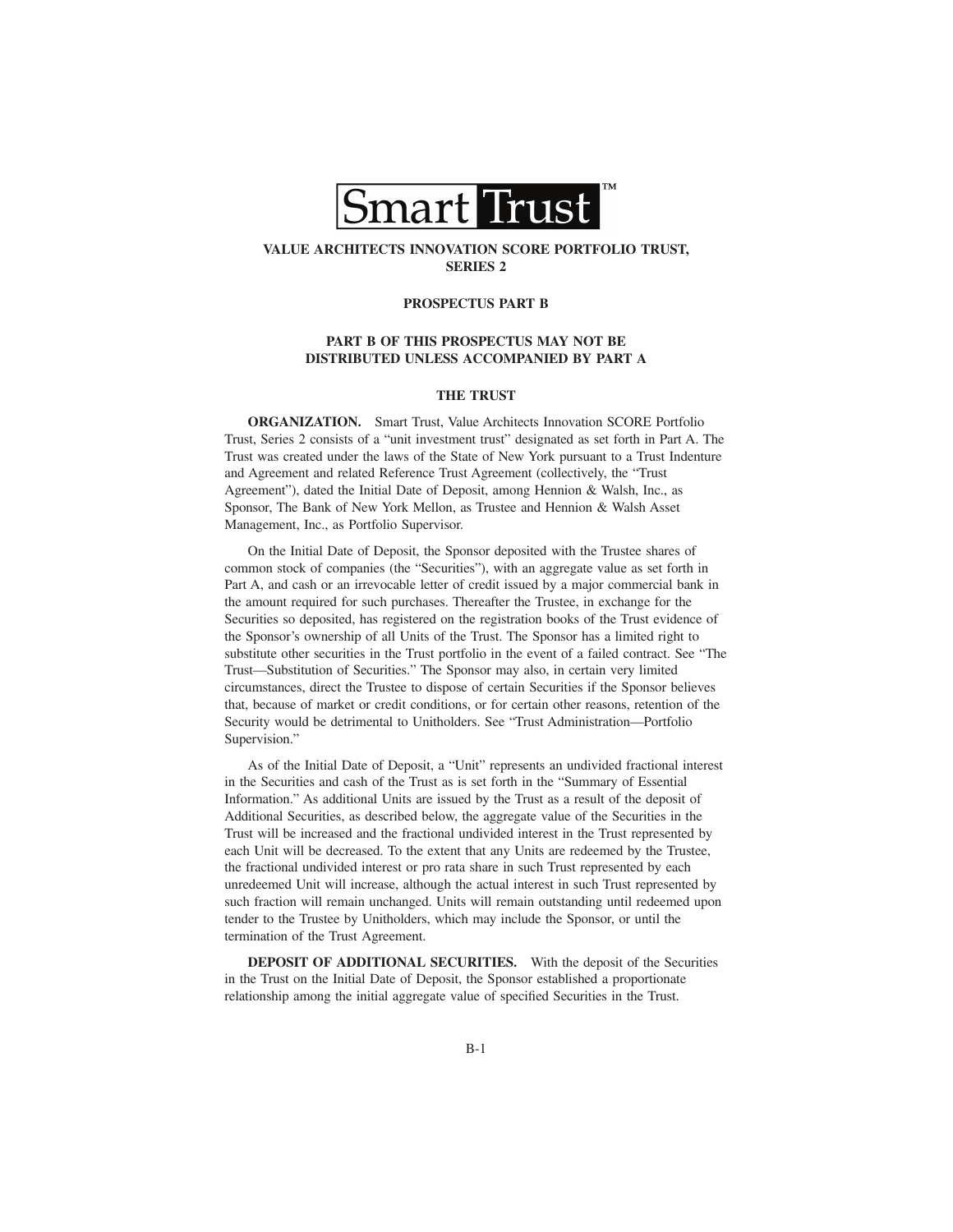Smart Trust™

**VALUE ARCHITECTS INNOVATION SCORE PORTFOLIO TRUST, SERIES 2**

**PROSPECTUS PART B**

**PART B OF THIS PROSPECTUS MAY NOT BE DISTRIBUTED UNLESS ACCOMPANIED BY PART A**

## THE TRUST

**ORGANIZATION.** Smart Trust, Value Architects Innovation SCORE Portfolio Trust, Series 2 consists of a "unit investment trust" designated as set forth in Part A. The Trust was created under the laws of the State of New York pursuant to a Trust Indenture and Agreement and related Reference Trust Agreement (collectively, the "Trust Agreement"), dated the Initial Date of Deposit, among Hennion & Walsh, Inc., as Sponsor, The Bank of New York Mellon, as Trustee and Hennion & Walsh Asset Management, Inc., as Portfolio Supervisor.

On the Initial Date of Deposit, the Sponsor deposited with the Trustee shares of common stock of companies (the "Securities"), with an aggregate value as set forth in Part A, and cash or an irrevocable letter of credit issued by a major commercial bank in the amount required for such purchases. Thereafter the Trustee, in exchange for the Securities so deposited, has registered on the registration books of the Trust evidence of the Sponsor's ownership of all Units of the Trust. The Sponsor has a limited right to substitute other securities in the Trust portfolio in the event of a failed contract. See "The Trust—Substitution of Securities." The Sponsor may also, in certain very limited circumstances, direct the Trustee to dispose of certain Securities if the Sponsor believes that, because of market or credit conditions, or for certain other reasons, retention of the Security would be detrimental to Unitholders. See "Trust Administration—Portfolio Supervision."

As of the Initial Date of Deposit, a "Unit" represents an undivided fractional interest in the Securities and cash of the Trust as is set forth in the "Summary of Essential Information." As additional Units are issued by the Trust as a result of the deposit of Additional Securities, as described below, the aggregate value of the Securities in the Trust will be increased and the fractional undivided interest in the Trust represented by each Unit will be decreased. To the extent that any Units are redeemed by the Trustee, the fractional undivided interest or pro rata share in such Trust represented by each unredeemed Unit will increase, although the actual interest in such Trust represented by such fraction will remain unchanged. Units will remain outstanding until redeemed upon tender to the Trustee by Unitholders, which may include the Sponsor, or until the termination of the Trust Agreement.

**DEPOSIT OF ADDITIONAL SECURITIES.** With the deposit of the Securities in the Trust on the Initial Date of Deposit, the Sponsor established a proportionate relationship among the initial aggregate value of specified Securities in the Trust.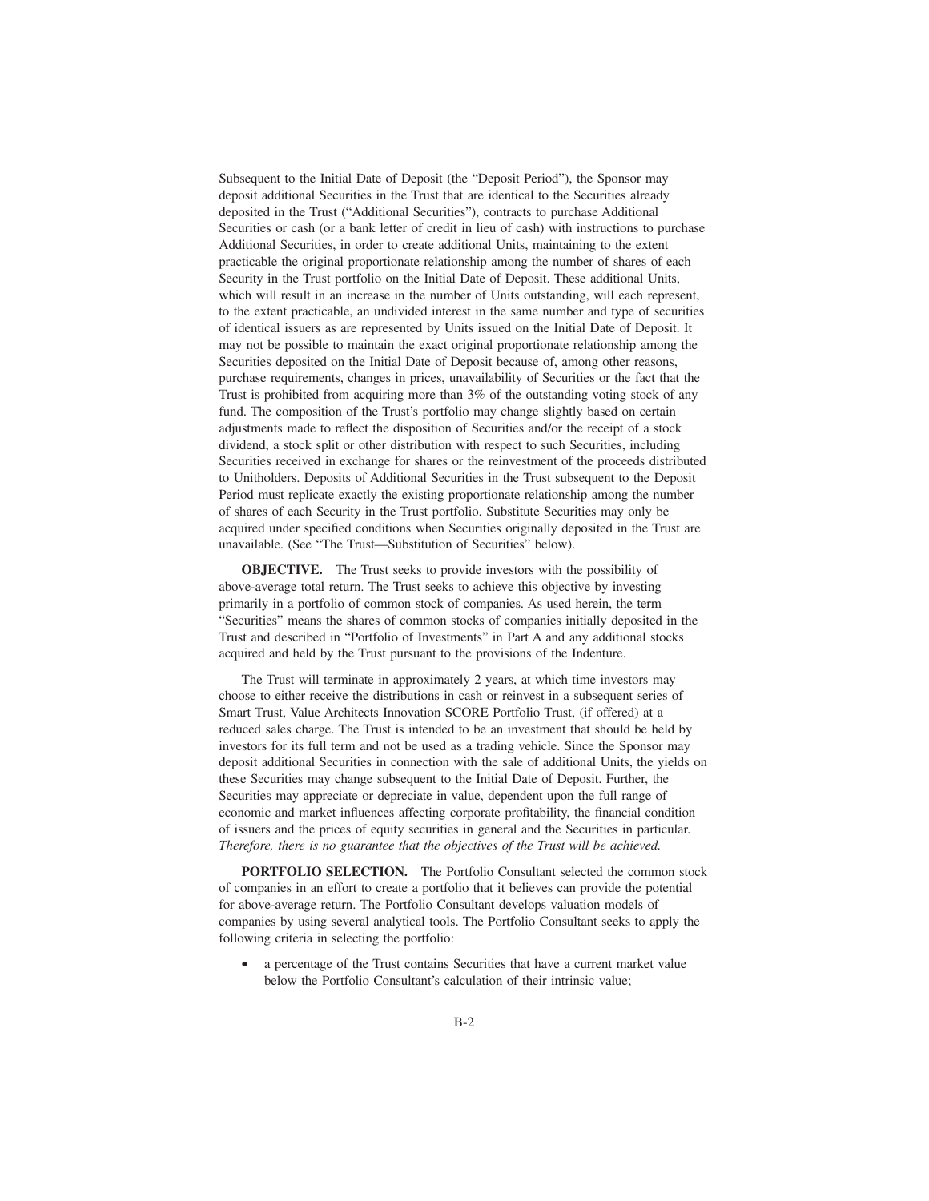Subsequent to the Initial Date of Deposit (the "Deposit Period"), the Sponsor may deposit additional Securities in the Trust that are identical to the Securities already deposited in the Trust ("Additional Securities"), contracts to purchase Additional Securities or cash (or a bank letter of credit in lieu of cash) with instructions to purchase Additional Securities, in order to create additional Units, maintaining to the extent practicable the original proportionate relationship among the number of shares of each Security in the Trust portfolio on the Initial Date of Deposit. These additional Units, which will result in an increase in the number of Units outstanding, will each represent, to the extent practicable, an undivided interest in the same number and type of securities of identical issuers as are represented by Units issued on the Initial Date of Deposit. It may not be possible to maintain the exact original proportionate relationship among the Securities deposited on the Initial Date of Deposit because of, among other reasons, purchase requirements, changes in prices, unavailability of Securities or the fact that the Trust is prohibited from acquiring more than 3% of the outstanding voting stock of any fund. The composition of the Trust's portfolio may change slightly based on certain adjustments made to reflect the disposition of Securities and/or the receipt of a stock dividend, a stock split or other distribution with respect to such Securities, including Securities received in exchange for shares or the reinvestment of the proceeds distributed to Unitholders. Deposits of Additional Securities in the Trust subsequent to the Deposit Period must replicate exactly the existing proportionate relationship among the number of shares of each Security in the Trust portfolio. Substitute Securities may only be acquired under specified conditions when Securities originally deposited in the Trust are unavailable. (See "The Trust—Substitution of Securities" below).

**OBJECTIVE.** The Trust seeks to provide investors with the possibility of above-average total return. The Trust seeks to achieve this objective by investing primarily in a portfolio of common stock of companies. As used herein, the term "Securities" means the shares of common stocks of companies initially deposited in the Trust and described in "Portfolio of Investments" in Part A and any additional stocks acquired and held by the Trust pursuant to the provisions of the Indenture.

The Trust will terminate in approximately 2 years, at which time investors may choose to either receive the distributions in cash or reinvest in a subsequent series of Smart Trust, Value Architects Innovation SCORE Portfolio Trust, (if offered) at a reduced sales charge. The Trust is intended to be an investment that should be held by investors for its full term and not be used as a trading vehicle. Since the Sponsor may deposit additional Securities in connection with the sale of additional Units, the yields on these Securities may change subsequent to the Initial Date of Deposit. Further, the Securities may appreciate or depreciate in value, dependent upon the full range of economic and market influences affecting corporate profitability, the financial condition of issuers and the prices of equity securities in general and the Securities in particular. *Therefore, there is no guarantee that the objectives of the Trust will be achieved.*

**PORTFOLIO SELECTION.** The Portfolio Consultant selected the common stock of companies in an effort to create a portfolio that it believes can provide the potential for above-average return. The Portfolio Consultant develops valuation models of companies by using several analytical tools. The Portfolio Consultant seeks to apply the following criteria in selecting the portfolio:

- a percentage of the Trust contains Securities that have a current market value below the Portfolio Consultant's calculation of their intrinsic value;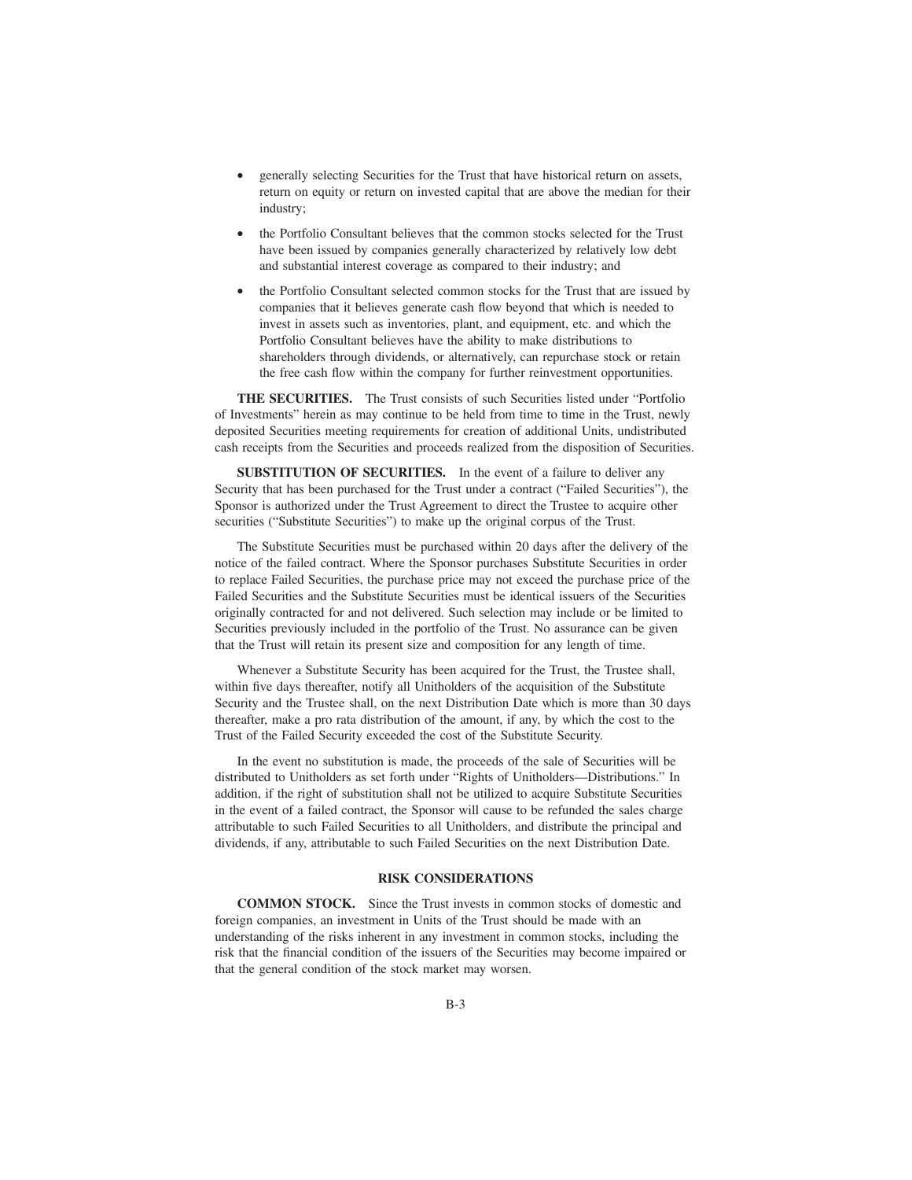- generally selecting Securities for the Trust that have historical return on assets, return on equity or return on invested capital that are above the median for their industry;
- the Portfolio Consultant believes that the common stocks selected for the Trust have been issued by companies generally characterized by relatively low debt and substantial interest coverage as compared to their industry; and
- the Portfolio Consultant selected common stocks for the Trust that are issued by companies that it believes generate cash flow beyond that which is needed to invest in assets such as inventories, plant, and equipment, etc. and which the Portfolio Consultant believes have the ability to make distributions to shareholders through dividends, or alternatively, can repurchase stock or retain the free cash flow within the company for further reinvestment opportunities.

**THE SECURITIES.** The Trust consists of such Securities listed under "Portfolio of Investments" herein as may continue to be held from time to time in the Trust, newly deposited Securities meeting requirements for creation of additional Units, undistributed cash receipts from the Securities and proceeds realized from the disposition of Securities.

**SUBSTITUTION OF SECURITIES.** In the event of a failure to deliver any Security that has been purchased for the Trust under a contract ("Failed Securities"), the Sponsor is authorized under the Trust Agreement to direct the Trustee to acquire other securities ("Substitute Securities") to make up the original corpus of the Trust.

The Substitute Securities must be purchased within 20 days after the delivery of the notice of the failed contract. Where the Sponsor purchases Substitute Securities in order to replace Failed Securities, the purchase price may not exceed the purchase price of the Failed Securities and the Substitute Securities must be identical issuers of the Securities originally contracted for and not delivered. Such selection may include or be limited to Securities previously included in the portfolio of the Trust. No assurance can be given that the Trust will retain its present size and composition for any length of time.

Whenever a Substitute Security has been acquired for the Trust, the Trustee shall, within five days thereafter, notify all Unitholders of the acquisition of the Substitute Security and the Trustee shall, on the next Distribution Date which is more than 30 days thereafter, make a pro rata distribution of the amount, if any, by which the cost to the Trust of the Failed Security exceeded the cost of the Substitute Security.

In the event no substitution is made, the proceeds of the sale of Securities will be distributed to Unitholders as set forth under "Rights of Unitholders—Distributions." In addition, if the right of substitution shall not be utilized to acquire Substitute Securities in the event of a failed contract, the Sponsor will cause to be refunded the sales charge attributable to such Failed Securities to all Unitholders, and distribute the principal and dividends, if any, attributable to such Failed Securities on the next Distribution Date.

## RISK CONSIDERATIONS

**COMMON STOCK.** Since the Trust invests in common stocks of domestic and foreign companies, an investment in Units of the Trust should be made with an understanding of the risks inherent in any investment in common stocks, including the risk that the financial condition of the issuers of the Securities may become impaired or that the general condition of the stock market may worsen.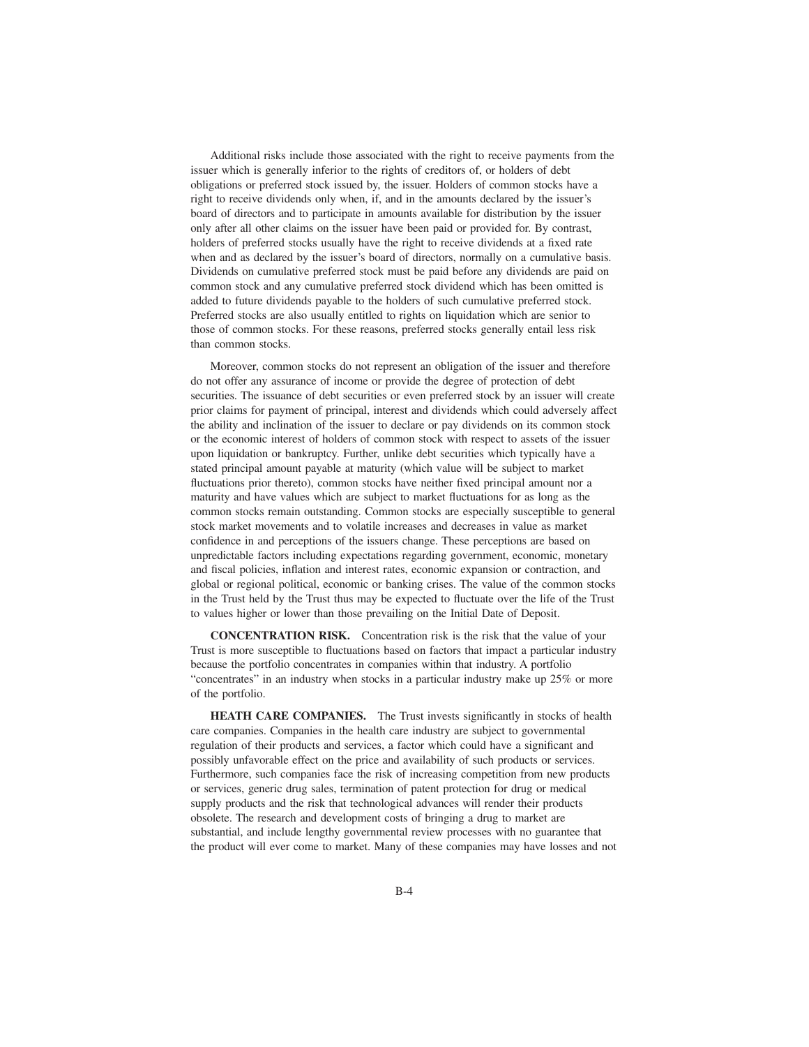Additional risks include those associated with the right to receive payments from the issuer which is generally inferior to the rights of creditors of, or holders of debt obligations or preferred stock issued by, the issuer. Holders of common stocks have a right to receive dividends only when, if, and in the amounts declared by the issuer's board of directors and to participate in amounts available for distribution by the issuer only after all other claims on the issuer have been paid or provided for. By contrast, holders of preferred stocks usually have the right to receive dividends at a fixed rate when and as declared by the issuer's board of directors, normally on a cumulative basis. Dividends on cumulative preferred stock must be paid before any dividends are paid on common stock and any cumulative preferred stock dividend which has been omitted is added to future dividends payable to the holders of such cumulative preferred stock. Preferred stocks are also usually entitled to rights on liquidation which are senior to those of common stocks. For these reasons, preferred stocks generally entail less risk than common stocks.

Moreover, common stocks do not represent an obligation of the issuer and therefore do not offer any assurance of income or provide the degree of protection of debt securities. The issuance of debt securities or even preferred stock by an issuer will create prior claims for payment of principal, interest and dividends which could adversely affect the ability and inclination of the issuer to declare or pay dividends on its common stock or the economic interest of holders of common stock with respect to assets of the issuer upon liquidation or bankruptcy. Further, unlike debt securities which typically have a stated principal amount payable at maturity (which value will be subject to market fluctuations prior thereto), common stocks have neither fixed principal amount nor a maturity and have values which are subject to market fluctuations for as long as the common stocks remain outstanding. Common stocks are especially susceptible to general stock market movements and to volatile increases and decreases in value as market confidence in and perceptions of the issuers change. These perceptions are based on unpredictable factors including expectations regarding government, economic, monetary and fiscal policies, inflation and interest rates, economic expansion or contraction, and global or regional political, economic or banking crises. The value of the common stocks in the Trust held by the Trust thus may be expected to fluctuate over the life of the Trust to values higher or lower than those prevailing on the Initial Date of Deposit.

**CONCENTRATION RISK.** Concentration risk is the risk that the value of your Trust is more susceptible to fluctuations based on factors that impact a particular industry because the portfolio concentrates in companies within that industry. A portfolio "concentrates" in an industry when stocks in a particular industry make up 25% or more of the portfolio.

**HEATH CARE COMPANIES.** The Trust invests significantly in stocks of health care companies. Companies in the health care industry are subject to governmental regulation of their products and services, a factor which could have a significant and possibly unfavorable effect on the price and availability of such products or services. Furthermore, such companies face the risk of increasing competition from new products or services, generic drug sales, termination of patent protection for drug or medical supply products and the risk that technological advances will render their products obsolete. The research and development costs of bringing a drug to market are substantial, and include lengthy governmental review processes with no guarantee that the product will ever come to market. Many of these companies may have losses and not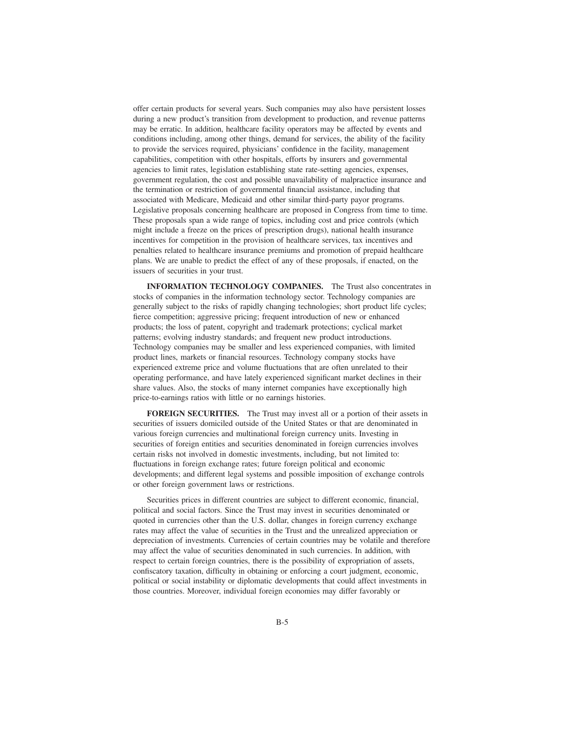offer certain products for several years. Such companies may also have persistent losses during a new product's transition from development to production, and revenue patterns may be erratic. In addition, healthcare facility operators may be affected by events and conditions including, among other things, demand for services, the ability of the facility to provide the services required, physicians' confidence in the facility, management capabilities, competition with other hospitals, efforts by insurers and governmental agencies to limit rates, legislation establishing state rate-setting agencies, expenses, government regulation, the cost and possible unavailability of malpractice insurance and the termination or restriction of governmental financial assistance, including that associated with Medicare, Medicaid and other similar third-party payor programs. Legislative proposals concerning healthcare are proposed in Congress from time to time. These proposals span a wide range of topics, including cost and price controls (which might include a freeze on the prices of prescription drugs), national health insurance incentives for competition in the provision of healthcare services, tax incentives and penalties related to healthcare insurance premiums and promotion of prepaid healthcare plans. We are unable to predict the effect of any of these proposals, if enacted, on the issuers of securities in your trust.

**INFORMATION TECHNOLOGY COMPANIES.** The Trust also concentrates in stocks of companies in the information technology sector. Technology companies are generally subject to the risks of rapidly changing technologies; short product life cycles; fierce competition; aggressive pricing; frequent introduction of new or enhanced products; the loss of patent, copyright and trademark protections; cyclical market patterns; evolving industry standards; and frequent new product introductions. Technology companies may be smaller and less experienced companies, with limited product lines, markets or financial resources. Technology company stocks have experienced extreme price and volume fluctuations that are often unrelated to their operating performance, and have lately experienced significant market declines in their share values. Also, the stocks of many internet companies have exceptionally high price-to-earnings ratios with little or no earnings histories.

**FOREIGN SECURITIES.** The Trust may invest all or a portion of their assets in securities of issuers domiciled outside of the United States or that are denominated in various foreign currencies and multinational foreign currency units. Investing in securities of foreign entities and securities denominated in foreign currencies involves certain risks not involved in domestic investments, including, but not limited to: fluctuations in foreign exchange rates; future foreign political and economic developments; and different legal systems and possible imposition of exchange controls or other foreign government laws or restrictions.

Securities prices in different countries are subject to different economic, financial, political and social factors. Since the Trust may invest in securities denominated or quoted in currencies other than the U.S. dollar, changes in foreign currency exchange rates may affect the value of securities in the Trust and the unrealized appreciation or depreciation of investments. Currencies of certain countries may be volatile and therefore may affect the value of securities denominated in such currencies. In addition, with respect to certain foreign countries, there is the possibility of expropriation of assets, confiscatory taxation, difficulty in obtaining or enforcing a court judgment, economic, political or social instability or diplomatic developments that could affect investments in those countries. Moreover, individual foreign economies may differ favorably or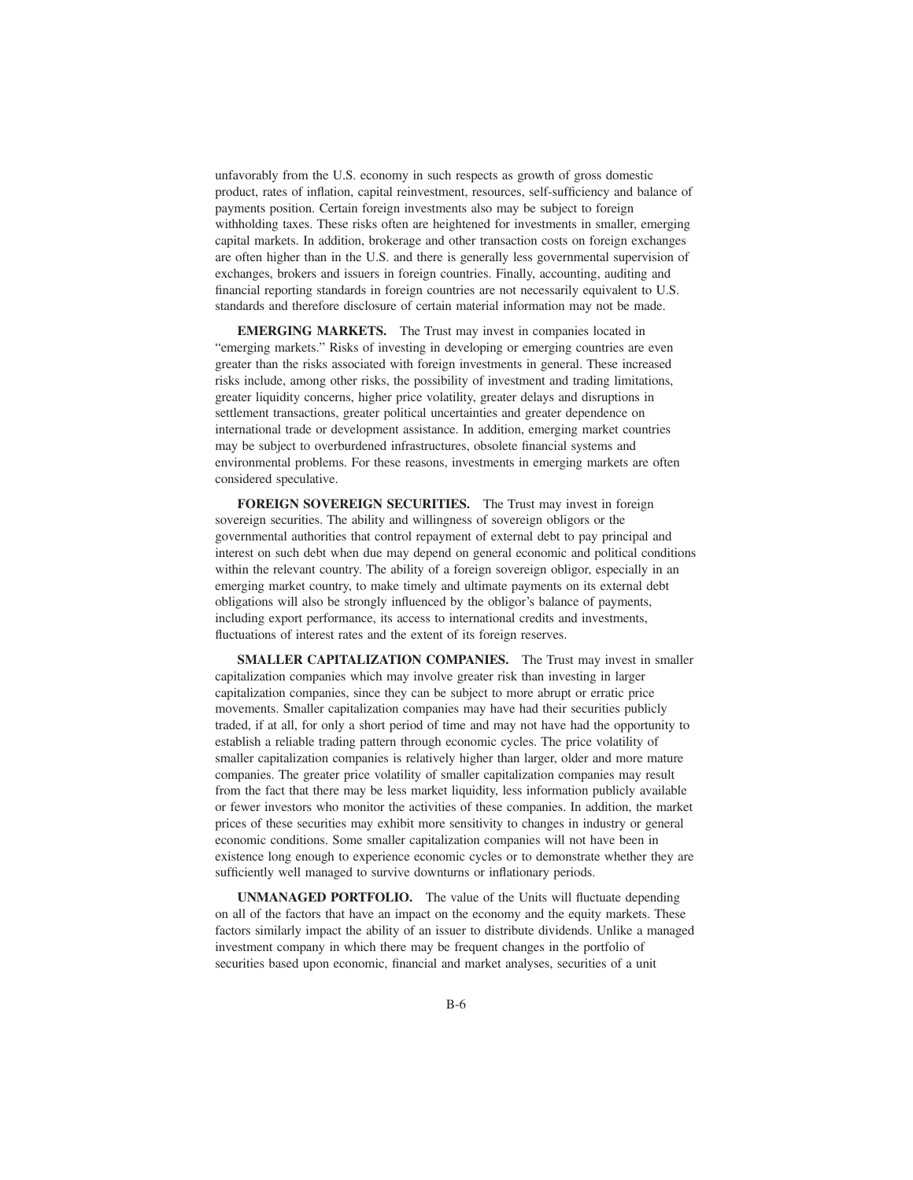unfavorably from the U.S. economy in such respects as growth of gross domestic product, rates of inflation, capital reinvestment, resources, self-sufficiency and balance of payments position. Certain foreign investments also may be subject to foreign withholding taxes. These risks often are heightened for investments in smaller, emerging capital markets. In addition, brokerage and other transaction costs on foreign exchanges are often higher than in the U.S. and there is generally less governmental supervision of exchanges, brokers and issuers in foreign countries. Finally, accounting, auditing and financial reporting standards in foreign countries are not necessarily equivalent to U.S. standards and therefore disclosure of certain material information may not be made.

**EMERGING MARKETS.** The Trust may invest in companies located in "emerging markets." Risks of investing in developing or emerging countries are even greater than the risks associated with foreign investments in general. These increased risks include, among other risks, the possibility of investment and trading limitations, greater liquidity concerns, higher price volatility, greater delays and disruptions in settlement transactions, greater political uncertainties and greater dependence on international trade or development assistance. In addition, emerging market countries may be subject to overburdened infrastructures, obsolete financial systems and environmental problems. For these reasons, investments in emerging markets are often considered speculative.

**FOREIGN SOVEREIGN SECURITIES.** The Trust may invest in foreign sovereign securities. The ability and willingness of sovereign obligors or the governmental authorities that control repayment of external debt to pay principal and interest on such debt when due may depend on general economic and political conditions within the relevant country. The ability of a foreign sovereign obligor, especially in an emerging market country, to make timely and ultimate payments on its external debt obligations will also be strongly influenced by the obligor's balance of payments, including export performance, its access to international credits and investments, fluctuations of interest rates and the extent of its foreign reserves.

**SMALLER CAPITALIZATION COMPANIES.** The Trust may invest in smaller capitalization companies which may involve greater risk than investing in larger capitalization companies, since they can be subject to more abrupt or erratic price movements. Smaller capitalization companies may have had their securities publicly traded, if at all, for only a short period of time and may not have had the opportunity to establish a reliable trading pattern through economic cycles. The price volatility of smaller capitalization companies is relatively higher than larger, older and more mature companies. The greater price volatility of smaller capitalization companies may result from the fact that there may be less market liquidity, less information publicly available or fewer investors who monitor the activities of these companies. In addition, the market prices of these securities may exhibit more sensitivity to changes in industry or general economic conditions. Some smaller capitalization companies will not have been in existence long enough to experience economic cycles or to demonstrate whether they are sufficiently well managed to survive downturns or inflationary periods.

**UNMANAGED PORTFOLIO.** The value of the Units will fluctuate depending on all of the factors that have an impact on the economy and the equity markets. These factors similarly impact the ability of an issuer to distribute dividends. Unlike a managed investment company in which there may be frequent changes in the portfolio of securities based upon economic, financial and market analyses, securities of a unit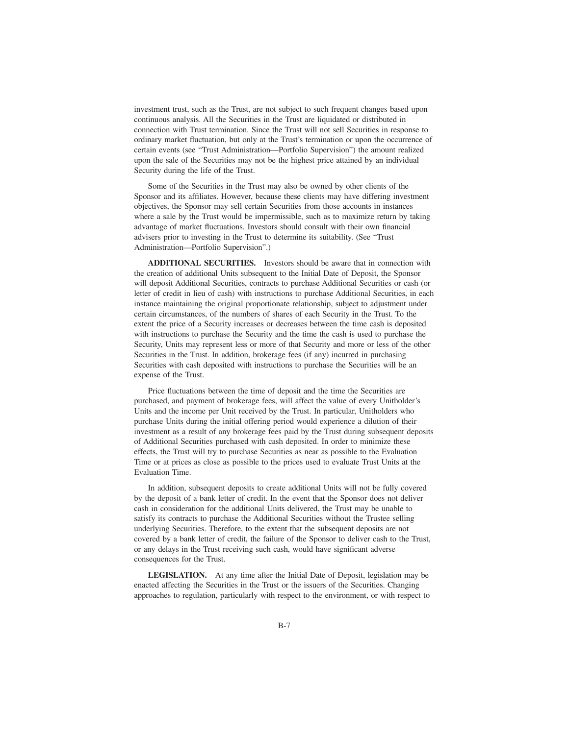investment trust, such as the Trust, are not subject to such frequent changes based upon continuous analysis. All the Securities in the Trust are liquidated or distributed in connection with Trust termination. Since the Trust will not sell Securities in response to ordinary market fluctuation, but only at the Trust's termination or upon the occurrence of certain events (see "Trust Administration—Portfolio Supervision") the amount realized upon the sale of the Securities may not be the highest price attained by an individual Security during the life of the Trust.

Some of the Securities in the Trust may also be owned by other clients of the Sponsor and its affiliates. However, because these clients may have differing investment objectives, the Sponsor may sell certain Securities from those accounts in instances where a sale by the Trust would be impermissible, such as to maximize return by taking advantage of market fluctuations. Investors should consult with their own financial advisers prior to investing in the Trust to determine its suitability. (See "Trust Administration—Portfolio Supervision".)

**ADDITIONAL SECURITIES.** Investors should be aware that in connection with the creation of additional Units subsequent to the Initial Date of Deposit, the Sponsor will deposit Additional Securities, contracts to purchase Additional Securities or cash (or letter of credit in lieu of cash) with instructions to purchase Additional Securities, in each instance maintaining the original proportionate relationship, subject to adjustment under certain circumstances, of the numbers of shares of each Security in the Trust. To the extent the price of a Security increases or decreases between the time cash is deposited with instructions to purchase the Security and the time the cash is used to purchase the Security, Units may represent less or more of that Security and more or less of the other Securities in the Trust. In addition, brokerage fees (if any) incurred in purchasing Securities with cash deposited with instructions to purchase the Securities will be an expense of the Trust.

Price fluctuations between the time of deposit and the time the Securities are purchased, and payment of brokerage fees, will affect the value of every Unitholder's Units and the income per Unit received by the Trust. In particular, Unitholders who purchase Units during the initial offering period would experience a dilution of their investment as a result of any brokerage fees paid by the Trust during subsequent deposits of Additional Securities purchased with cash deposited. In order to minimize these effects, the Trust will try to purchase Securities as near as possible to the Evaluation Time or at prices as close as possible to the prices used to evaluate Trust Units at the Evaluation Time.

In addition, subsequent deposits to create additional Units will not be fully covered by the deposit of a bank letter of credit. In the event that the Sponsor does not deliver cash in consideration for the additional Units delivered, the Trust may be unable to satisfy its contracts to purchase the Additional Securities without the Trustee selling underlying Securities. Therefore, to the extent that the subsequent deposits are not covered by a bank letter of credit, the failure of the Sponsor to deliver cash to the Trust, or any delays in the Trust receiving such cash, would have significant adverse consequences for the Trust.

**LEGISLATION.** At any time after the Initial Date of Deposit, legislation may be enacted affecting the Securities in the Trust or the issuers of the Securities. Changing approaches to regulation, particularly with respect to the environment, or with respect to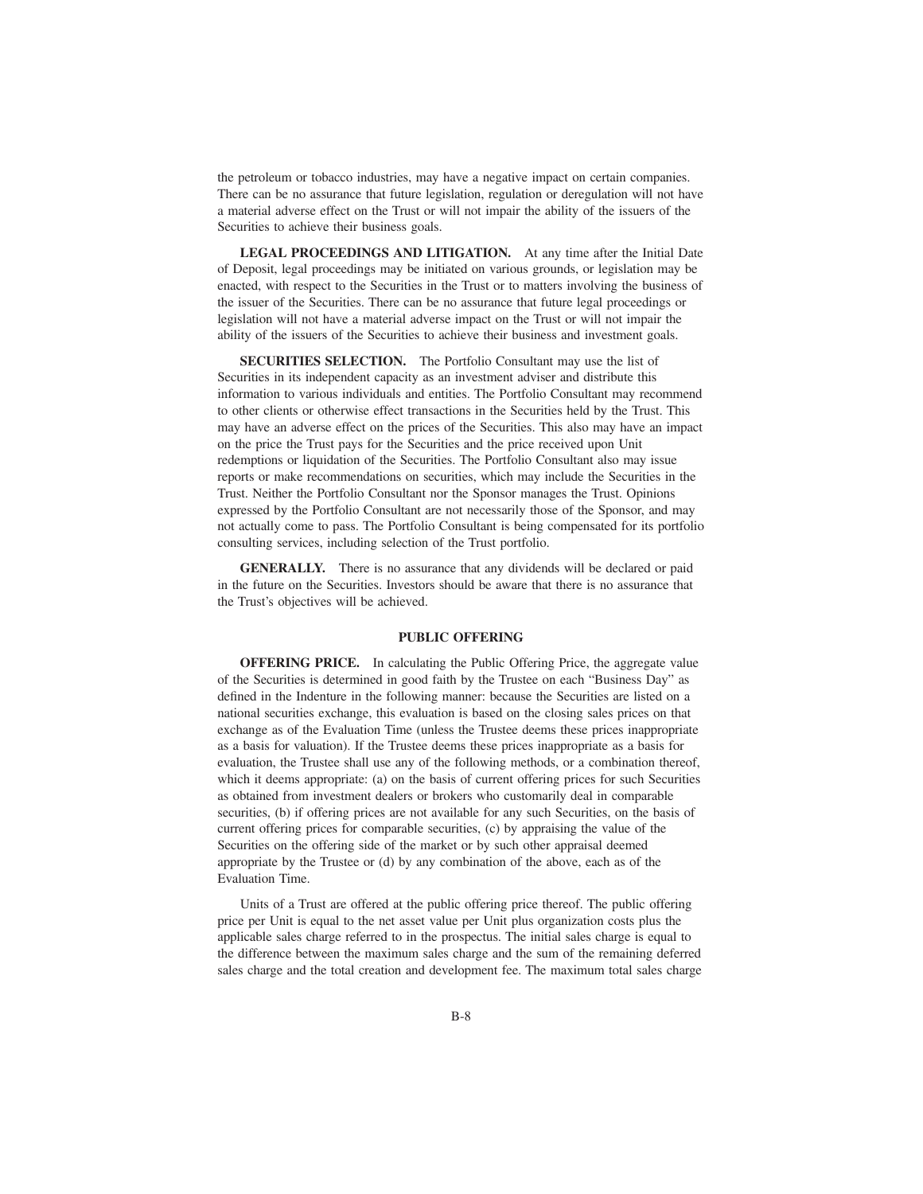the petroleum or tobacco industries, may have a negative impact on certain companies. There can be no assurance that future legislation, regulation or deregulation will not have a material adverse effect on the Trust or will not impair the ability of the issuers of the Securities to achieve their business goals.

**LEGAL PROCEEDINGS AND LITIGATION.** At any time after the Initial Date of Deposit, legal proceedings may be initiated on various grounds, or legislation may be enacted, with respect to the Securities in the Trust or to matters involving the business of the issuer of the Securities. There can be no assurance that future legal proceedings or legislation will not have a material adverse impact on the Trust or will not impair the ability of the issuers of the Securities to achieve their business and investment goals.

**SECURITIES SELECTION.** The Portfolio Consultant may use the list of Securities in its independent capacity as an investment adviser and distribute this information to various individuals and entities. The Portfolio Consultant may recommend to other clients or otherwise effect transactions in the Securities held by the Trust. This may have an adverse effect on the prices of the Securities. This also may have an impact on the price the Trust pays for the Securities and the price received upon Unit redemptions or liquidation of the Securities. The Portfolio Consultant also may issue reports or make recommendations on securities, which may include the Securities in the Trust. Neither the Portfolio Consultant nor the Sponsor manages the Trust. Opinions expressed by the Portfolio Consultant are not necessarily those of the Sponsor, and may not actually come to pass. The Portfolio Consultant is being compensated for its portfolio consulting services, including selection of the Trust portfolio.

**GENERALLY.** There is no assurance that any dividends will be declared or paid in the future on the Securities. Investors should be aware that there is no assurance that the Trust's objectives will be achieved.

## PUBLIC OFFERING

**OFFERING PRICE.** In calculating the Public Offering Price, the aggregate value of the Securities is determined in good faith by the Trustee on each "Business Day" as defined in the Indenture in the following manner: because the Securities are listed on a national securities exchange, this evaluation is based on the closing sales prices on that exchange as of the Evaluation Time (unless the Trustee deems these prices inappropriate as a basis for valuation). If the Trustee deems these prices inappropriate as a basis for evaluation, the Trustee shall use any of the following methods, or a combination thereof, which it deems appropriate: (a) on the basis of current offering prices for such Securities as obtained from investment dealers or brokers who customarily deal in comparable securities, (b) if offering prices are not available for any such Securities, on the basis of current offering prices for comparable securities, (c) by appraising the value of the Securities on the offering side of the market or by such other appraisal deemed appropriate by the Trustee or (d) by any combination of the above, each as of the Evaluation Time.

Units of a Trust are offered at the public offering price thereof. The public offering price per Unit is equal to the net asset value per Unit plus organization costs plus the applicable sales charge referred to in the prospectus. The initial sales charge is equal to the difference between the maximum sales charge and the sum of the remaining deferred sales charge and the total creation and development fee. The maximum total sales charge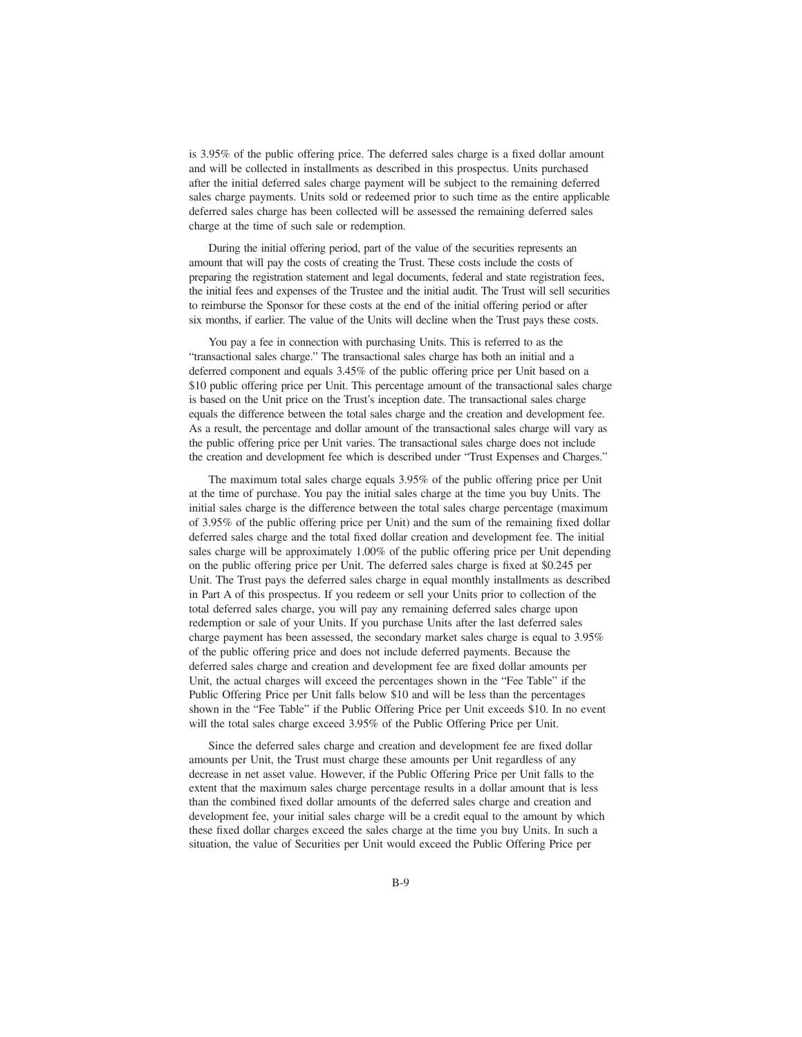is 3.95% of the public offering price. The deferred sales charge is a fixed dollar amount and will be collected in installments as described in this prospectus. Units purchased after the initial deferred sales charge payment will be subject to the remaining deferred sales charge payments. Units sold or redeemed prior to such time as the entire applicable deferred sales charge has been collected will be assessed the remaining deferred sales charge at the time of such sale or redemption.

During the initial offering period, part of the value of the securities represents an amount that will pay the costs of creating the Trust. These costs include the costs of preparing the registration statement and legal documents, federal and state registration fees, the initial fees and expenses of the Trustee and the initial audit. The Trust will sell securities to reimburse the Sponsor for these costs at the end of the initial offering period or after six months, if earlier. The value of the Units will decline when the Trust pays these costs.

You pay a fee in connection with purchasing Units. This is referred to as the "transactional sales charge." The transactional sales charge has both an initial and a deferred component and equals 3.45% of the public offering price per Unit based on a $10 public offering price per Unit. This percentage amount of the transactional sales charge is based on the Unit price on the Trust's inception date. The transactional sales charge equals the difference between the total sales charge and the creation and development fee. As a result, the percentage and dollar amount of the transactional sales charge will vary as the public offering price per Unit varies. The transactional sales charge does not include the creation and development fee which is described under "Trust Expenses and Charges."

The maximum total sales charge equals 3.95% of the public offering price per Unit at the time of purchase. You pay the initial sales charge at the time you buy Units. The initial sales charge is the difference between the total sales charge percentage (maximum of 3.95% of the public offering price per Unit) and the sum of the remaining fixed dollar deferred sales charge and the total fixed dollar creation and development fee. The initial sales charge will be approximately 1.00% of the public offering price per Unit depending on the public offering price per Unit. The deferred sales charge is fixed at $0.245 per Unit. The Trust pays the deferred sales charge in equal monthly installments as described in Part A of this prospectus. If you redeem or sell your Units prior to collection of the total deferred sales charge, you will pay any remaining deferred sales charge upon redemption or sale of your Units. If you purchase Units after the last deferred sales charge payment has been assessed, the secondary market sales charge is equal to 3.95% of the public offering price and does not include deferred payments. Because the deferred sales charge and creation and development fee are fixed dollar amounts per Unit, the actual charges will exceed the percentages shown in the "Fee Table" if the Public Offering Price per Unit falls below $10 and will be less than the percentages shown in the "Fee Table" if the Public Offering Price per Unit exceeds $10. In no event will the total sales charge exceed 3.95% of the Public Offering Price per Unit.

Since the deferred sales charge and creation and development fee are fixed dollar amounts per Unit, the Trust must charge these amounts per Unit regardless of any decrease in net asset value. However, if the Public Offering Price per Unit falls to the extent that the maximum sales charge percentage results in a dollar amount that is less than the combined fixed dollar amounts of the deferred sales charge and creation and development fee, your initial sales charge will be a credit equal to the amount by which these fixed dollar charges exceed the sales charge at the time you buy Units. In such a situation, the value of Securities per Unit would exceed the Public Offering Price per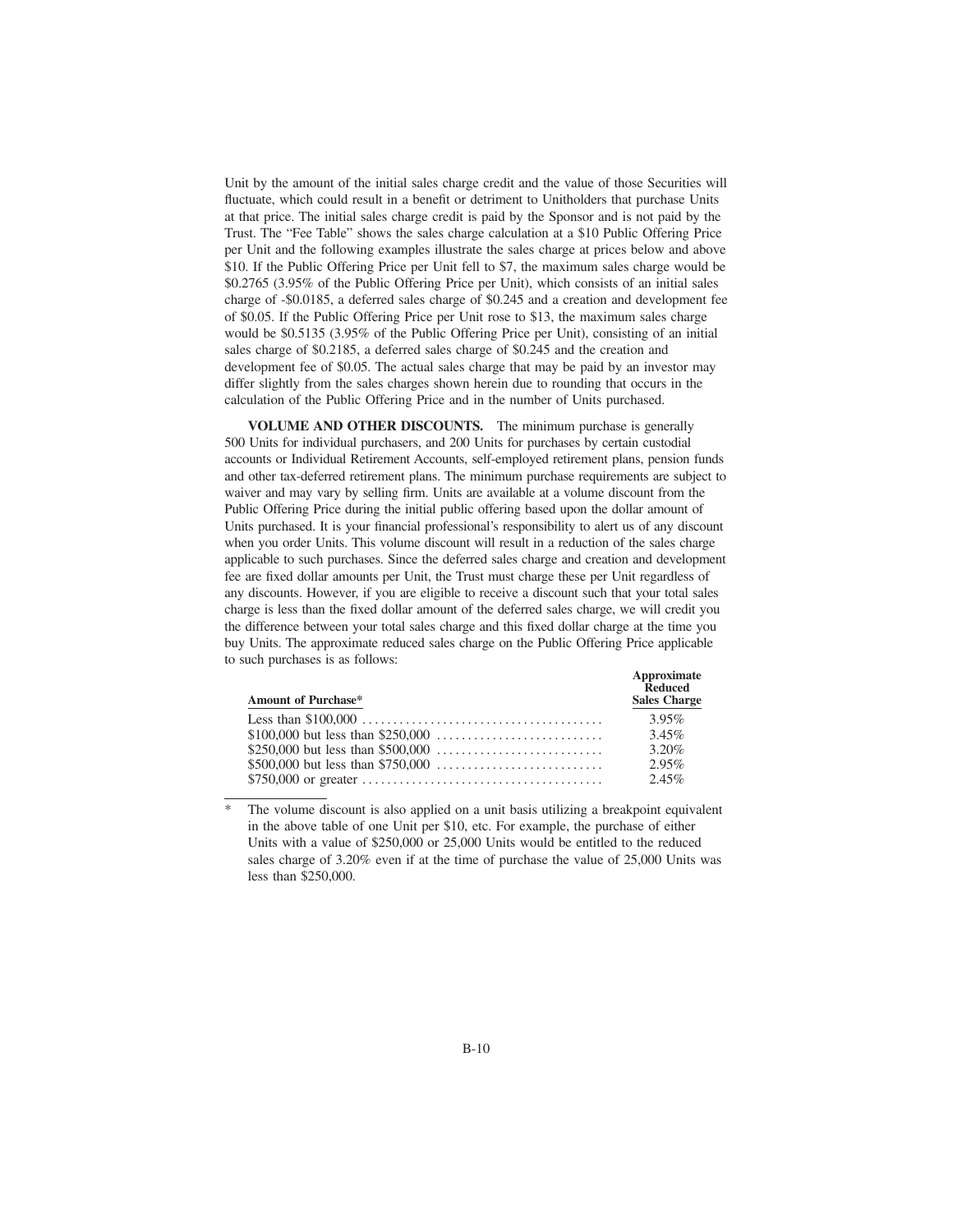Unit by the amount of the initial sales charge credit and the value of those Securities will fluctuate, which could result in a benefit or detriment to Unitholders that purchase Units at that price. The initial sales charge credit is paid by the Sponsor and is not paid by the Trust. The "Fee Table" shows the sales charge calculation at a $10 Public Offering Price per Unit and the following examples illustrate the sales charge at prices below and above $10. If the Public Offering Price per Unit fell to $7, the maximum sales charge would be $0.2765 (3.95% of the Public Offering Price per Unit), which consists of an initial sales charge of -$0.0185, a deferred sales charge of $0.245 and a creation and development fee of $0.05. If the Public Offering Price per Unit rose to $13, the maximum sales charge would be $0.5135 (3.95% of the Public Offering Price per Unit), consisting of an initial sales charge of $0.2185, a deferred sales charge of $0.245 and the creation and development fee of $0.05. The actual sales charge that may be paid by an investor may differ slightly from the sales charges shown herein due to rounding that occurs in the calculation of the Public Offering Price and in the number of Units purchased.

**VOLUME AND OTHER DISCOUNTS.** The minimum purchase is generally 500 Units for individual purchasers, and 200 Units for purchases by certain custodial accounts or Individual Retirement Accounts, self-employed retirement plans, pension funds and other tax-deferred retirement plans. The minimum purchase requirements are subject to waiver and may vary by selling firm. Units are available at a volume discount from the Public Offering Price during the initial public offering based upon the dollar amount of Units purchased. It is your financial professional's responsibility to alert us of any discount when you order Units. This volume discount will result in a reduction of the sales charge applicable to such purchases. Since the deferred sales charge and creation and development fee are fixed dollar amounts per Unit, the Trust must charge these per Unit regardless of any discounts. However, if you are eligible to receive a discount such that your total sales charge is less than the fixed dollar amount of the deferred sales charge, we will credit you the difference between your total sales charge and this fixed dollar charge at the time you buy Units. The approximate reduced sales charge on the Public Offering Price applicable to such purchases is as follows:

| Amount of Purchase* | Approximate Reduced Sales Charge |
|---|---|
| Less than $100,000 | 3.95% |
| $100,000 but less than $250,000 | 3.45% |
| $250,000 but less than $500,000 | 3.20% |
| $500,000 but less than $750,000 | 2.95% |
| $750,000 or greater | 2.45% |

\* The volume discount is also applied on a unit basis utilizing a breakpoint equivalent in the above table of one Unit per $10, etc. For example, the purchase of either Units with a value of $250,000 or 25,000 Units would be entitled to the reduced sales charge of 3.20% even if at the time of purchase the value of 25,000 Units was less than $250,000.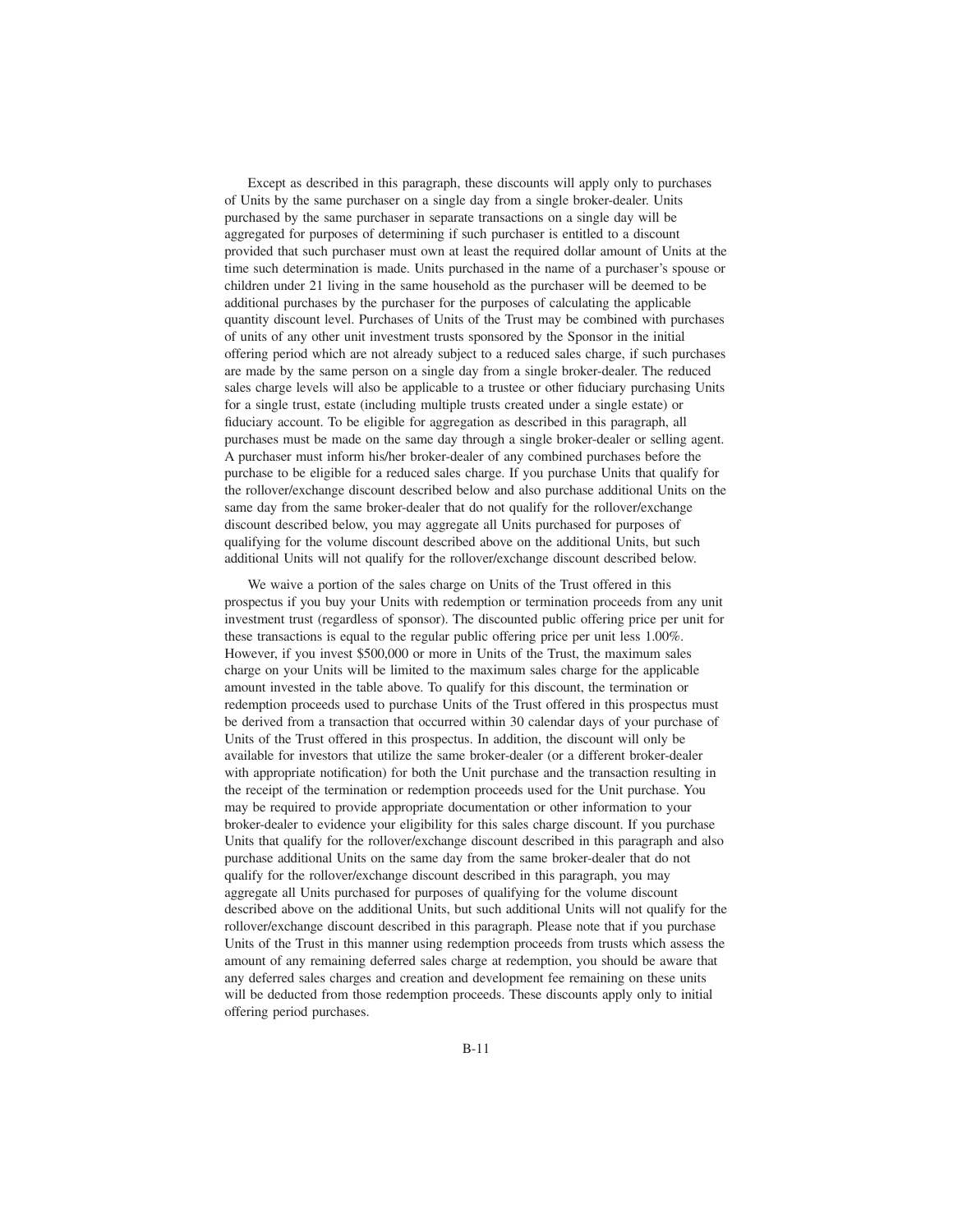Except as described in this paragraph, these discounts will apply only to purchases of Units by the same purchaser on a single day from a single broker-dealer. Units purchased by the same purchaser in separate transactions on a single day will be aggregated for purposes of determining if such purchaser is entitled to a discount provided that such purchaser must own at least the required dollar amount of Units at the time such determination is made. Units purchased in the name of a purchaser's spouse or children under 21 living in the same household as the purchaser will be deemed to be additional purchases by the purchaser for the purposes of calculating the applicable quantity discount level. Purchases of Units of the Trust may be combined with purchases of units of any other unit investment trusts sponsored by the Sponsor in the initial offering period which are not already subject to a reduced sales charge, if such purchases are made by the same person on a single day from a single broker-dealer. The reduced sales charge levels will also be applicable to a trustee or other fiduciary purchasing Units for a single trust, estate (including multiple trusts created under a single estate) or fiduciary account. To be eligible for aggregation as described in this paragraph, all purchases must be made on the same day through a single broker-dealer or selling agent. A purchaser must inform his/her broker-dealer of any combined purchases before the purchase to be eligible for a reduced sales charge. If you purchase Units that qualify for the rollover/exchange discount described below and also purchase additional Units on the same day from the same broker-dealer that do not qualify for the rollover/exchange discount described below, you may aggregate all Units purchased for purposes of qualifying for the volume discount described above on the additional Units, but such additional Units will not qualify for the rollover/exchange discount described below.

We waive a portion of the sales charge on Units of the Trust offered in this prospectus if you buy your Units with redemption or termination proceeds from any unit investment trust (regardless of sponsor). The discounted public offering price per unit for these transactions is equal to the regular public offering price per unit less 1.00%. However, if you invest $500,000 or more in Units of the Trust, the maximum sales charge on your Units will be limited to the maximum sales charge for the applicable amount invested in the table above. To qualify for this discount, the termination or redemption proceeds used to purchase Units of the Trust offered in this prospectus must be derived from a transaction that occurred within 30 calendar days of your purchase of Units of the Trust offered in this prospectus. In addition, the discount will only be available for investors that utilize the same broker-dealer (or a different broker-dealer with appropriate notification) for both the Unit purchase and the transaction resulting in the receipt of the termination or redemption proceeds used for the Unit purchase. You may be required to provide appropriate documentation or other information to your broker-dealer to evidence your eligibility for this sales charge discount. If you purchase Units that qualify for the rollover/exchange discount described in this paragraph and also purchase additional Units on the same day from the same broker-dealer that do not qualify for the rollover/exchange discount described in this paragraph, you may aggregate all Units purchased for purposes of qualifying for the volume discount described above on the additional Units, but such additional Units will not qualify for the rollover/exchange discount described in this paragraph. Please note that if you purchase Units of the Trust in this manner using redemption proceeds from trusts which assess the amount of any remaining deferred sales charge at redemption, you should be aware that any deferred sales charges and creation and development fee remaining on these units will be deducted from those redemption proceeds. These discounts apply only to initial offering period purchases.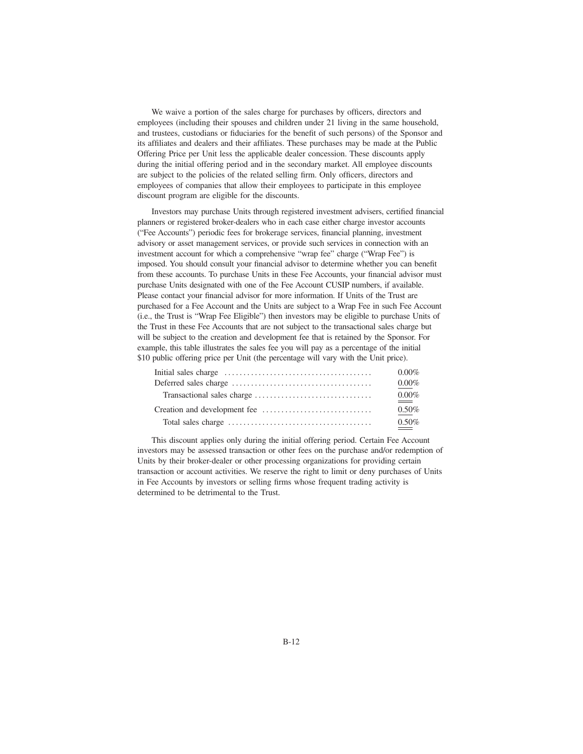We waive a portion of the sales charge for purchases by officers, directors and employees (including their spouses and children under 21 living in the same household, and trustees, custodians or fiduciaries for the benefit of such persons) of the Sponsor and its affiliates and dealers and their affiliates. These purchases may be made at the Public Offering Price per Unit less the applicable dealer concession. These discounts apply during the initial offering period and in the secondary market. All employee discounts are subject to the policies of the related selling firm. Only officers, directors and employees of companies that allow their employees to participate in this employee discount program are eligible for the discounts.

Investors may purchase Units through registered investment advisers, certified financial planners or registered broker-dealers who in each case either charge investor accounts ("Fee Accounts") periodic fees for brokerage services, financial planning, investment advisory or asset management services, or provide such services in connection with an investment account for which a comprehensive "wrap fee" charge ("Wrap Fee") is imposed. You should consult your financial advisor to determine whether you can benefit from these accounts. To purchase Units in these Fee Accounts, your financial advisor must purchase Units designated with one of the Fee Account CUSIP numbers, if available. Please contact your financial advisor for more information. If Units of the Trust are purchased for a Fee Account and the Units are subject to a Wrap Fee in such Fee Account (i.e., the Trust is "Wrap Fee Eligible") then investors may be eligible to purchase Units of the Trust in these Fee Accounts that are not subject to the transactional sales charge but will be subject to the creation and development fee that is retained by the Sponsor. For example, this table illustrates the sales fee you will pay as a percentage of the initial $10 public offering price per Unit (the percentage will vary with the Unit price).

| | |
|---|---|
| Initial sales charge | 0.00% |
| Deferred sales charge | 0.00% |
| Transactional sales charge | 0.00% |
| Creation and development fee | 0.50% |
| Total sales charge | 0.50% |

This discount applies only during the initial offering period. Certain Fee Account investors may be assessed transaction or other fees on the purchase and/or redemption of Units by their broker-dealer or other processing organizations for providing certain transaction or account activities. We reserve the right to limit or deny purchases of Units in Fee Accounts by investors or selling firms whose frequent trading activity is determined to be detrimental to the Trust.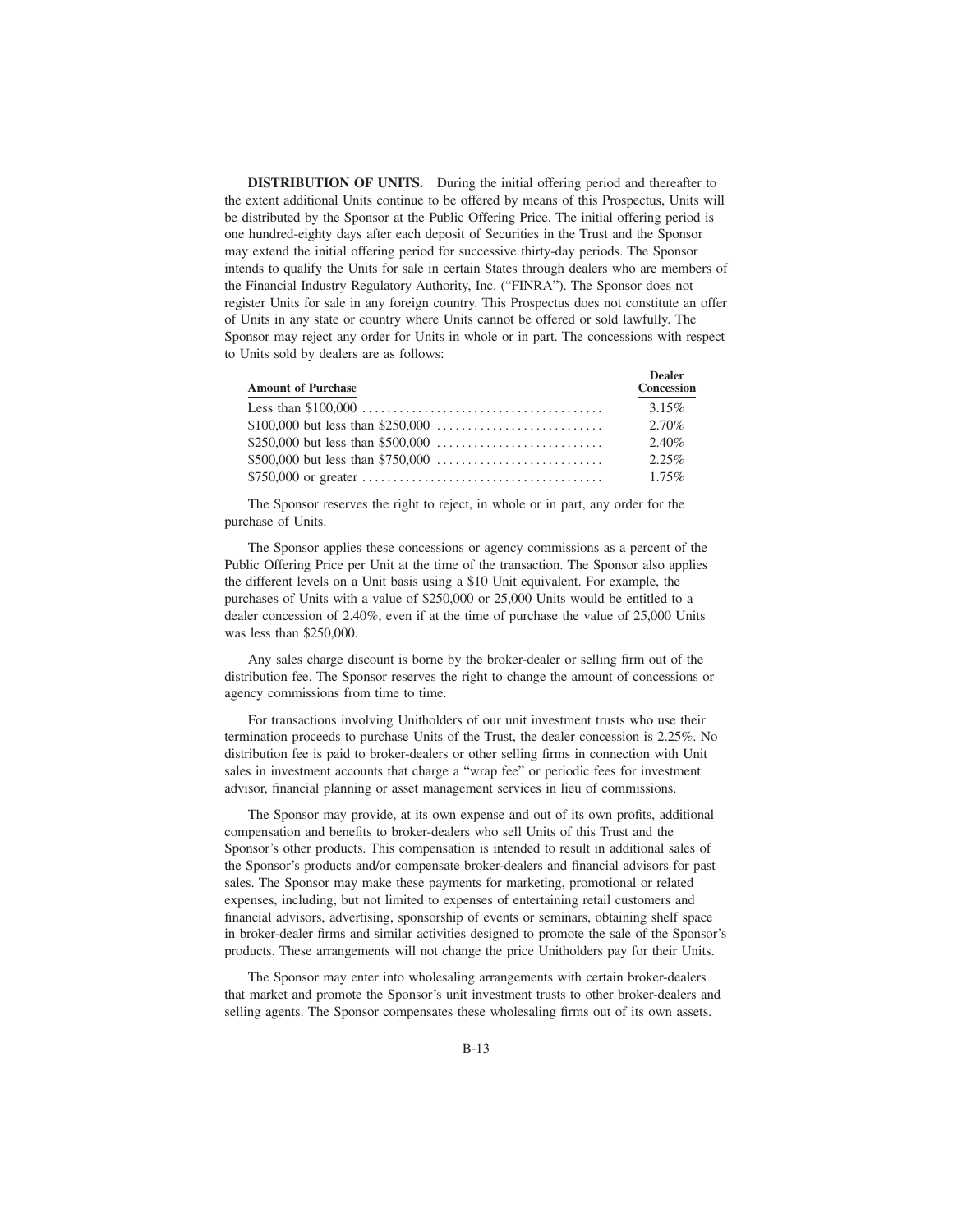**DISTRIBUTION OF UNITS.** During the initial offering period and thereafter to the extent additional Units continue to be offered by means of this Prospectus, Units will be distributed by the Sponsor at the Public Offering Price. The initial offering period is one hundred-eighty days after each deposit of Securities in the Trust and the Sponsor may extend the initial offering period for successive thirty-day periods. The Sponsor intends to qualify the Units for sale in certain States through dealers who are members of the Financial Industry Regulatory Authority, Inc. ("FINRA"). The Sponsor does not register Units for sale in any foreign country. This Prospectus does not constitute an offer of Units in any state or country where Units cannot be offered or sold lawfully. The Sponsor may reject any order for Units in whole or in part. The concessions with respect to Units sold by dealers are as follows:

| Amount of Purchase | Dealer Concession |
|---|---|
| Less than $100,000 | 3.15% |
| $100,000 but less than $250,000 | 2.70% |
| $250,000 but less than $500,000 | 2.40% |
| $500,000 but less than $750,000 | 2.25% |
| $750,000 or greater | 1.75% |

The Sponsor reserves the right to reject, in whole or in part, any order for the purchase of Units.

The Sponsor applies these concessions or agency commissions as a percent of the Public Offering Price per Unit at the time of the transaction. The Sponsor also applies the different levels on a Unit basis using a $10 Unit equivalent. For example, the purchases of Units with a value of $250,000 or 25,000 Units would be entitled to a dealer concession of 2.40%, even if at the time of purchase the value of 25,000 Units was less than $250,000.

Any sales charge discount is borne by the broker-dealer or selling firm out of the distribution fee. The Sponsor reserves the right to change the amount of concessions or agency commissions from time to time.

For transactions involving Unitholders of our unit investment trusts who use their termination proceeds to purchase Units of the Trust, the dealer concession is 2.25%. No distribution fee is paid to broker-dealers or other selling firms in connection with Unit sales in investment accounts that charge a "wrap fee" or periodic fees for investment advisor, financial planning or asset management services in lieu of commissions.

The Sponsor may provide, at its own expense and out of its own profits, additional compensation and benefits to broker-dealers who sell Units of this Trust and the Sponsor's other products. This compensation is intended to result in additional sales of the Sponsor's products and/or compensate broker-dealers and financial advisors for past sales. The Sponsor may make these payments for marketing, promotional or related expenses, including, but not limited to expenses of entertaining retail customers and financial advisors, advertising, sponsorship of events or seminars, obtaining shelf space in broker-dealer firms and similar activities designed to promote the sale of the Sponsor's products. These arrangements will not change the price Unitholders pay for their Units.

The Sponsor may enter into wholesaling arrangements with certain broker-dealers that market and promote the Sponsor's unit investment trusts to other broker-dealers and selling agents. The Sponsor compensates these wholesaling firms out of its own assets.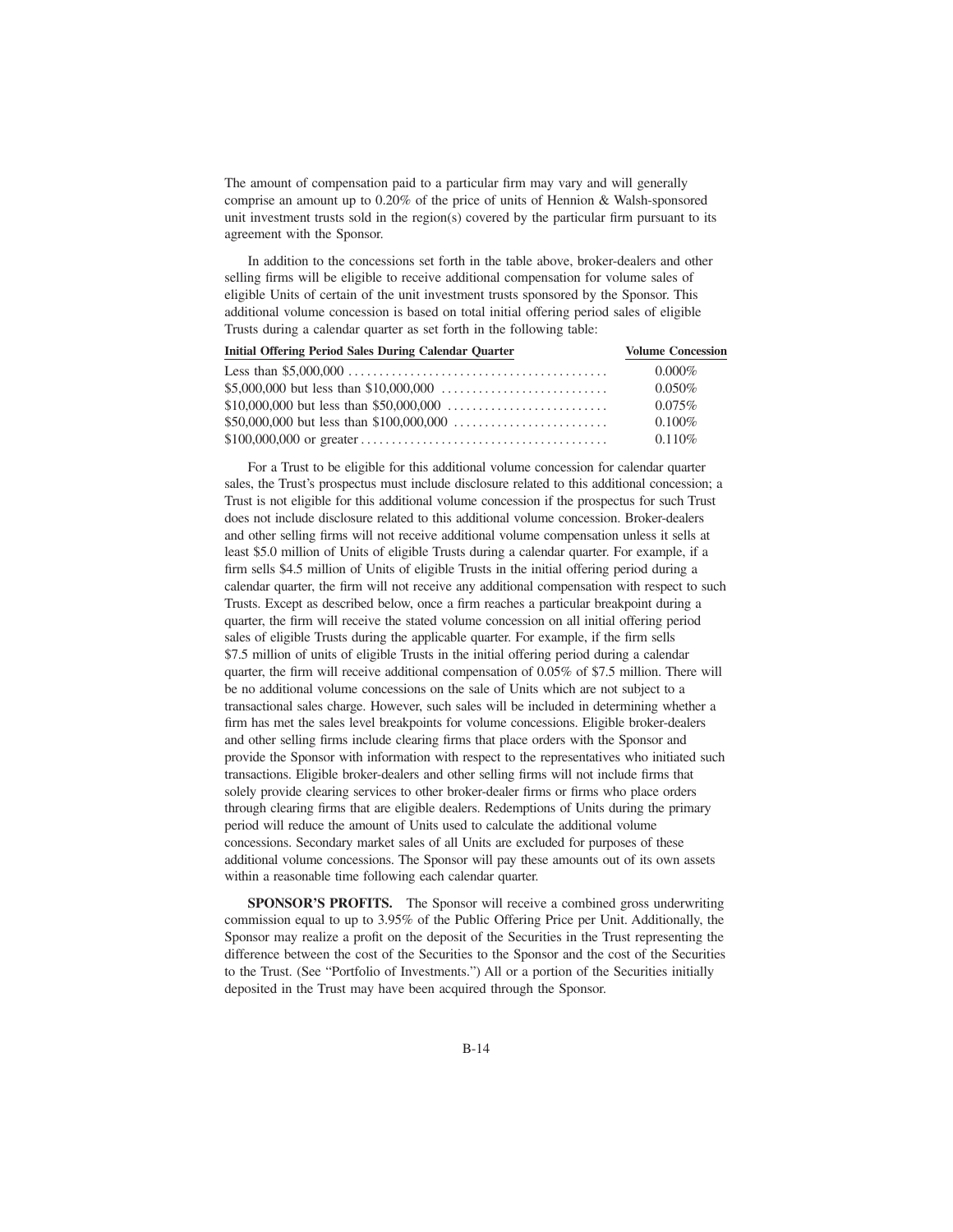The amount of compensation paid to a particular firm may vary and will generally comprise an amount up to 0.20% of the price of units of Hennion & Walsh-sponsored unit investment trusts sold in the region(s) covered by the particular firm pursuant to its agreement with the Sponsor.

In addition to the concessions set forth in the table above, broker-dealers and other selling firms will be eligible to receive additional compensation for volume sales of eligible Units of certain of the unit investment trusts sponsored by the Sponsor. This additional volume concession is based on total initial offering period sales of eligible Trusts during a calendar quarter as set forth in the following table:

| Initial Offering Period Sales During Calendar Quarter | Volume Concession |
|---|---|
| Less than $5,000,000 | 0.000% |
| $5,000,000 but less than $10,000,000 | 0.050% |
| $10,000,000 but less than $50,000,000 | 0.075% |
| $50,000,000 but less than $100,000,000 | 0.100% |
| $100,000,000 or greater | 0.110% |

For a Trust to be eligible for this additional volume concession for calendar quarter sales, the Trust's prospectus must include disclosure related to this additional concession; a Trust is not eligible for this additional volume concession if the prospectus for such Trust does not include disclosure related to this additional volume concession. Broker-dealers and other selling firms will not receive additional volume compensation unless it sells at least $5.0 million of Units of eligible Trusts during a calendar quarter. For example, if a firm sells $4.5 million of Units of eligible Trusts in the initial offering period during a calendar quarter, the firm will not receive any additional compensation with respect to such Trusts. Except as described below, once a firm reaches a particular breakpoint during a quarter, the firm will receive the stated volume concession on all initial offering period sales of eligible Trusts during the applicable quarter. For example, if the firm sells $7.5 million of units of eligible Trusts in the initial offering period during a calendar quarter, the firm will receive additional compensation of 0.05% of $7.5 million. There will be no additional volume concessions on the sale of Units which are not subject to a transactional sales charge. However, such sales will be included in determining whether a firm has met the sales level breakpoints for volume concessions. Eligible broker-dealers and other selling firms include clearing firms that place orders with the Sponsor and provide the Sponsor with information with respect to the representatives who initiated such transactions. Eligible broker-dealers and other selling firms will not include firms that solely provide clearing services to other broker-dealer firms or firms who place orders through clearing firms that are eligible dealers. Redemptions of Units during the primary period will reduce the amount of Units used to calculate the additional volume concessions. Secondary market sales of all Units are excluded for purposes of these additional volume concessions. The Sponsor will pay these amounts out of its own assets within a reasonable time following each calendar quarter.

**SPONSOR'S PROFITS.** The Sponsor will receive a combined gross underwriting commission equal to up to 3.95% of the Public Offering Price per Unit. Additionally, the Sponsor may realize a profit on the deposit of the Securities in the Trust representing the difference between the cost of the Securities to the Sponsor and the cost of the Securities to the Trust. (See "Portfolio of Investments.") All or a portion of the Securities initially deposited in the Trust may have been acquired through the Sponsor.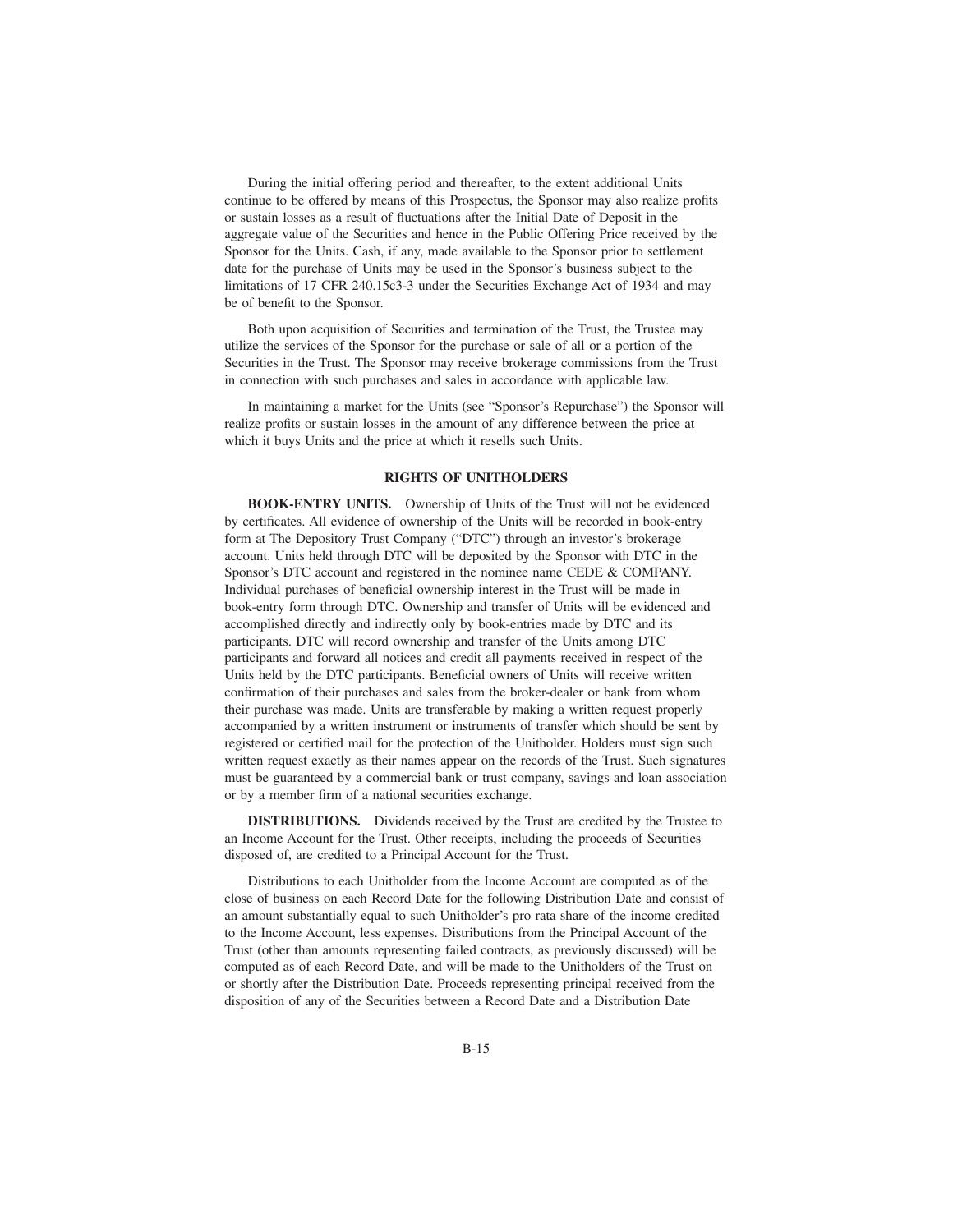During the initial offering period and thereafter, to the extent additional Units continue to be offered by means of this Prospectus, the Sponsor may also realize profits or sustain losses as a result of fluctuations after the Initial Date of Deposit in the aggregate value of the Securities and hence in the Public Offering Price received by the Sponsor for the Units. Cash, if any, made available to the Sponsor prior to settlement date for the purchase of Units may be used in the Sponsor's business subject to the limitations of 17 CFR 240.15c3-3 under the Securities Exchange Act of 1934 and may be of benefit to the Sponsor.

Both upon acquisition of Securities and termination of the Trust, the Trustee may utilize the services of the Sponsor for the purchase or sale of all or a portion of the Securities in the Trust. The Sponsor may receive brokerage commissions from the Trust in connection with such purchases and sales in accordance with applicable law.

In maintaining a market for the Units (see "Sponsor's Repurchase") the Sponsor will realize profits or sustain losses in the amount of any difference between the price at which it buys Units and the price at which it resells such Units.

## RIGHTS OF UNITHOLDERS

**BOOK-ENTRY UNITS.** Ownership of Units of the Trust will not be evidenced by certificates. All evidence of ownership of the Units will be recorded in book-entry form at The Depository Trust Company ("DTC") through an investor's brokerage account. Units held through DTC will be deposited by the Sponsor with DTC in the Sponsor's DTC account and registered in the nominee name CEDE & COMPANY. Individual purchases of beneficial ownership interest in the Trust will be made in book-entry form through DTC. Ownership and transfer of Units will be evidenced and accomplished directly and indirectly only by book-entries made by DTC and its participants. DTC will record ownership and transfer of the Units among DTC participants and forward all notices and credit all payments received in respect of the Units held by the DTC participants. Beneficial owners of Units will receive written confirmation of their purchases and sales from the broker-dealer or bank from whom their purchase was made. Units are transferable by making a written request properly accompanied by a written instrument or instruments of transfer which should be sent by registered or certified mail for the protection of the Unitholder. Holders must sign such written request exactly as their names appear on the records of the Trust. Such signatures must be guaranteed by a commercial bank or trust company, savings and loan association or by a member firm of a national securities exchange.

**DISTRIBUTIONS.** Dividends received by the Trust are credited by the Trustee to an Income Account for the Trust. Other receipts, including the proceeds of Securities disposed of, are credited to a Principal Account for the Trust.

Distributions to each Unitholder from the Income Account are computed as of the close of business on each Record Date for the following Distribution Date and consist of an amount substantially equal to such Unitholder's pro rata share of the income credited to the Income Account, less expenses. Distributions from the Principal Account of the Trust (other than amounts representing failed contracts, as previously discussed) will be computed as of each Record Date, and will be made to the Unitholders of the Trust on or shortly after the Distribution Date. Proceeds representing principal received from the disposition of any of the Securities between a Record Date and a Distribution Date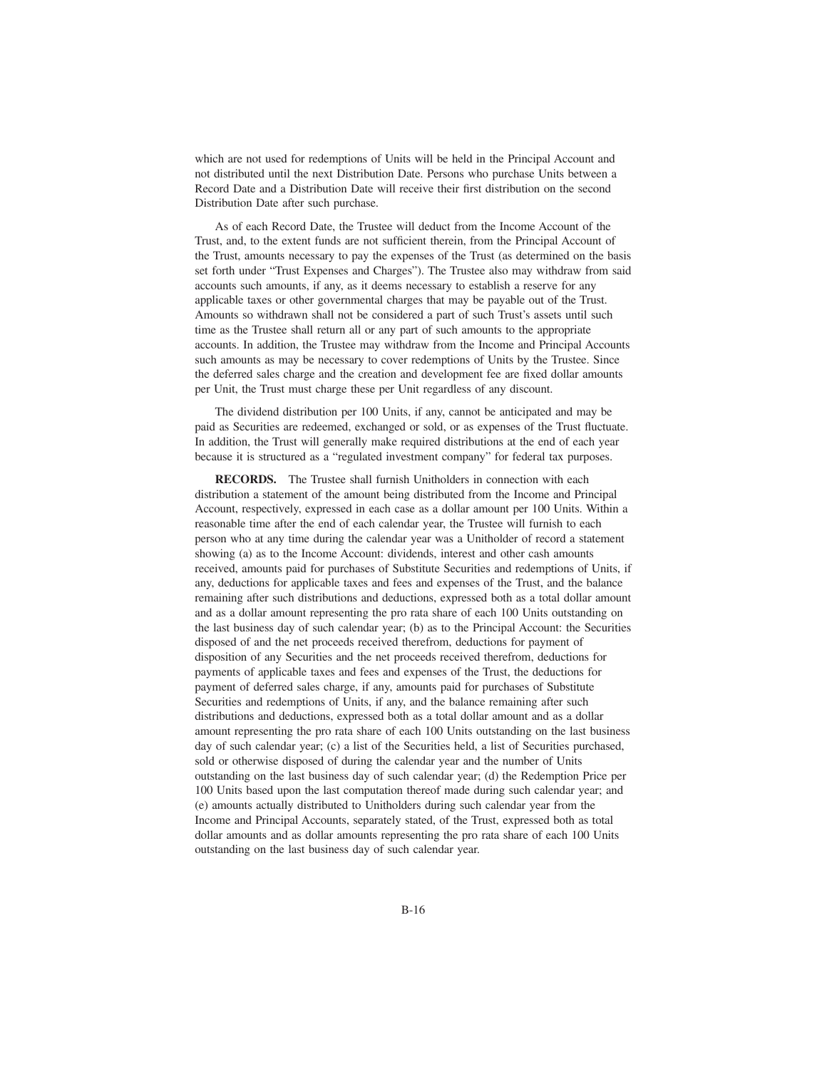which are not used for redemptions of Units will be held in the Principal Account and not distributed until the next Distribution Date. Persons who purchase Units between a Record Date and a Distribution Date will receive their first distribution on the second Distribution Date after such purchase.

As of each Record Date, the Trustee will deduct from the Income Account of the Trust, and, to the extent funds are not sufficient therein, from the Principal Account of the Trust, amounts necessary to pay the expenses of the Trust (as determined on the basis set forth under "Trust Expenses and Charges"). The Trustee also may withdraw from said accounts such amounts, if any, as it deems necessary to establish a reserve for any applicable taxes or other governmental charges that may be payable out of the Trust. Amounts so withdrawn shall not be considered a part of such Trust's assets until such time as the Trustee shall return all or any part of such amounts to the appropriate accounts. In addition, the Trustee may withdraw from the Income and Principal Accounts such amounts as may be necessary to cover redemptions of Units by the Trustee. Since the deferred sales charge and the creation and development fee are fixed dollar amounts per Unit, the Trust must charge these per Unit regardless of any discount.

The dividend distribution per 100 Units, if any, cannot be anticipated and may be paid as Securities are redeemed, exchanged or sold, or as expenses of the Trust fluctuate. In addition, the Trust will generally make required distributions at the end of each year because it is structured as a "regulated investment company" for federal tax purposes.

**RECORDS.** The Trustee shall furnish Unitholders in connection with each distribution a statement of the amount being distributed from the Income and Principal Account, respectively, expressed in each case as a dollar amount per 100 Units. Within a reasonable time after the end of each calendar year, the Trustee will furnish to each person who at any time during the calendar year was a Unitholder of record a statement showing (a) as to the Income Account: dividends, interest and other cash amounts received, amounts paid for purchases of Substitute Securities and redemptions of Units, if any, deductions for applicable taxes and fees and expenses of the Trust, and the balance remaining after such distributions and deductions, expressed both as a total dollar amount and as a dollar amount representing the pro rata share of each 100 Units outstanding on the last business day of such calendar year; (b) as to the Principal Account: the Securities disposed of and the net proceeds received therefrom, deductions for payment of disposition of any Securities and the net proceeds received therefrom, deductions for payments of applicable taxes and fees and expenses of the Trust, the deductions for payment of deferred sales charge, if any, amounts paid for purchases of Substitute Securities and redemptions of Units, if any, and the balance remaining after such distributions and deductions, expressed both as a total dollar amount and as a dollar amount representing the pro rata share of each 100 Units outstanding on the last business day of such calendar year; (c) a list of the Securities held, a list of Securities purchased, sold or otherwise disposed of during the calendar year and the number of Units outstanding on the last business day of such calendar year; (d) the Redemption Price per 100 Units based upon the last computation thereof made during such calendar year; and (e) amounts actually distributed to Unitholders during such calendar year from the Income and Principal Accounts, separately stated, of the Trust, expressed both as total dollar amounts and as dollar amounts representing the pro rata share of each 100 Units outstanding on the last business day of such calendar year.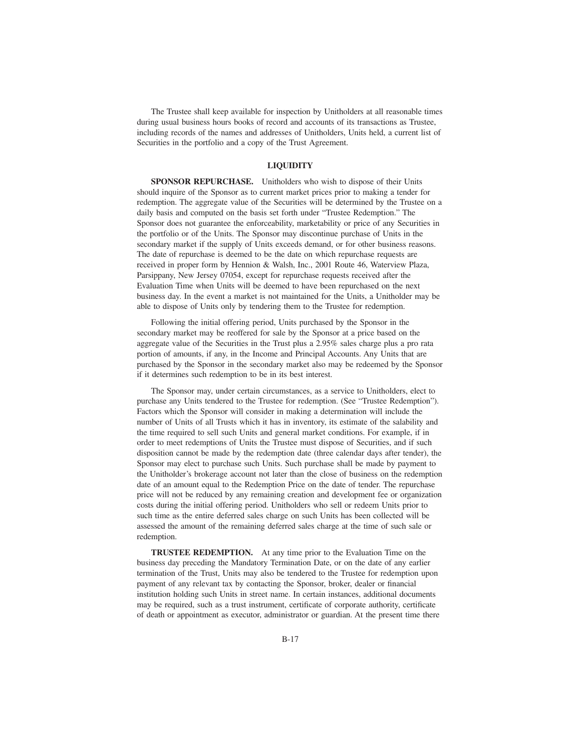The Trustee shall keep available for inspection by Unitholders at all reasonable times during usual business hours books of record and accounts of its transactions as Trustee, including records of the names and addresses of Unitholders, Units held, a current list of Securities in the portfolio and a copy of the Trust Agreement.

## LIQUIDITY

**SPONSOR REPURCHASE.** Unitholders who wish to dispose of their Units should inquire of the Sponsor as to current market prices prior to making a tender for redemption. The aggregate value of the Securities will be determined by the Trustee on a daily basis and computed on the basis set forth under "Trustee Redemption." The Sponsor does not guarantee the enforceability, marketability or price of any Securities in the portfolio or of the Units. The Sponsor may discontinue purchase of Units in the secondary market if the supply of Units exceeds demand, or for other business reasons. The date of repurchase is deemed to be the date on which repurchase requests are received in proper form by Hennion & Walsh, Inc., 2001 Route 46, Waterview Plaza, Parsippany, New Jersey 07054, except for repurchase requests received after the Evaluation Time when Units will be deemed to have been repurchased on the next business day. In the event a market is not maintained for the Units, a Unitholder may be able to dispose of Units only by tendering them to the Trustee for redemption.

Following the initial offering period, Units purchased by the Sponsor in the secondary market may be reoffered for sale by the Sponsor at a price based on the aggregate value of the Securities in the Trust plus a 2.95% sales charge plus a pro rata portion of amounts, if any, in the Income and Principal Accounts. Any Units that are purchased by the Sponsor in the secondary market also may be redeemed by the Sponsor if it determines such redemption to be in its best interest.

The Sponsor may, under certain circumstances, as a service to Unitholders, elect to purchase any Units tendered to the Trustee for redemption. (See "Trustee Redemption"). Factors which the Sponsor will consider in making a determination will include the number of Units of all Trusts which it has in inventory, its estimate of the salability and the time required to sell such Units and general market conditions. For example, if in order to meet redemptions of Units the Trustee must dispose of Securities, and if such disposition cannot be made by the redemption date (three calendar days after tender), the Sponsor may elect to purchase such Units. Such purchase shall be made by payment to the Unitholder's brokerage account not later than the close of business on the redemption date of an amount equal to the Redemption Price on the date of tender. The repurchase price will not be reduced by any remaining creation and development fee or organization costs during the initial offering period. Unitholders who sell or redeem Units prior to such time as the entire deferred sales charge on such Units has been collected will be assessed the amount of the remaining deferred sales charge at the time of such sale or redemption.

**TRUSTEE REDEMPTION.** At any time prior to the Evaluation Time on the business day preceding the Mandatory Termination Date, or on the date of any earlier termination of the Trust, Units may also be tendered to the Trustee for redemption upon payment of any relevant tax by contacting the Sponsor, broker, dealer or financial institution holding such Units in street name. In certain instances, additional documents may be required, such as a trust instrument, certificate of corporate authority, certificate of death or appointment as executor, administrator or guardian. At the present time there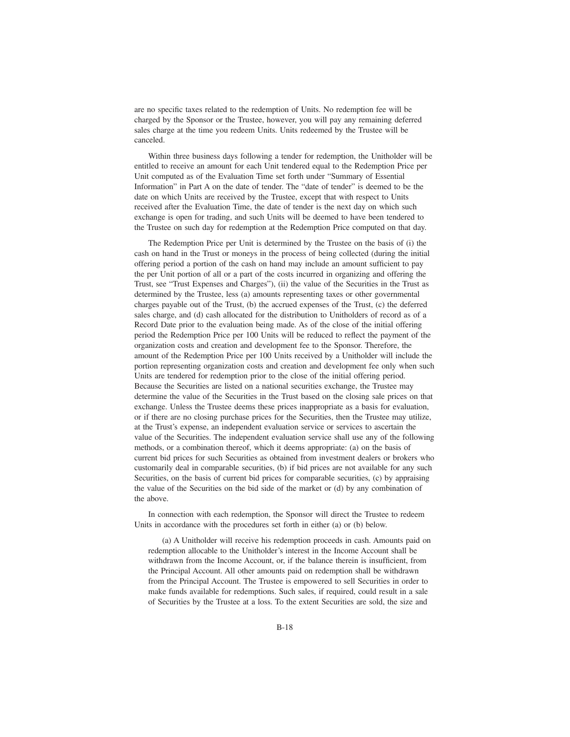are no specific taxes related to the redemption of Units. No redemption fee will be charged by the Sponsor or the Trustee, however, you will pay any remaining deferred sales charge at the time you redeem Units. Units redeemed by the Trustee will be canceled.

Within three business days following a tender for redemption, the Unitholder will be entitled to receive an amount for each Unit tendered equal to the Redemption Price per Unit computed as of the Evaluation Time set forth under "Summary of Essential Information" in Part A on the date of tender. The "date of tender" is deemed to be the date on which Units are received by the Trustee, except that with respect to Units received after the Evaluation Time, the date of tender is the next day on which such exchange is open for trading, and such Units will be deemed to have been tendered to the Trustee on such day for redemption at the Redemption Price computed on that day.

The Redemption Price per Unit is determined by the Trustee on the basis of (i) the cash on hand in the Trust or moneys in the process of being collected (during the initial offering period a portion of the cash on hand may include an amount sufficient to pay the per Unit portion of all or a part of the costs incurred in organizing and offering the Trust, see "Trust Expenses and Charges"), (ii) the value of the Securities in the Trust as determined by the Trustee, less (a) amounts representing taxes or other governmental charges payable out of the Trust, (b) the accrued expenses of the Trust, (c) the deferred sales charge, and (d) cash allocated for the distribution to Unitholders of record as of a Record Date prior to the evaluation being made. As of the close of the initial offering period the Redemption Price per 100 Units will be reduced to reflect the payment of the organization costs and creation and development fee to the Sponsor. Therefore, the amount of the Redemption Price per 100 Units received by a Unitholder will include the portion representing organization costs and creation and development fee only when such Units are tendered for redemption prior to the close of the initial offering period. Because the Securities are listed on a national securities exchange, the Trustee may determine the value of the Securities in the Trust based on the closing sale prices on that exchange. Unless the Trustee deems these prices inappropriate as a basis for evaluation, or if there are no closing purchase prices for the Securities, then the Trustee may utilize, at the Trust's expense, an independent evaluation service or services to ascertain the value of the Securities. The independent evaluation service shall use any of the following methods, or a combination thereof, which it deems appropriate: (a) on the basis of current bid prices for such Securities as obtained from investment dealers or brokers who customarily deal in comparable securities, (b) if bid prices are not available for any such Securities, on the basis of current bid prices for comparable securities, (c) by appraising the value of the Securities on the bid side of the market or (d) by any combination of the above.

In connection with each redemption, the Sponsor will direct the Trustee to redeem Units in accordance with the procedures set forth in either (a) or (b) below.

(a) A Unitholder will receive his redemption proceeds in cash. Amounts paid on redemption allocable to the Unitholder's interest in the Income Account shall be withdrawn from the Income Account, or, if the balance therein is insufficient, from the Principal Account. All other amounts paid on redemption shall be withdrawn from the Principal Account. The Trustee is empowered to sell Securities in order to make funds available for redemptions. Such sales, if required, could result in a sale of Securities by the Trustee at a loss. To the extent Securities are sold, the size and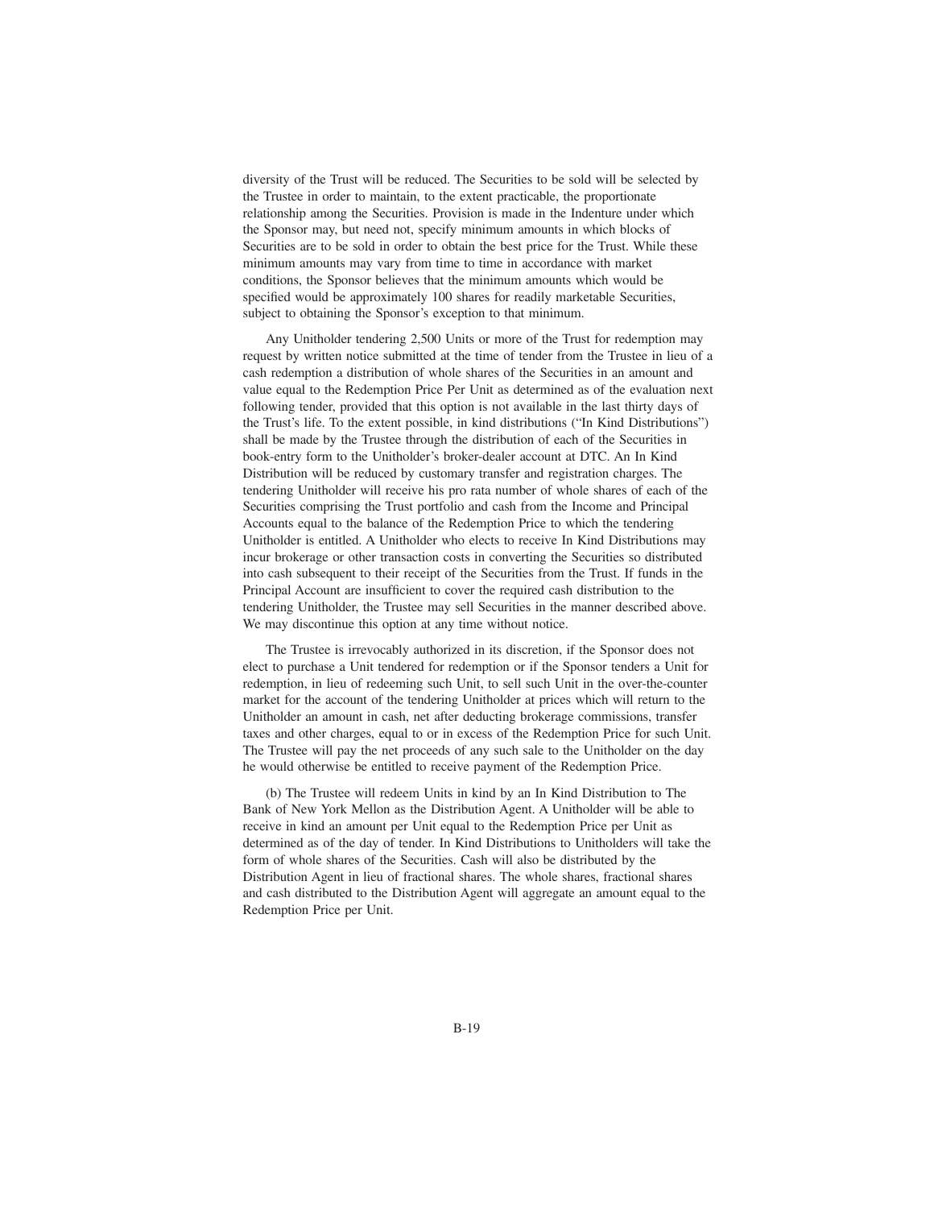diversity of the Trust will be reduced. The Securities to be sold will be selected by the Trustee in order to maintain, to the extent practicable, the proportionate relationship among the Securities. Provision is made in the Indenture under which the Sponsor may, but need not, specify minimum amounts in which blocks of Securities are to be sold in order to obtain the best price for the Trust. While these minimum amounts may vary from time to time in accordance with market conditions, the Sponsor believes that the minimum amounts which would be specified would be approximately 100 shares for readily marketable Securities, subject to obtaining the Sponsor's exception to that minimum.

Any Unitholder tendering 2,500 Units or more of the Trust for redemption may request by written notice submitted at the time of tender from the Trustee in lieu of a cash redemption a distribution of whole shares of the Securities in an amount and value equal to the Redemption Price Per Unit as determined as of the evaluation next following tender, provided that this option is not available in the last thirty days of the Trust's life. To the extent possible, in kind distributions ("In Kind Distributions") shall be made by the Trustee through the distribution of each of the Securities in book-entry form to the Unitholder's broker-dealer account at DTC. An In Kind Distribution will be reduced by customary transfer and registration charges. The tendering Unitholder will receive his pro rata number of whole shares of each of the Securities comprising the Trust portfolio and cash from the Income and Principal Accounts equal to the balance of the Redemption Price to which the tendering Unitholder is entitled. A Unitholder who elects to receive In Kind Distributions may incur brokerage or other transaction costs in converting the Securities so distributed into cash subsequent to their receipt of the Securities from the Trust. If funds in the Principal Account are insufficient to cover the required cash distribution to the tendering Unitholder, the Trustee may sell Securities in the manner described above. We may discontinue this option at any time without notice.

The Trustee is irrevocably authorized in its discretion, if the Sponsor does not elect to purchase a Unit tendered for redemption or if the Sponsor tenders a Unit for redemption, in lieu of redeeming such Unit, to sell such Unit in the over-the-counter market for the account of the tendering Unitholder at prices which will return to the Unitholder an amount in cash, net after deducting brokerage commissions, transfer taxes and other charges, equal to or in excess of the Redemption Price for such Unit. The Trustee will pay the net proceeds of any such sale to the Unitholder on the day he would otherwise be entitled to receive payment of the Redemption Price.

(b) The Trustee will redeem Units in kind by an In Kind Distribution to The Bank of New York Mellon as the Distribution Agent. A Unitholder will be able to receive in kind an amount per Unit equal to the Redemption Price per Unit as determined as of the day of tender. In Kind Distributions to Unitholders will take the form of whole shares of the Securities. Cash will also be distributed by the Distribution Agent in lieu of fractional shares. The whole shares, fractional shares and cash distributed to the Distribution Agent will aggregate an amount equal to the Redemption Price per Unit.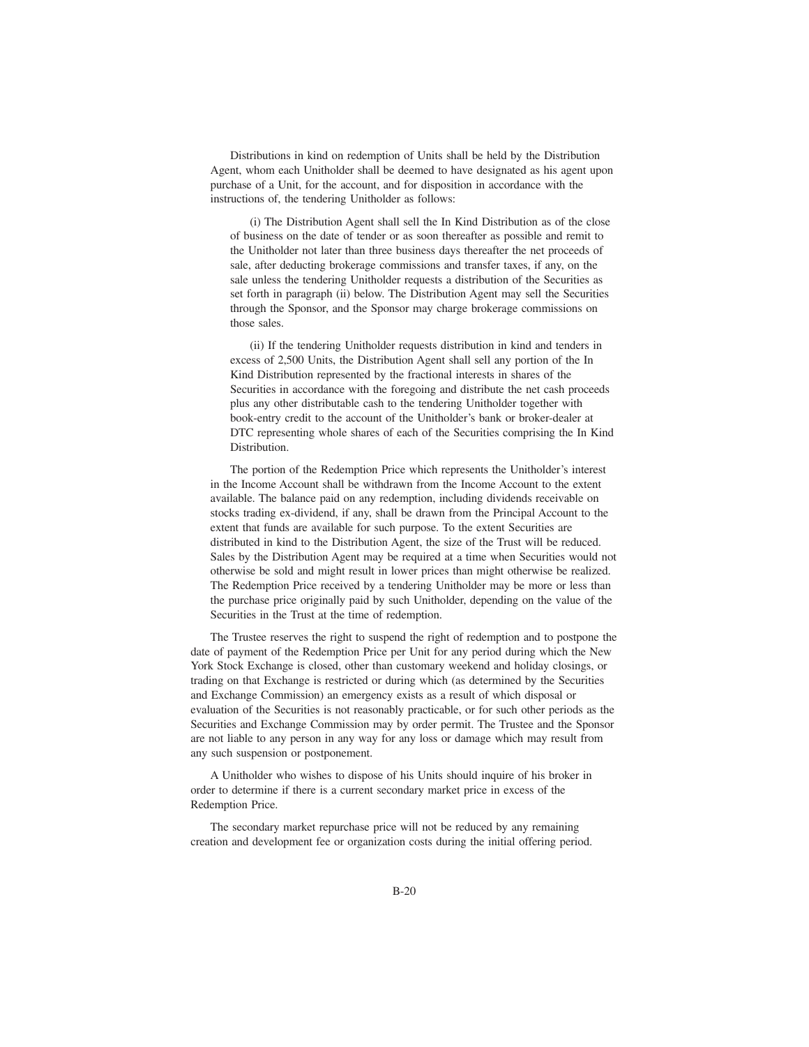Distributions in kind on redemption of Units shall be held by the Distribution Agent, whom each Unitholder shall be deemed to have designated as his agent upon purchase of a Unit, for the account, and for disposition in accordance with the instructions of, the tendering Unitholder as follows:

(i) The Distribution Agent shall sell the In Kind Distribution as of the close of business on the date of tender or as soon thereafter as possible and remit to the Unitholder not later than three business days thereafter the net proceeds of sale, after deducting brokerage commissions and transfer taxes, if any, on the sale unless the tendering Unitholder requests a distribution of the Securities as set forth in paragraph (ii) below. The Distribution Agent may sell the Securities through the Sponsor, and the Sponsor may charge brokerage commissions on those sales.

(ii) If the tendering Unitholder requests distribution in kind and tenders in excess of 2,500 Units, the Distribution Agent shall sell any portion of the In Kind Distribution represented by the fractional interests in shares of the Securities in accordance with the foregoing and distribute the net cash proceeds plus any other distributable cash to the tendering Unitholder together with book-entry credit to the account of the Unitholder's bank or broker-dealer at DTC representing whole shares of each of the Securities comprising the In Kind Distribution.

The portion of the Redemption Price which represents the Unitholder's interest in the Income Account shall be withdrawn from the Income Account to the extent available. The balance paid on any redemption, including dividends receivable on stocks trading ex-dividend, if any, shall be drawn from the Principal Account to the extent that funds are available for such purpose. To the extent Securities are distributed in kind to the Distribution Agent, the size of the Trust will be reduced. Sales by the Distribution Agent may be required at a time when Securities would not otherwise be sold and might result in lower prices than might otherwise be realized. The Redemption Price received by a tendering Unitholder may be more or less than the purchase price originally paid by such Unitholder, depending on the value of the Securities in the Trust at the time of redemption.

The Trustee reserves the right to suspend the right of redemption and to postpone the date of payment of the Redemption Price per Unit for any period during which the New York Stock Exchange is closed, other than customary weekend and holiday closings, or trading on that Exchange is restricted or during which (as determined by the Securities and Exchange Commission) an emergency exists as a result of which disposal or evaluation of the Securities is not reasonably practicable, or for such other periods as the Securities and Exchange Commission may by order permit. The Trustee and the Sponsor are not liable to any person in any way for any loss or damage which may result from any such suspension or postponement.

A Unitholder who wishes to dispose of his Units should inquire of his broker in order to determine if there is a current secondary market price in excess of the Redemption Price.

The secondary market repurchase price will not be reduced by any remaining creation and development fee or organization costs during the initial offering period.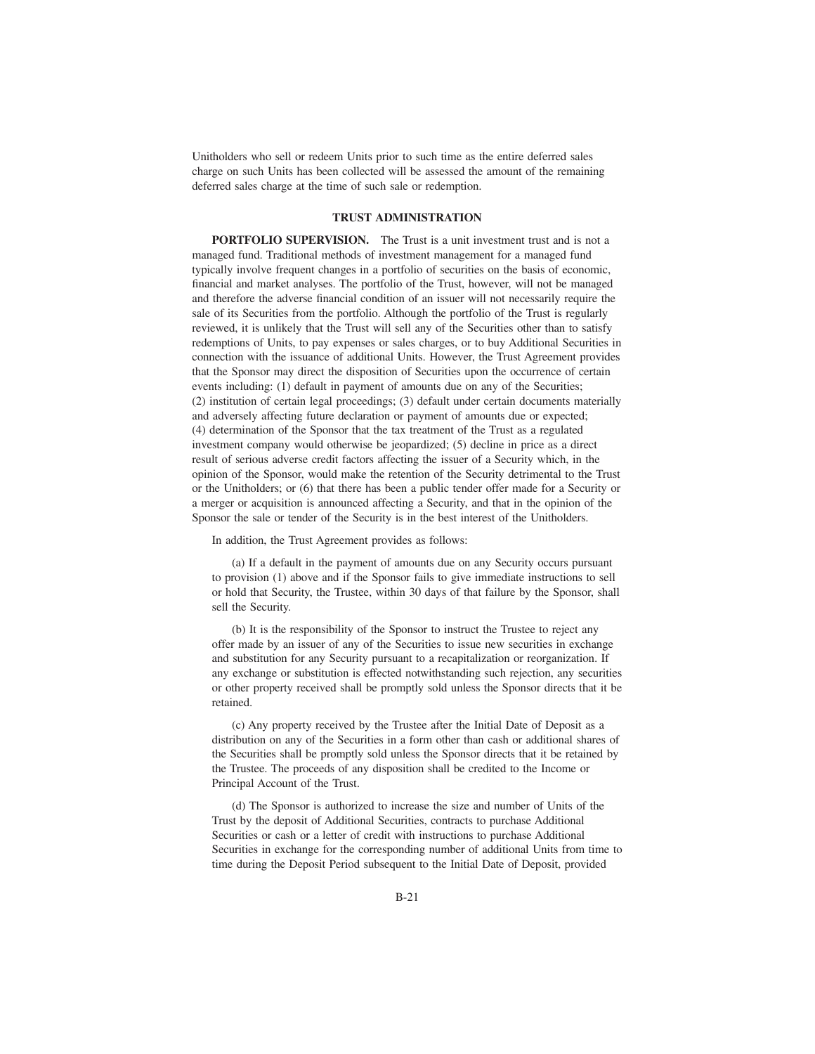Unitholders who sell or redeem Units prior to such time as the entire deferred sales charge on such Units has been collected will be assessed the amount of the remaining deferred sales charge at the time of such sale or redemption.

## TRUST ADMINISTRATION

**PORTFOLIO SUPERVISION.** The Trust is a unit investment trust and is not a managed fund. Traditional methods of investment management for a managed fund typically involve frequent changes in a portfolio of securities on the basis of economic, financial and market analyses. The portfolio of the Trust, however, will not be managed and therefore the adverse financial condition of an issuer will not necessarily require the sale of its Securities from the portfolio. Although the portfolio of the Trust is regularly reviewed, it is unlikely that the Trust will sell any of the Securities other than to satisfy redemptions of Units, to pay expenses or sales charges, or to buy Additional Securities in connection with the issuance of additional Units. However, the Trust Agreement provides that the Sponsor may direct the disposition of Securities upon the occurrence of certain events including: (1) default in payment of amounts due on any of the Securities; (2) institution of certain legal proceedings; (3) default under certain documents materially and adversely affecting future declaration or payment of amounts due or expected; (4) determination of the Sponsor that the tax treatment of the Trust as a regulated investment company would otherwise be jeopardized; (5) decline in price as a direct result of serious adverse credit factors affecting the issuer of a Security which, in the opinion of the Sponsor, would make the retention of the Security detrimental to the Trust or the Unitholders; or (6) that there has been a public tender offer made for a Security or a merger or acquisition is announced affecting a Security, and that in the opinion of the Sponsor the sale or tender of the Security is in the best interest of the Unitholders.

In addition, the Trust Agreement provides as follows:

(a) If a default in the payment of amounts due on any Security occurs pursuant to provision (1) above and if the Sponsor fails to give immediate instructions to sell or hold that Security, the Trustee, within 30 days of that failure by the Sponsor, shall sell the Security.

(b) It is the responsibility of the Sponsor to instruct the Trustee to reject any offer made by an issuer of any of the Securities to issue new securities in exchange and substitution for any Security pursuant to a recapitalization or reorganization. If any exchange or substitution is effected notwithstanding such rejection, any securities or other property received shall be promptly sold unless the Sponsor directs that it be retained.

(c) Any property received by the Trustee after the Initial Date of Deposit as a distribution on any of the Securities in a form other than cash or additional shares of the Securities shall be promptly sold unless the Sponsor directs that it be retained by the Trustee. The proceeds of any disposition shall be credited to the Income or Principal Account of the Trust.

(d) The Sponsor is authorized to increase the size and number of Units of the Trust by the deposit of Additional Securities, contracts to purchase Additional Securities or cash or a letter of credit with instructions to purchase Additional Securities in exchange for the corresponding number of additional Units from time to time during the Deposit Period subsequent to the Initial Date of Deposit, provided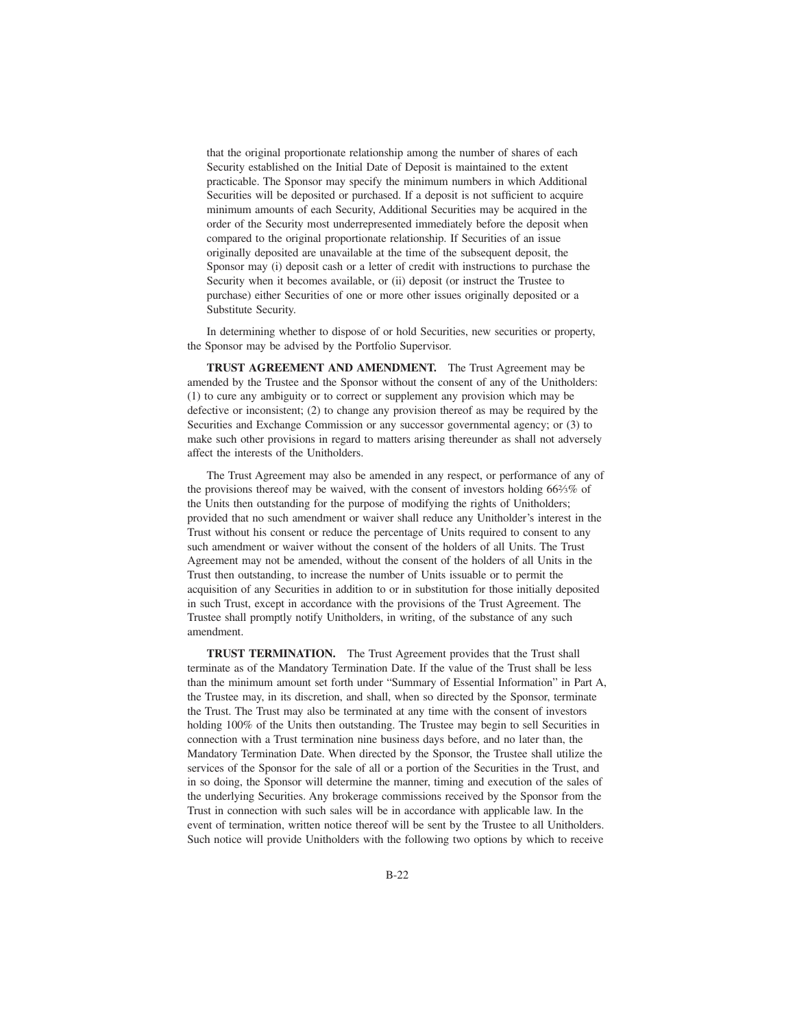that the original proportionate relationship among the number of shares of each Security established on the Initial Date of Deposit is maintained to the extent practicable. The Sponsor may specify the minimum numbers in which Additional Securities will be deposited or purchased. If a deposit is not sufficient to acquire minimum amounts of each Security, Additional Securities may be acquired in the order of the Security most underrepresented immediately before the deposit when compared to the original proportionate relationship. If Securities of an issue originally deposited are unavailable at the time of the subsequent deposit, the Sponsor may (i) deposit cash or a letter of credit with instructions to purchase the Security when it becomes available, or (ii) deposit (or instruct the Trustee to purchase) either Securities of one or more other issues originally deposited or a Substitute Security.

In determining whether to dispose of or hold Securities, new securities or property, the Sponsor may be advised by the Portfolio Supervisor.

**TRUST AGREEMENT AND AMENDMENT.** The Trust Agreement may be amended by the Trustee and the Sponsor without the consent of any of the Unitholders: (1) to cure any ambiguity or to correct or supplement any provision which may be defective or inconsistent; (2) to change any provision thereof as may be required by the Securities and Exchange Commission or any successor governmental agency; or (3) to make such other provisions in regard to matters arising thereunder as shall not adversely affect the interests of the Unitholders.

The Trust Agreement may also be amended in any respect, or performance of any of the provisions thereof may be waived, with the consent of investors holding 66⅔% of the Units then outstanding for the purpose of modifying the rights of Unitholders; provided that no such amendment or waiver shall reduce any Unitholder's interest in the Trust without his consent or reduce the percentage of Units required to consent to any such amendment or waiver without the consent of the holders of all Units. The Trust Agreement may not be amended, without the consent of the holders of all Units in the Trust then outstanding, to increase the number of Units issuable or to permit the acquisition of any Securities in addition to or in substitution for those initially deposited in such Trust, except in accordance with the provisions of the Trust Agreement. The Trustee shall promptly notify Unitholders, in writing, of the substance of any such amendment.

**TRUST TERMINATION.** The Trust Agreement provides that the Trust shall terminate as of the Mandatory Termination Date. If the value of the Trust shall be less than the minimum amount set forth under "Summary of Essential Information" in Part A, the Trustee may, in its discretion, and shall, when so directed by the Sponsor, terminate the Trust. The Trust may also be terminated at any time with the consent of investors holding 100% of the Units then outstanding. The Trustee may begin to sell Securities in connection with a Trust termination nine business days before, and no later than, the Mandatory Termination Date. When directed by the Sponsor, the Trustee shall utilize the services of the Sponsor for the sale of all or a portion of the Securities in the Trust, and in so doing, the Sponsor will determine the manner, timing and execution of the sales of the underlying Securities. Any brokerage commissions received by the Sponsor from the Trust in connection with such sales will be in accordance with applicable law. In the event of termination, written notice thereof will be sent by the Trustee to all Unitholders. Such notice will provide Unitholders with the following two options by which to receive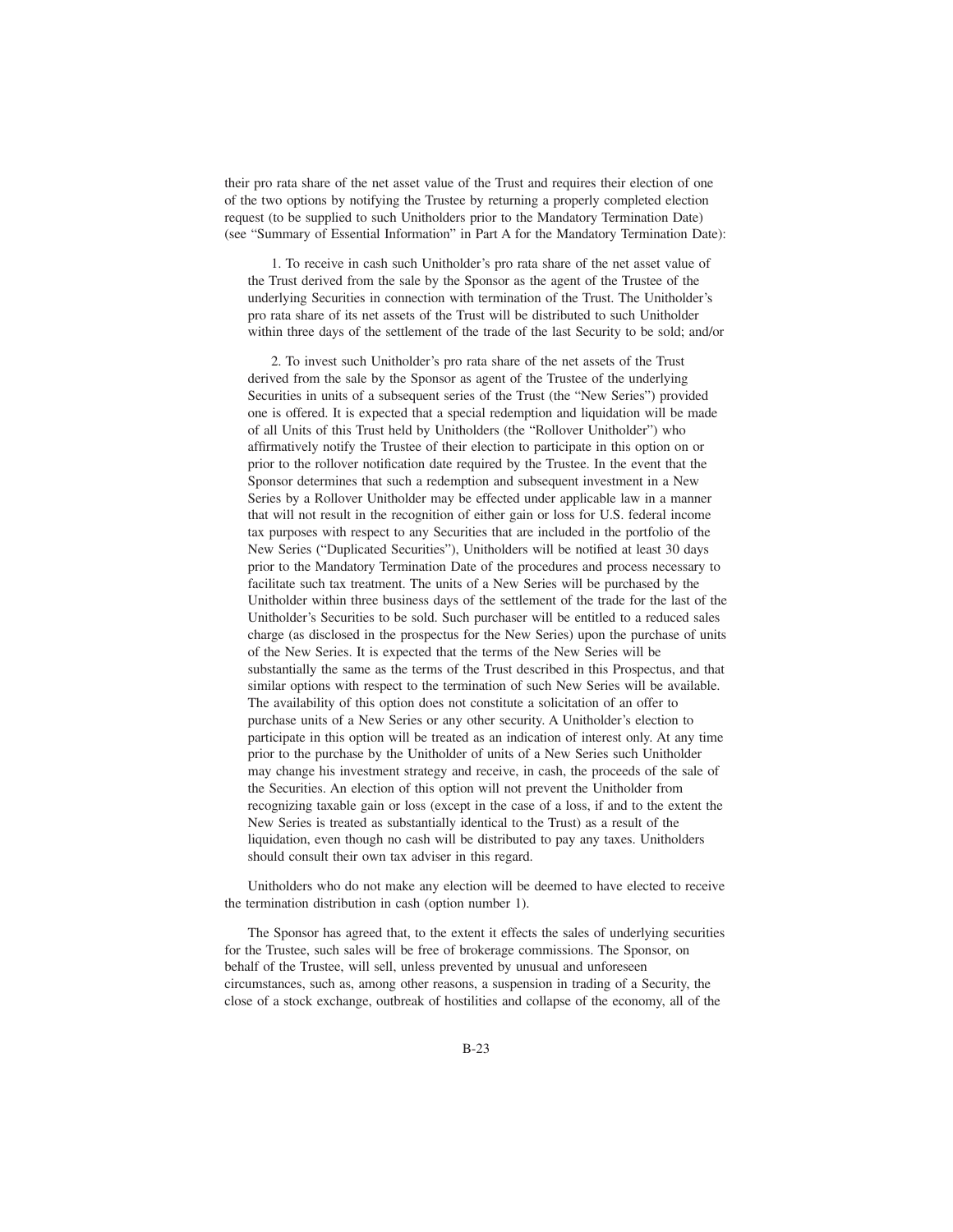their pro rata share of the net asset value of the Trust and requires their election of one of the two options by notifying the Trustee by returning a properly completed election request (to be supplied to such Unitholders prior to the Mandatory Termination Date) (see "Summary of Essential Information" in Part A for the Mandatory Termination Date):

1. To receive in cash such Unitholder's pro rata share of the net asset value of the Trust derived from the sale by the Sponsor as the agent of the Trustee of the underlying Securities in connection with termination of the Trust. The Unitholder's pro rata share of its net assets of the Trust will be distributed to such Unitholder within three days of the settlement of the trade of the last Security to be sold; and/or

2. To invest such Unitholder's pro rata share of the net assets of the Trust derived from the sale by the Sponsor as agent of the Trustee of the underlying Securities in units of a subsequent series of the Trust (the "New Series") provided one is offered. It is expected that a special redemption and liquidation will be made of all Units of this Trust held by Unitholders (the "Rollover Unitholder") who affirmatively notify the Trustee of their election to participate in this option on or prior to the rollover notification date required by the Trustee. In the event that the Sponsor determines that such a redemption and subsequent investment in a New Series by a Rollover Unitholder may be effected under applicable law in a manner that will not result in the recognition of either gain or loss for U.S. federal income tax purposes with respect to any Securities that are included in the portfolio of the New Series ("Duplicated Securities"), Unitholders will be notified at least 30 days prior to the Mandatory Termination Date of the procedures and process necessary to facilitate such tax treatment. The units of a New Series will be purchased by the Unitholder within three business days of the settlement of the trade for the last of the Unitholder's Securities to be sold. Such purchaser will be entitled to a reduced sales charge (as disclosed in the prospectus for the New Series) upon the purchase of units of the New Series. It is expected that the terms of the New Series will be substantially the same as the terms of the Trust described in this Prospectus, and that similar options with respect to the termination of such New Series will be available. The availability of this option does not constitute a solicitation of an offer to purchase units of a New Series or any other security. A Unitholder's election to participate in this option will be treated as an indication of interest only. At any time prior to the purchase by the Unitholder of units of a New Series such Unitholder may change his investment strategy and receive, in cash, the proceeds of the sale of the Securities. An election of this option will not prevent the Unitholder from recognizing taxable gain or loss (except in the case of a loss, if and to the extent the New Series is treated as substantially identical to the Trust) as a result of the liquidation, even though no cash will be distributed to pay any taxes. Unitholders should consult their own tax adviser in this regard.

Unitholders who do not make any election will be deemed to have elected to receive the termination distribution in cash (option number 1).

The Sponsor has agreed that, to the extent it effects the sales of underlying securities for the Trustee, such sales will be free of brokerage commissions. The Sponsor, on behalf of the Trustee, will sell, unless prevented by unusual and unforeseen circumstances, such as, among other reasons, a suspension in trading of a Security, the close of a stock exchange, outbreak of hostilities and collapse of the economy, all of the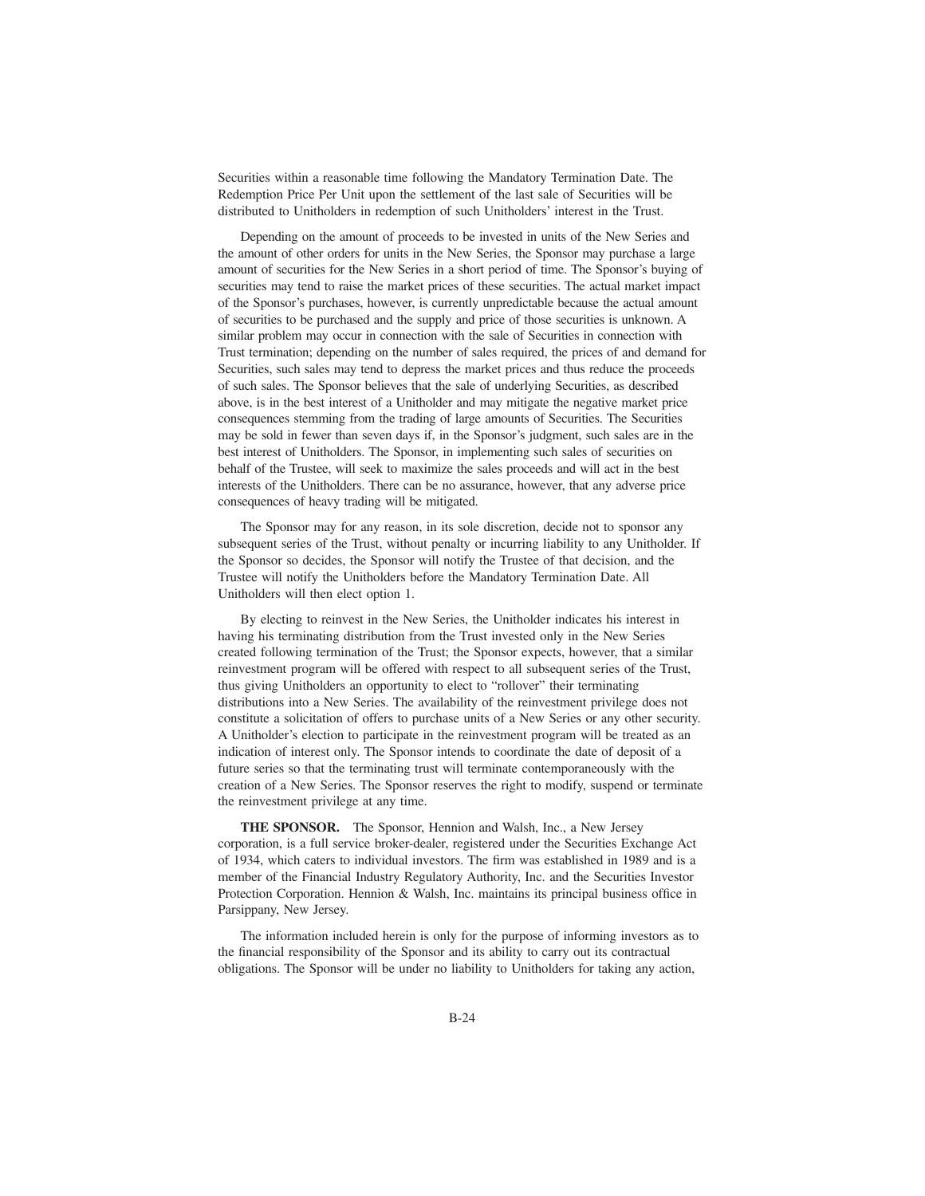Securities within a reasonable time following the Mandatory Termination Date. The Redemption Price Per Unit upon the settlement of the last sale of Securities will be distributed to Unitholders in redemption of such Unitholders' interest in the Trust.

Depending on the amount of proceeds to be invested in units of the New Series and the amount of other orders for units in the New Series, the Sponsor may purchase a large amount of securities for the New Series in a short period of time. The Sponsor's buying of securities may tend to raise the market prices of these securities. The actual market impact of the Sponsor's purchases, however, is currently unpredictable because the actual amount of securities to be purchased and the supply and price of those securities is unknown. A similar problem may occur in connection with the sale of Securities in connection with Trust termination; depending on the number of sales required, the prices of and demand for Securities, such sales may tend to depress the market prices and thus reduce the proceeds of such sales. The Sponsor believes that the sale of underlying Securities, as described above, is in the best interest of a Unitholder and may mitigate the negative market price consequences stemming from the trading of large amounts of Securities. The Securities may be sold in fewer than seven days if, in the Sponsor's judgment, such sales are in the best interest of Unitholders. The Sponsor, in implementing such sales of securities on behalf of the Trustee, will seek to maximize the sales proceeds and will act in the best interests of the Unitholders. There can be no assurance, however, that any adverse price consequences of heavy trading will be mitigated.

The Sponsor may for any reason, in its sole discretion, decide not to sponsor any subsequent series of the Trust, without penalty or incurring liability to any Unitholder. If the Sponsor so decides, the Sponsor will notify the Trustee of that decision, and the Trustee will notify the Unitholders before the Mandatory Termination Date. All Unitholders will then elect option 1.

By electing to reinvest in the New Series, the Unitholder indicates his interest in having his terminating distribution from the Trust invested only in the New Series created following termination of the Trust; the Sponsor expects, however, that a similar reinvestment program will be offered with respect to all subsequent series of the Trust, thus giving Unitholders an opportunity to elect to "rollover" their terminating distributions into a New Series. The availability of the reinvestment privilege does not constitute a solicitation of offers to purchase units of a New Series or any other security. A Unitholder's election to participate in the reinvestment program will be treated as an indication of interest only. The Sponsor intends to coordinate the date of deposit of a future series so that the terminating trust will terminate contemporaneously with the creation of a New Series. The Sponsor reserves the right to modify, suspend or terminate the reinvestment privilege at any time.

**THE SPONSOR.** The Sponsor, Hennion and Walsh, Inc., a New Jersey corporation, is a full service broker-dealer, registered under the Securities Exchange Act of 1934, which caters to individual investors. The firm was established in 1989 and is a member of the Financial Industry Regulatory Authority, Inc. and the Securities Investor Protection Corporation. Hennion & Walsh, Inc. maintains its principal business office in Parsippany, New Jersey.

The information included herein is only for the purpose of informing investors as to the financial responsibility of the Sponsor and its ability to carry out its contractual obligations. The Sponsor will be under no liability to Unitholders for taking any action,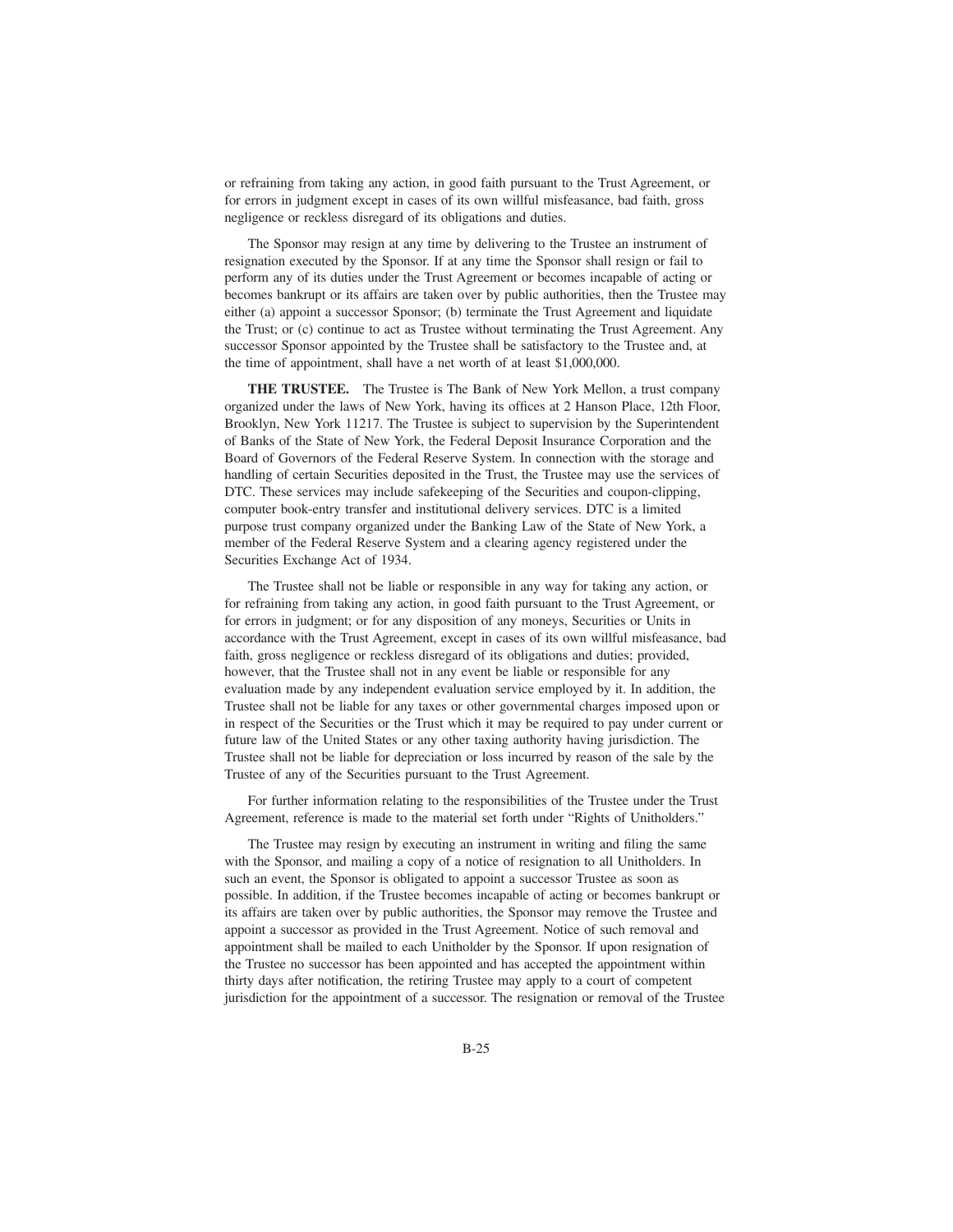or refraining from taking any action, in good faith pursuant to the Trust Agreement, or for errors in judgment except in cases of its own willful misfeasance, bad faith, gross negligence or reckless disregard of its obligations and duties.

The Sponsor may resign at any time by delivering to the Trustee an instrument of resignation executed by the Sponsor. If at any time the Sponsor shall resign or fail to perform any of its duties under the Trust Agreement or becomes incapable of acting or becomes bankrupt or its affairs are taken over by public authorities, then the Trustee may either (a) appoint a successor Sponsor; (b) terminate the Trust Agreement and liquidate the Trust; or (c) continue to act as Trustee without terminating the Trust Agreement. Any successor Sponsor appointed by the Trustee shall be satisfactory to the Trustee and, at the time of appointment, shall have a net worth of at least $1,000,000.

**THE TRUSTEE.** The Trustee is The Bank of New York Mellon, a trust company organized under the laws of New York, having its offices at 2 Hanson Place, 12th Floor, Brooklyn, New York 11217. The Trustee is subject to supervision by the Superintendent of Banks of the State of New York, the Federal Deposit Insurance Corporation and the Board of Governors of the Federal Reserve System. In connection with the storage and handling of certain Securities deposited in the Trust, the Trustee may use the services of DTC. These services may include safekeeping of the Securities and coupon-clipping, computer book-entry transfer and institutional delivery services. DTC is a limited purpose trust company organized under the Banking Law of the State of New York, a member of the Federal Reserve System and a clearing agency registered under the Securities Exchange Act of 1934.

The Trustee shall not be liable or responsible in any way for taking any action, or for refraining from taking any action, in good faith pursuant to the Trust Agreement, or for errors in judgment; or for any disposition of any moneys, Securities or Units in accordance with the Trust Agreement, except in cases of its own willful misfeasance, bad faith, gross negligence or reckless disregard of its obligations and duties; provided, however, that the Trustee shall not in any event be liable or responsible for any evaluation made by any independent evaluation service employed by it. In addition, the Trustee shall not be liable for any taxes or other governmental charges imposed upon or in respect of the Securities or the Trust which it may be required to pay under current or future law of the United States or any other taxing authority having jurisdiction. The Trustee shall not be liable for depreciation or loss incurred by reason of the sale by the Trustee of any of the Securities pursuant to the Trust Agreement.

For further information relating to the responsibilities of the Trustee under the Trust Agreement, reference is made to the material set forth under "Rights of Unitholders."

The Trustee may resign by executing an instrument in writing and filing the same with the Sponsor, and mailing a copy of a notice of resignation to all Unitholders. In such an event, the Sponsor is obligated to appoint a successor Trustee as soon as possible. In addition, if the Trustee becomes incapable of acting or becomes bankrupt or its affairs are taken over by public authorities, the Sponsor may remove the Trustee and appoint a successor as provided in the Trust Agreement. Notice of such removal and appointment shall be mailed to each Unitholder by the Sponsor. If upon resignation of the Trustee no successor has been appointed and has accepted the appointment within thirty days after notification, the retiring Trustee may apply to a court of competent jurisdiction for the appointment of a successor. The resignation or removal of the Trustee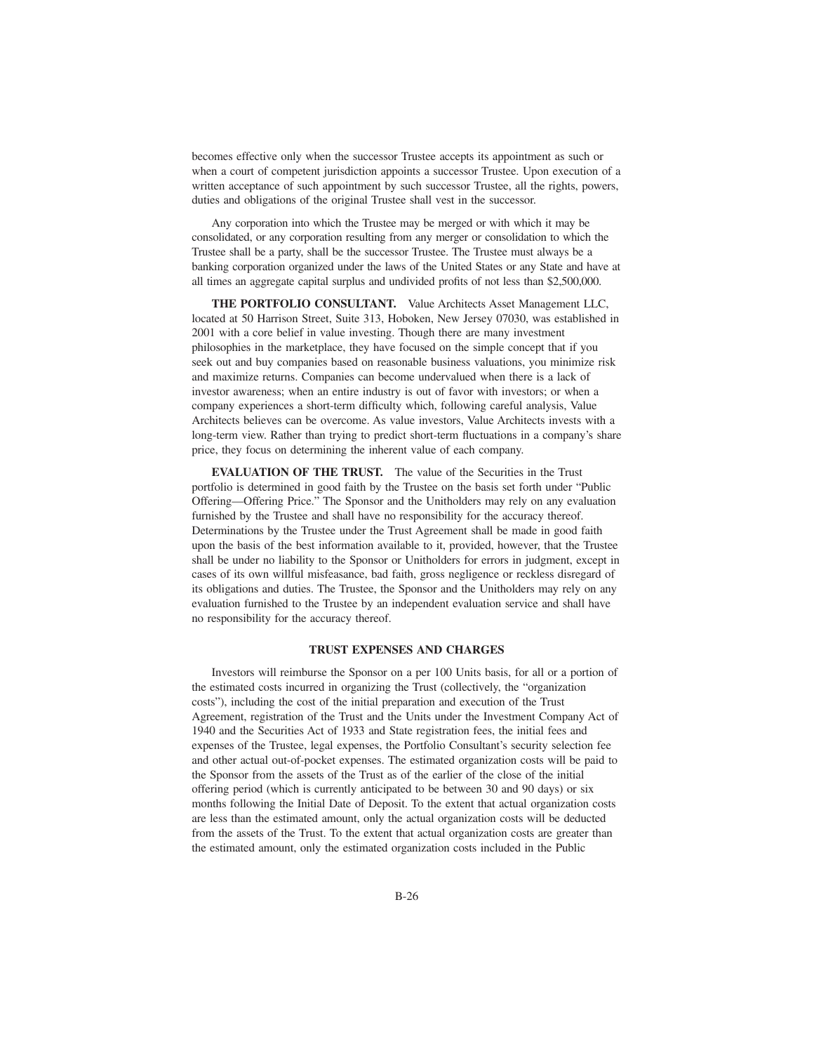becomes effective only when the successor Trustee accepts its appointment as such or when a court of competent jurisdiction appoints a successor Trustee. Upon execution of a written acceptance of such appointment by such successor Trustee, all the rights, powers, duties and obligations of the original Trustee shall vest in the successor.

Any corporation into which the Trustee may be merged or with which it may be consolidated, or any corporation resulting from any merger or consolidation to which the Trustee shall be a party, shall be the successor Trustee. The Trustee must always be a banking corporation organized under the laws of the United States or any State and have at all times an aggregate capital surplus and undivided profits of not less than $2,500,000.

**THE PORTFOLIO CONSULTANT.** Value Architects Asset Management LLC, located at 50 Harrison Street, Suite 313, Hoboken, New Jersey 07030, was established in 2001 with a core belief in value investing. Though there are many investment philosophies in the marketplace, they have focused on the simple concept that if you seek out and buy companies based on reasonable business valuations, you minimize risk and maximize returns. Companies can become undervalued when there is a lack of investor awareness; when an entire industry is out of favor with investors; or when a company experiences a short-term difficulty which, following careful analysis, Value Architects believes can be overcome. As value investors, Value Architects invests with a long-term view. Rather than trying to predict short-term fluctuations in a company's share price, they focus on determining the inherent value of each company.

**EVALUATION OF THE TRUST.** The value of the Securities in the Trust portfolio is determined in good faith by the Trustee on the basis set forth under "Public Offering—Offering Price." The Sponsor and the Unitholders may rely on any evaluation furnished by the Trustee and shall have no responsibility for the accuracy thereof. Determinations by the Trustee under the Trust Agreement shall be made in good faith upon the basis of the best information available to it, provided, however, that the Trustee shall be under no liability to the Sponsor or Unitholders for errors in judgment, except in cases of its own willful misfeasance, bad faith, gross negligence or reckless disregard of its obligations and duties. The Trustee, the Sponsor and the Unitholders may rely on any evaluation furnished to the Trustee by an independent evaluation service and shall have no responsibility for the accuracy thereof.

## TRUST EXPENSES AND CHARGES

Investors will reimburse the Sponsor on a per 100 Units basis, for all or a portion of the estimated costs incurred in organizing the Trust (collectively, the "organization costs"), including the cost of the initial preparation and execution of the Trust Agreement, registration of the Trust and the Units under the Investment Company Act of 1940 and the Securities Act of 1933 and State registration fees, the initial fees and expenses of the Trustee, legal expenses, the Portfolio Consultant's security selection fee and other actual out-of-pocket expenses. The estimated organization costs will be paid to the Sponsor from the assets of the Trust as of the earlier of the close of the initial offering period (which is currently anticipated to be between 30 and 90 days) or six months following the Initial Date of Deposit. To the extent that actual organization costs are less than the estimated amount, only the actual organization costs will be deducted from the assets of the Trust. To the extent that actual organization costs are greater than the estimated amount, only the estimated organization costs included in the Public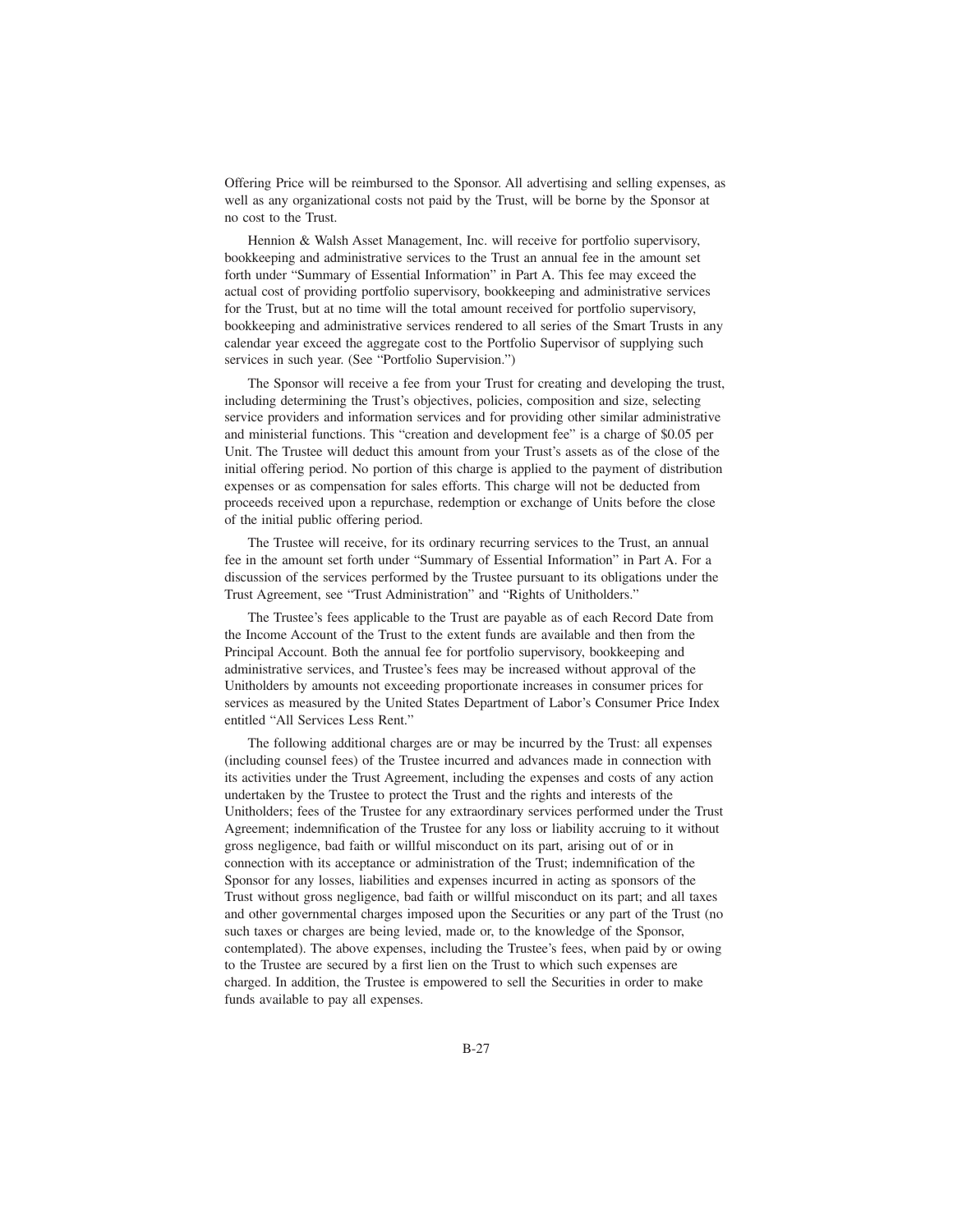Offering Price will be reimbursed to the Sponsor. All advertising and selling expenses, as well as any organizational costs not paid by the Trust, will be borne by the Sponsor at no cost to the Trust.

Hennion & Walsh Asset Management, Inc. will receive for portfolio supervisory, bookkeeping and administrative services to the Trust an annual fee in the amount set forth under "Summary of Essential Information" in Part A. This fee may exceed the actual cost of providing portfolio supervisory, bookkeeping and administrative services for the Trust, but at no time will the total amount received for portfolio supervisory, bookkeeping and administrative services rendered to all series of the Smart Trusts in any calendar year exceed the aggregate cost to the Portfolio Supervisor of supplying such services in such year. (See "Portfolio Supervision.")

The Sponsor will receive a fee from your Trust for creating and developing the trust, including determining the Trust's objectives, policies, composition and size, selecting service providers and information services and for providing other similar administrative and ministerial functions. This "creation and development fee" is a charge of $0.05 per Unit. The Trustee will deduct this amount from your Trust's assets as of the close of the initial offering period. No portion of this charge is applied to the payment of distribution expenses or as compensation for sales efforts. This charge will not be deducted from proceeds received upon a repurchase, redemption or exchange of Units before the close of the initial public offering period.

The Trustee will receive, for its ordinary recurring services to the Trust, an annual fee in the amount set forth under "Summary of Essential Information" in Part A. For a discussion of the services performed by the Trustee pursuant to its obligations under the Trust Agreement, see "Trust Administration" and "Rights of Unitholders."

The Trustee's fees applicable to the Trust are payable as of each Record Date from the Income Account of the Trust to the extent funds are available and then from the Principal Account. Both the annual fee for portfolio supervisory, bookkeeping and administrative services, and Trustee's fees may be increased without approval of the Unitholders by amounts not exceeding proportionate increases in consumer prices for services as measured by the United States Department of Labor's Consumer Price Index entitled "All Services Less Rent."

The following additional charges are or may be incurred by the Trust: all expenses (including counsel fees) of the Trustee incurred and advances made in connection with its activities under the Trust Agreement, including the expenses and costs of any action undertaken by the Trustee to protect the Trust and the rights and interests of the Unitholders; fees of the Trustee for any extraordinary services performed under the Trust Agreement; indemnification of the Trustee for any loss or liability accruing to it without gross negligence, bad faith or willful misconduct on its part, arising out of or in connection with its acceptance or administration of the Trust; indemnification of the Sponsor for any losses, liabilities and expenses incurred in acting as sponsors of the Trust without gross negligence, bad faith or willful misconduct on its part; and all taxes and other governmental charges imposed upon the Securities or any part of the Trust (no such taxes or charges are being levied, made or, to the knowledge of the Sponsor, contemplated). The above expenses, including the Trustee's fees, when paid by or owing to the Trustee are secured by a first lien on the Trust to which such expenses are charged. In addition, the Trustee is empowered to sell the Securities in order to make funds available to pay all expenses.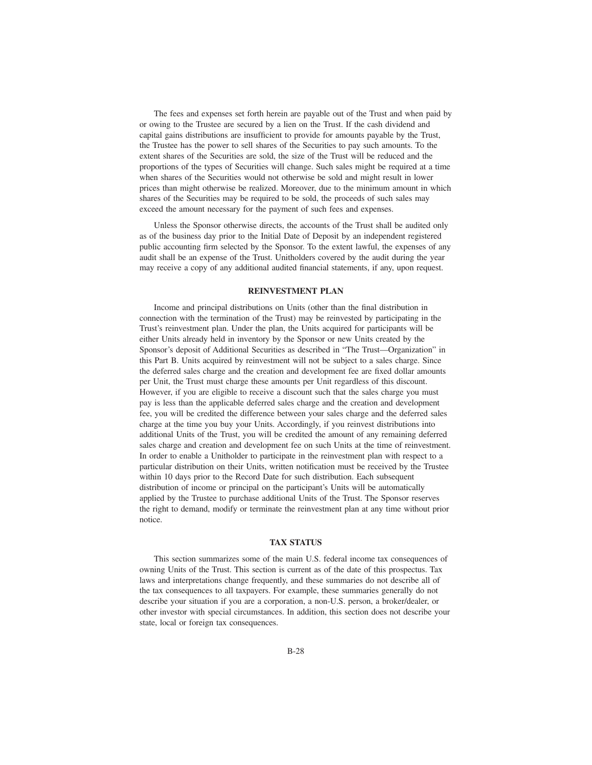The fees and expenses set forth herein are payable out of the Trust and when paid by or owing to the Trustee are secured by a lien on the Trust. If the cash dividend and capital gains distributions are insufficient to provide for amounts payable by the Trust, the Trustee has the power to sell shares of the Securities to pay such amounts. To the extent shares of the Securities are sold, the size of the Trust will be reduced and the proportions of the types of Securities will change. Such sales might be required at a time when shares of the Securities would not otherwise be sold and might result in lower prices than might otherwise be realized. Moreover, due to the minimum amount in which shares of the Securities may be required to be sold, the proceeds of such sales may exceed the amount necessary for the payment of such fees and expenses.

Unless the Sponsor otherwise directs, the accounts of the Trust shall be audited only as of the business day prior to the Initial Date of Deposit by an independent registered public accounting firm selected by the Sponsor. To the extent lawful, the expenses of any audit shall be an expense of the Trust. Unitholders covered by the audit during the year may receive a copy of any additional audited financial statements, if any, upon request.

## REINVESTMENT PLAN

Income and principal distributions on Units (other than the final distribution in connection with the termination of the Trust) may be reinvested by participating in the Trust's reinvestment plan. Under the plan, the Units acquired for participants will be either Units already held in inventory by the Sponsor or new Units created by the Sponsor's deposit of Additional Securities as described in "The Trust—Organization" in this Part B. Units acquired by reinvestment will not be subject to a sales charge. Since the deferred sales charge and the creation and development fee are fixed dollar amounts per Unit, the Trust must charge these amounts per Unit regardless of this discount. However, if you are eligible to receive a discount such that the sales charge you must pay is less than the applicable deferred sales charge and the creation and development fee, you will be credited the difference between your sales charge and the deferred sales charge at the time you buy your Units. Accordingly, if you reinvest distributions into additional Units of the Trust, you will be credited the amount of any remaining deferred sales charge and creation and development fee on such Units at the time of reinvestment. In order to enable a Unitholder to participate in the reinvestment plan with respect to a particular distribution on their Units, written notification must be received by the Trustee within 10 days prior to the Record Date for such distribution. Each subsequent distribution of income or principal on the participant's Units will be automatically applied by the Trustee to purchase additional Units of the Trust. The Sponsor reserves the right to demand, modify or terminate the reinvestment plan at any time without prior notice.

## TAX STATUS

This section summarizes some of the main U.S. federal income tax consequences of owning Units of the Trust. This section is current as of the date of this prospectus. Tax laws and interpretations change frequently, and these summaries do not describe all of the tax consequences to all taxpayers. For example, these summaries generally do not describe your situation if you are a corporation, a non-U.S. person, a broker/dealer, or other investor with special circumstances. In addition, this section does not describe your state, local or foreign tax consequences.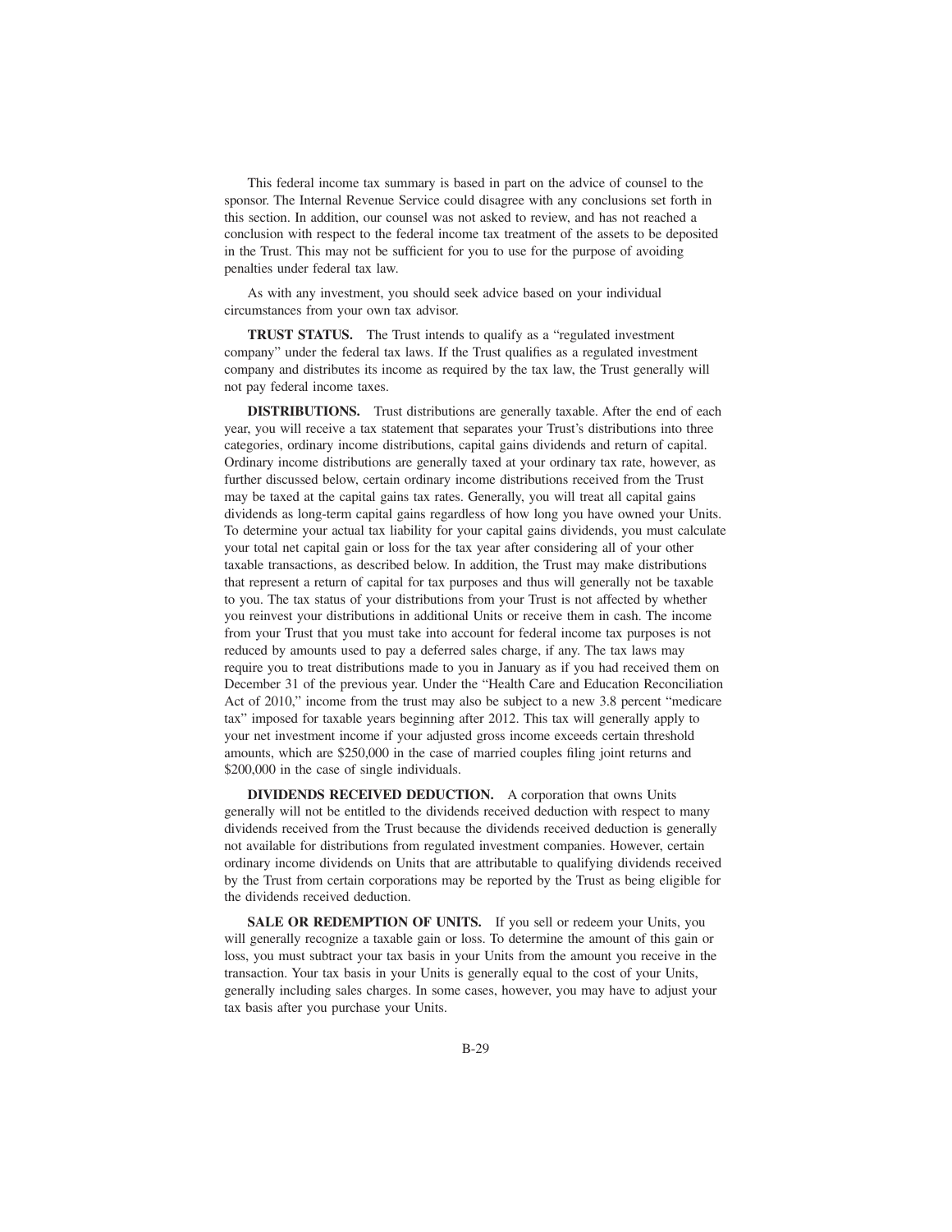This federal income tax summary is based in part on the advice of counsel to the sponsor. The Internal Revenue Service could disagree with any conclusions set forth in this section. In addition, our counsel was not asked to review, and has not reached a conclusion with respect to the federal income tax treatment of the assets to be deposited in the Trust. This may not be sufficient for you to use for the purpose of avoiding penalties under federal tax law.

As with any investment, you should seek advice based on your individual circumstances from your own tax advisor.

**TRUST STATUS.** The Trust intends to qualify as a "regulated investment company" under the federal tax laws. If the Trust qualifies as a regulated investment company and distributes its income as required by the tax law, the Trust generally will not pay federal income taxes.

**DISTRIBUTIONS.** Trust distributions are generally taxable. After the end of each year, you will receive a tax statement that separates your Trust's distributions into three categories, ordinary income distributions, capital gains dividends and return of capital. Ordinary income distributions are generally taxed at your ordinary tax rate, however, as further discussed below, certain ordinary income distributions received from the Trust may be taxed at the capital gains tax rates. Generally, you will treat all capital gains dividends as long-term capital gains regardless of how long you have owned your Units. To determine your actual tax liability for your capital gains dividends, you must calculate your total net capital gain or loss for the tax year after considering all of your other taxable transactions, as described below. In addition, the Trust may make distributions that represent a return of capital for tax purposes and thus will generally not be taxable to you. The tax status of your distributions from your Trust is not affected by whether you reinvest your distributions in additional Units or receive them in cash. The income from your Trust that you must take into account for federal income tax purposes is not reduced by amounts used to pay a deferred sales charge, if any. The tax laws may require you to treat distributions made to you in January as if you had received them on December 31 of the previous year. Under the "Health Care and Education Reconciliation Act of 2010," income from the trust may also be subject to a new 3.8 percent "medicare tax" imposed for taxable years beginning after 2012. This tax will generally apply to your net investment income if your adjusted gross income exceeds certain threshold amounts, which are $250,000 in the case of married couples filing joint returns and $200,000 in the case of single individuals.

**DIVIDENDS RECEIVED DEDUCTION.** A corporation that owns Units generally will not be entitled to the dividends received deduction with respect to many dividends received from the Trust because the dividends received deduction is generally not available for distributions from regulated investment companies. However, certain ordinary income dividends on Units that are attributable to qualifying dividends received by the Trust from certain corporations may be reported by the Trust as being eligible for the dividends received deduction.

**SALE OR REDEMPTION OF UNITS.** If you sell or redeem your Units, you will generally recognize a taxable gain or loss. To determine the amount of this gain or loss, you must subtract your tax basis in your Units from the amount you receive in the transaction. Your tax basis in your Units is generally equal to the cost of your Units, generally including sales charges. In some cases, however, you may have to adjust your tax basis after you purchase your Units.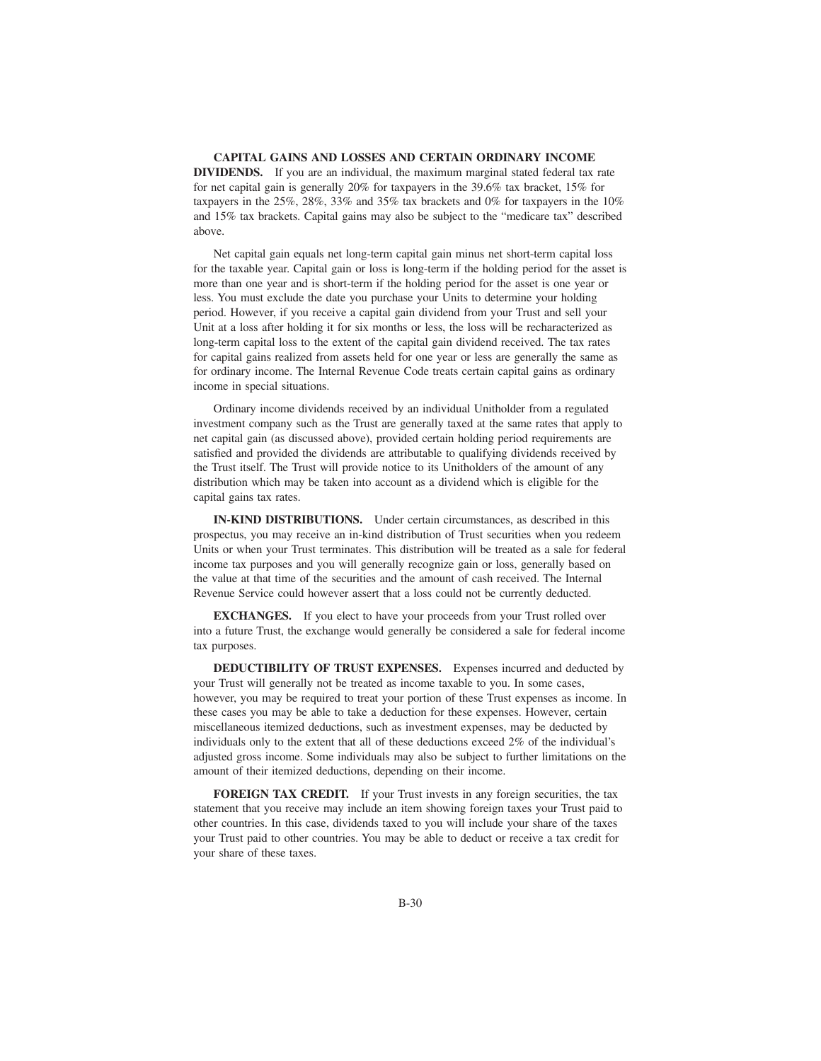**CAPITAL GAINS AND LOSSES AND CERTAIN ORDINARY INCOME DIVIDENDS.** If you are an individual, the maximum marginal stated federal tax rate for net capital gain is generally 20% for taxpayers in the 39.6% tax bracket, 15% for taxpayers in the 25%, 28%, 33% and 35% tax brackets and 0% for taxpayers in the 10% and 15% tax brackets. Capital gains may also be subject to the "medicare tax" described above.

Net capital gain equals net long-term capital gain minus net short-term capital loss for the taxable year. Capital gain or loss is long-term if the holding period for the asset is more than one year and is short-term if the holding period for the asset is one year or less. You must exclude the date you purchase your Units to determine your holding period. However, if you receive a capital gain dividend from your Trust and sell your Unit at a loss after holding it for six months or less, the loss will be recharacterized as long-term capital loss to the extent of the capital gain dividend received. The tax rates for capital gains realized from assets held for one year or less are generally the same as for ordinary income. The Internal Revenue Code treats certain capital gains as ordinary income in special situations.

Ordinary income dividends received by an individual Unitholder from a regulated investment company such as the Trust are generally taxed at the same rates that apply to net capital gain (as discussed above), provided certain holding period requirements are satisfied and provided the dividends are attributable to qualifying dividends received by the Trust itself. The Trust will provide notice to its Unitholders of the amount of any distribution which may be taken into account as a dividend which is eligible for the capital gains tax rates.

**IN-KIND DISTRIBUTIONS.** Under certain circumstances, as described in this prospectus, you may receive an in-kind distribution of Trust securities when you redeem Units or when your Trust terminates. This distribution will be treated as a sale for federal income tax purposes and you will generally recognize gain or loss, generally based on the value at that time of the securities and the amount of cash received. The Internal Revenue Service could however assert that a loss could not be currently deducted.

**EXCHANGES.** If you elect to have your proceeds from your Trust rolled over into a future Trust, the exchange would generally be considered a sale for federal income tax purposes.

**DEDUCTIBILITY OF TRUST EXPENSES.** Expenses incurred and deducted by your Trust will generally not be treated as income taxable to you. In some cases, however, you may be required to treat your portion of these Trust expenses as income. In these cases you may be able to take a deduction for these expenses. However, certain miscellaneous itemized deductions, such as investment expenses, may be deducted by individuals only to the extent that all of these deductions exceed 2% of the individual's adjusted gross income. Some individuals may also be subject to further limitations on the amount of their itemized deductions, depending on their income.

**FOREIGN TAX CREDIT.** If your Trust invests in any foreign securities, the tax statement that you receive may include an item showing foreign taxes your Trust paid to other countries. In this case, dividends taxed to you will include your share of the taxes your Trust paid to other countries. You may be able to deduct or receive a tax credit for your share of these taxes.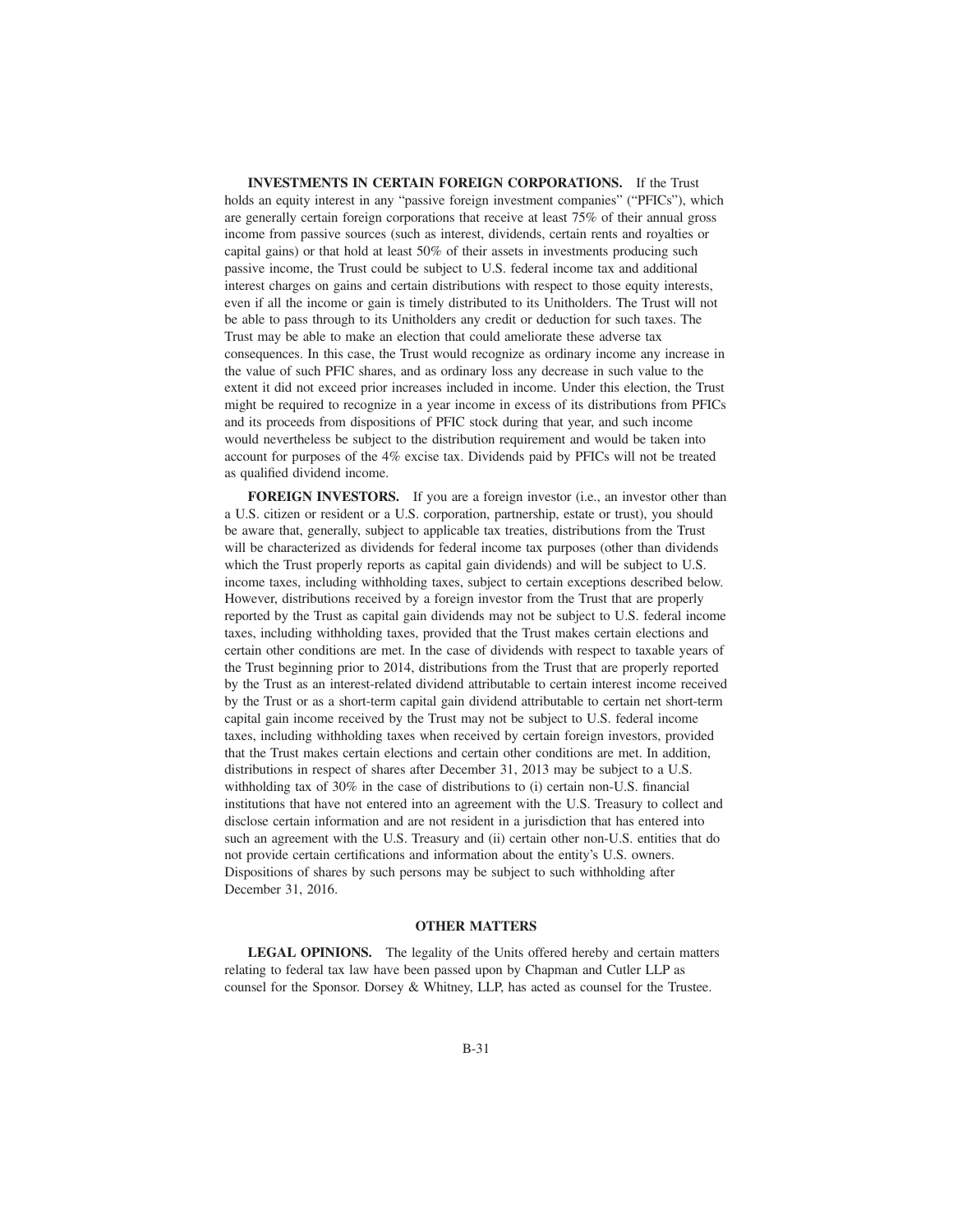**INVESTMENTS IN CERTAIN FOREIGN CORPORATIONS.** If the Trust holds an equity interest in any "passive foreign investment companies" ("PFICs"), which are generally certain foreign corporations that receive at least 75% of their annual gross income from passive sources (such as interest, dividends, certain rents and royalties or capital gains) or that hold at least 50% of their assets in investments producing such passive income, the Trust could be subject to U.S. federal income tax and additional interest charges on gains and certain distributions with respect to those equity interests, even if all the income or gain is timely distributed to its Unitholders. The Trust will not be able to pass through to its Unitholders any credit or deduction for such taxes. The Trust may be able to make an election that could ameliorate these adverse tax consequences. In this case, the Trust would recognize as ordinary income any increase in the value of such PFIC shares, and as ordinary loss any decrease in such value to the extent it did not exceed prior increases included in income. Under this election, the Trust might be required to recognize in a year income in excess of its distributions from PFICs and its proceeds from dispositions of PFIC stock during that year, and such income would nevertheless be subject to the distribution requirement and would be taken into account for purposes of the 4% excise tax. Dividends paid by PFICs will not be treated as qualified dividend income.

**FOREIGN INVESTORS.** If you are a foreign investor (i.e., an investor other than a U.S. citizen or resident or a U.S. corporation, partnership, estate or trust), you should be aware that, generally, subject to applicable tax treaties, distributions from the Trust will be characterized as dividends for federal income tax purposes (other than dividends which the Trust properly reports as capital gain dividends) and will be subject to U.S. income taxes, including withholding taxes, subject to certain exceptions described below. However, distributions received by a foreign investor from the Trust that are properly reported by the Trust as capital gain dividends may not be subject to U.S. federal income taxes, including withholding taxes, provided that the Trust makes certain elections and certain other conditions are met. In the case of dividends with respect to taxable years of the Trust beginning prior to 2014, distributions from the Trust that are properly reported by the Trust as an interest-related dividend attributable to certain interest income received by the Trust or as a short-term capital gain dividend attributable to certain net short-term capital gain income received by the Trust may not be subject to U.S. federal income taxes, including withholding taxes when received by certain foreign investors, provided that the Trust makes certain elections and certain other conditions are met. In addition, distributions in respect of shares after December 31, 2013 may be subject to a U.S. withholding tax of 30% in the case of distributions to (i) certain non-U.S. financial institutions that have not entered into an agreement with the U.S. Treasury to collect and disclose certain information and are not resident in a jurisdiction that has entered into such an agreement with the U.S. Treasury and (ii) certain other non-U.S. entities that do not provide certain certifications and information about the entity's U.S. owners. Dispositions of shares by such persons may be subject to such withholding after December 31, 2016.

## OTHER MATTERS

**LEGAL OPINIONS.** The legality of the Units offered hereby and certain matters relating to federal tax law have been passed upon by Chapman and Cutler LLP as counsel for the Sponsor. Dorsey & Whitney, LLP, has acted as counsel for the Trustee.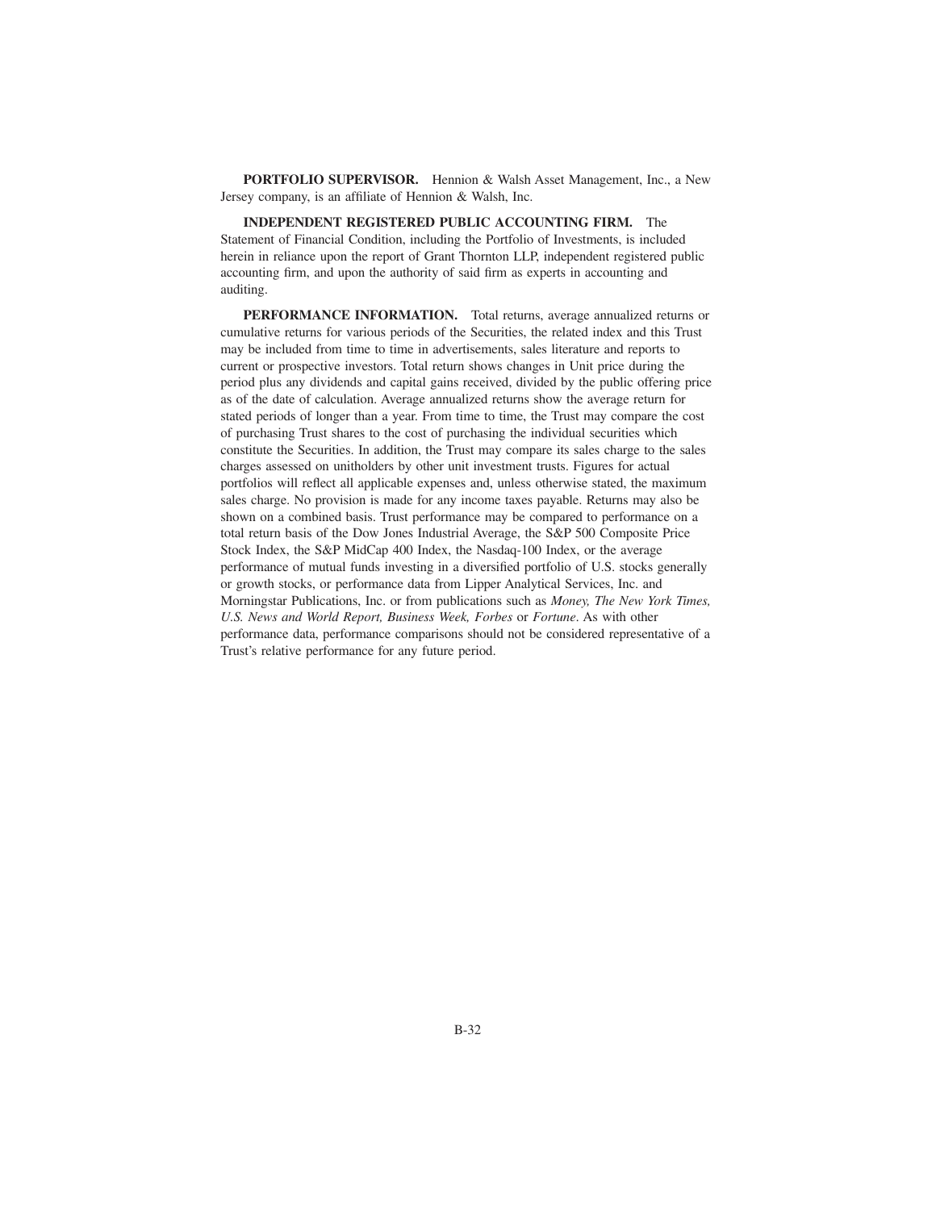**PORTFOLIO SUPERVISOR.** Hennion & Walsh Asset Management, Inc., a New Jersey company, is an affiliate of Hennion & Walsh, Inc.

**INDEPENDENT REGISTERED PUBLIC ACCOUNTING FIRM.** The Statement of Financial Condition, including the Portfolio of Investments, is included herein in reliance upon the report of Grant Thornton LLP, independent registered public accounting firm, and upon the authority of said firm as experts in accounting and auditing.

**PERFORMANCE INFORMATION.** Total returns, average annualized returns or cumulative returns for various periods of the Securities, the related index and this Trust may be included from time to time in advertisements, sales literature and reports to current or prospective investors. Total return shows changes in Unit price during the period plus any dividends and capital gains received, divided by the public offering price as of the date of calculation. Average annualized returns show the average return for stated periods of longer than a year. From time to time, the Trust may compare the cost of purchasing Trust shares to the cost of purchasing the individual securities which constitute the Securities. In addition, the Trust may compare its sales charge to the sales charges assessed on unitholders by other unit investment trusts. Figures for actual portfolios will reflect all applicable expenses and, unless otherwise stated, the maximum sales charge. No provision is made for any income taxes payable. Returns may also be shown on a combined basis. Trust performance may be compared to performance on a total return basis of the Dow Jones Industrial Average, the S&P 500 Composite Price Stock Index, the S&P MidCap 400 Index, the Nasdaq-100 Index, or the average performance of mutual funds investing in a diversified portfolio of U.S. stocks generally or growth stocks, or performance data from Lipper Analytical Services, Inc. and Morningstar Publications, Inc. or from publications such as *Money, The New York Times, U.S. News and World Report, Business Week, Forbes* or *Fortune*. As with other performance data, performance comparisons should not be considered representative of a Trust's relative performance for any future period.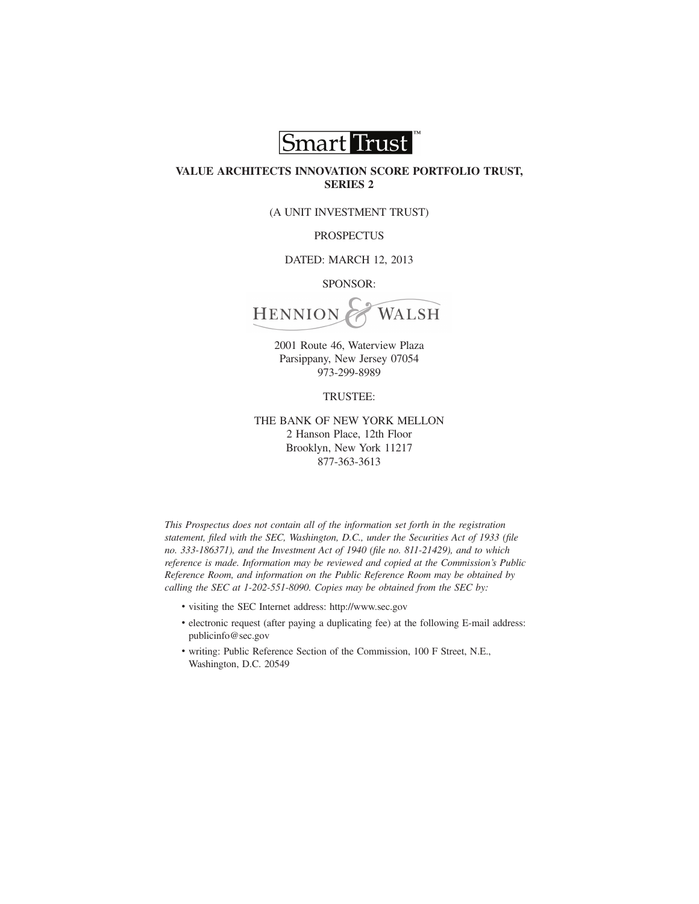Smart Trust™

**VALUE ARCHITECTS INNOVATION SCORE PORTFOLIO TRUST, SERIES 2**

(A UNIT INVESTMENT TRUST)

PROSPECTUS

DATED: MARCH 12, 2013

SPONSOR:

HENNION & WALSH

2001 Route 46, Waterview Plaza
Parsippany, New Jersey 07054
973-299-8989

TRUSTEE:

THE BANK OF NEW YORK MELLON
2 Hanson Place, 12th Floor
Brooklyn, New York 11217
877-363-3613

*This Prospectus does not contain all of the information set forth in the registration statement, filed with the SEC, Washington, D.C., under the Securities Act of 1933 (file no. 333-186371), and the Investment Act of 1940 (file no. 811-21429), and to which reference is made. Information may be reviewed and copied at the Commission's Public Reference Room, and information on the Public Reference Room may be obtained by calling the SEC at 1-202-551-8090. Copies may be obtained from the SEC by:*

- visiting the SEC Internet address: http://www.sec.gov
- electronic request (after paying a duplicating fee) at the following E-mail address: publicinfo@sec.gov
- writing: Public Reference Section of the Commission, 100 F Street, N.E., Washington, D.C. 20549